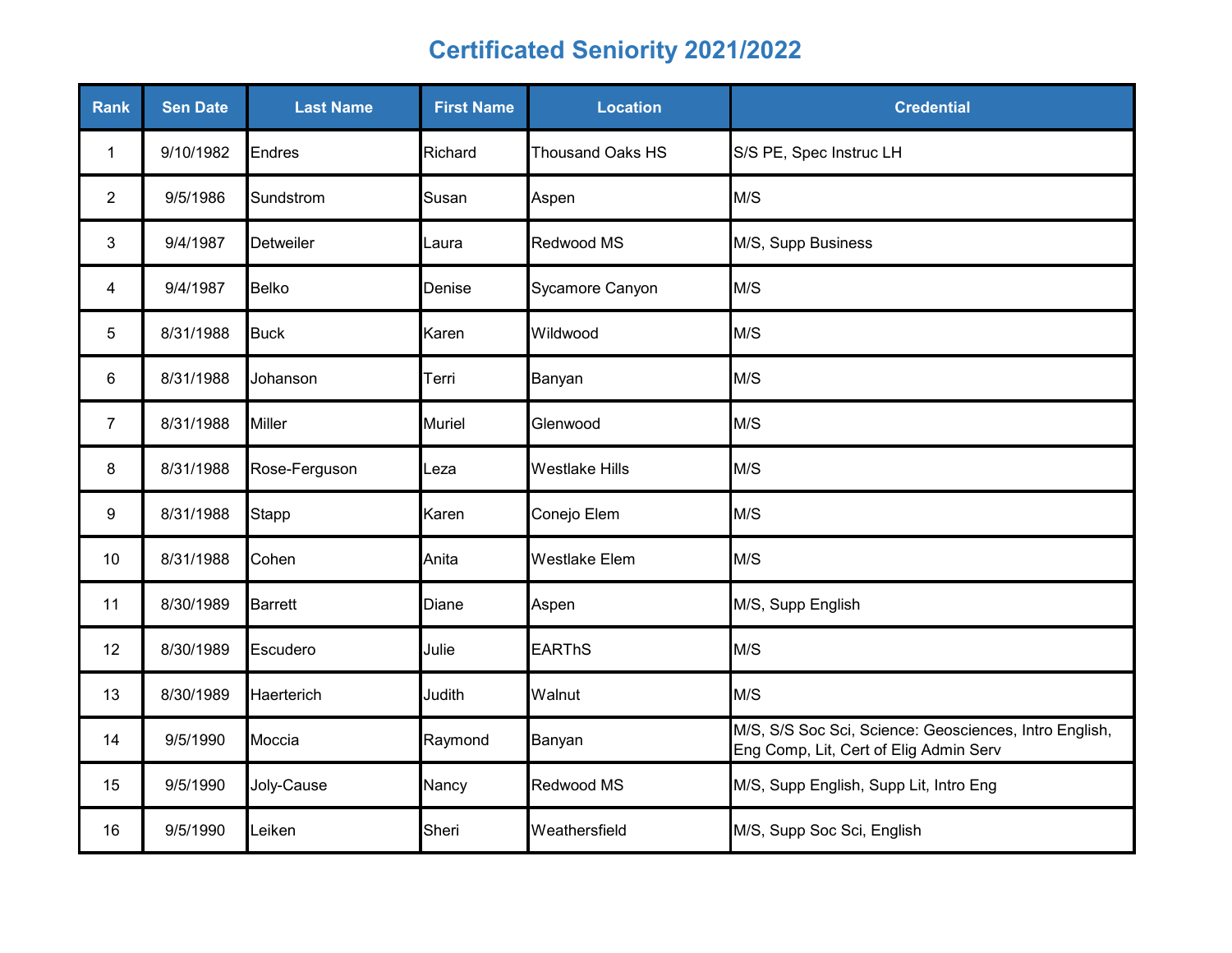# Certificated Seniority 2021/2022

| Rank | Sen Date | Last Name | First Name | Location | Credential |
|---|---|---|---|---|---|
| 1 | 9/10/1982 | Endres | Richard | Thousand Oaks HS | S/S PE, Spec Instruc LH |
| 2 | 9/5/1986 | Sundstrom | Susan | Aspen | M/S |
| 3 | 9/4/1987 | Detweiler | Laura | Redwood MS | M/S, Supp Business |
| 4 | 9/4/1987 | Belko | Denise | Sycamore Canyon | M/S |
| 5 | 8/31/1988 | Buck | Karen | Wildwood | M/S |
| 6 | 8/31/1988 | Johanson | Terri | Banyan | M/S |
| 7 | 8/31/1988 | Miller | Muriel | Glenwood | M/S |
| 8 | 8/31/1988 | Rose-Ferguson | Leza | Westlake Hills | M/S |
| 9 | 8/31/1988 | Stapp | Karen | Conejo Elem | M/S |
| 10 | 8/31/1988 | Cohen | Anita | Westlake Elem | M/S |
| 11 | 8/30/1989 | Barrett | Diane | Aspen | M/S, Supp English |
| 12 | 8/30/1989 | Escudero | Julie | EARThS | M/S |
| 13 | 8/30/1989 | Haerterich | Judith | Walnut | M/S |
| 14 | 9/5/1990 | Moccia | Raymond | Banyan | M/S, S/S Soc Sci, Science: Geosciences, Intro English, Eng Comp, Lit, Cert of Elig Admin Serv |
| 15 | 9/5/1990 | Joly-Cause | Nancy | Redwood MS | M/S, Supp English, Supp Lit, Intro Eng |
| 16 | 9/5/1990 | Leiken | Sheri | Weathersfield | M/S, Supp Soc Sci, English |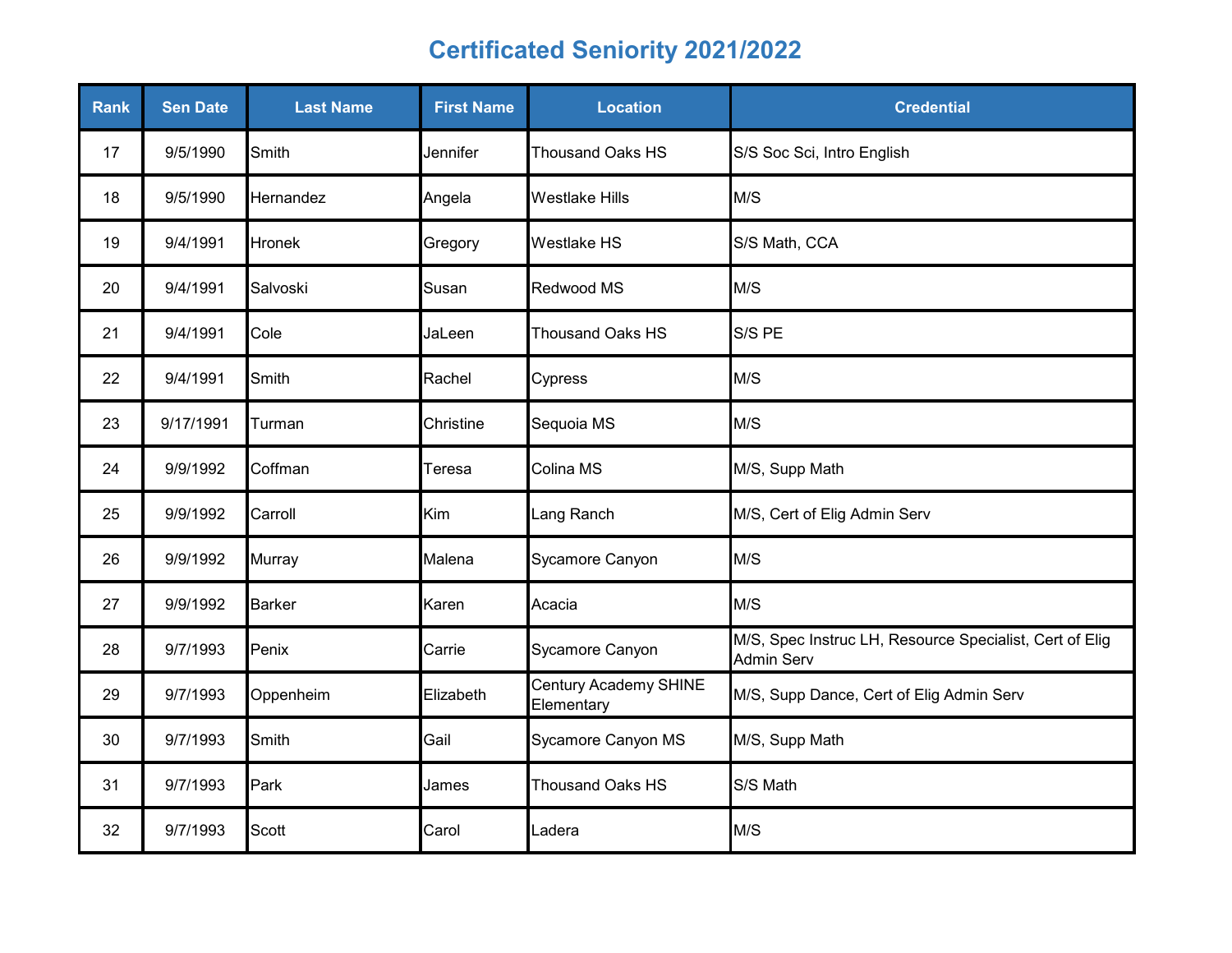# Certificated Seniority 2021/2022

| Rank | Sen Date | Last Name | First Name | Location | Credential |
|---|---|---|---|---|---|
| 17 | 9/5/1990 | Smith | Jennifer | Thousand Oaks HS | S/S Soc Sci, Intro English |
| 18 | 9/5/1990 | Hernandez | Angela | Westlake Hills | M/S |
| 19 | 9/4/1991 | Hronek | Gregory | Westlake HS | S/S Math, CCA |
| 20 | 9/4/1991 | Salvoski | Susan | Redwood MS | M/S |
| 21 | 9/4/1991 | Cole | JaLeen | Thousand Oaks HS | S/S PE |
| 22 | 9/4/1991 | Smith | Rachel | Cypress | M/S |
| 23 | 9/17/1991 | Turman | Christine | Sequoia MS | M/S |
| 24 | 9/9/1992 | Coffman | Teresa | Colina MS | M/S, Supp Math |
| 25 | 9/9/1992 | Carroll | Kim | Lang Ranch | M/S, Cert of Elig Admin Serv |
| 26 | 9/9/1992 | Murray | Malena | Sycamore Canyon | M/S |
| 27 | 9/9/1992 | Barker | Karen | Acacia | M/S |
| 28 | 9/7/1993 | Penix | Carrie | Sycamore Canyon | M/S, Spec Instruc LH, Resource Specialist, Cert of Elig Admin Serv |
| 29 | 9/7/1993 | Oppenheim | Elizabeth | Century Academy SHINE Elementary | M/S, Supp Dance, Cert of Elig Admin Serv |
| 30 | 9/7/1993 | Smith | Gail | Sycamore Canyon MS | M/S, Supp Math |
| 31 | 9/7/1993 | Park | James | Thousand Oaks HS | S/S Math |
| 32 | 9/7/1993 | Scott | Carol | Ladera | M/S |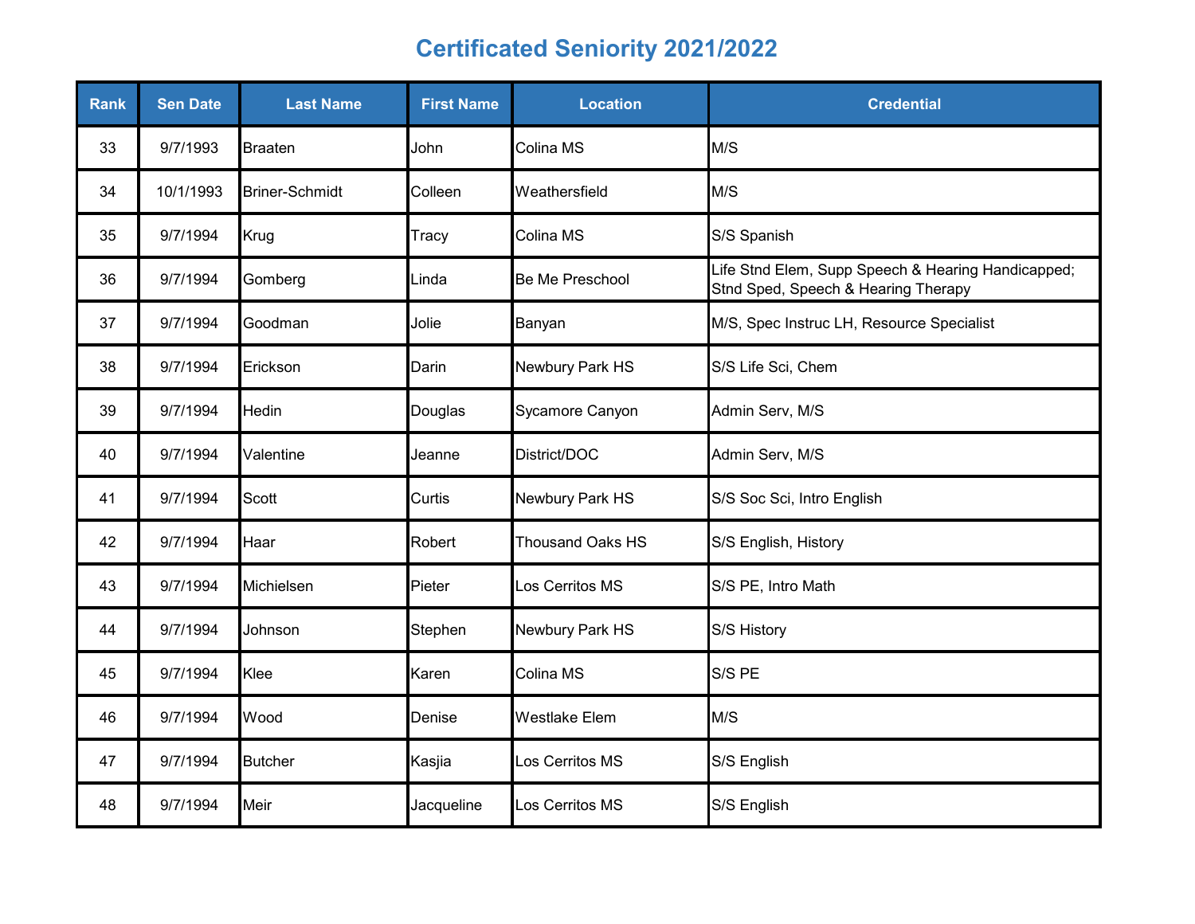# Certificated Seniority 2021/2022

| Rank | Sen Date | Last Name | First Name | Location | Credential |
|---|---|---|---|---|---|
| 33 | 9/7/1993 | Braaten | John | Colina MS | M/S |
| 34 | 10/1/1993 | Briner-Schmidt | Colleen | Weathersfield | M/S |
| 35 | 9/7/1994 | Krug | Tracy | Colina MS | S/S Spanish |
| 36 | 9/7/1994 | Gomberg | Linda | Be Me Preschool | Life Stnd Elem, Supp Speech & Hearing Handicapped; Stnd Sped, Speech & Hearing Therapy |
| 37 | 9/7/1994 | Goodman | Jolie | Banyan | M/S, Spec Instruc LH, Resource Specialist |
| 38 | 9/7/1994 | Erickson | Darin | Newbury Park HS | S/S Life Sci, Chem |
| 39 | 9/7/1994 | Hedin | Douglas | Sycamore Canyon | Admin Serv, M/S |
| 40 | 9/7/1994 | Valentine | Jeanne | District/DOC | Admin Serv, M/S |
| 41 | 9/7/1994 | Scott | Curtis | Newbury Park HS | S/S Soc Sci, Intro English |
| 42 | 9/7/1994 | Haar | Robert | Thousand Oaks HS | S/S English, History |
| 43 | 9/7/1994 | Michielsen | Pieter | Los Cerritos MS | S/S PE, Intro Math |
| 44 | 9/7/1994 | Johnson | Stephen | Newbury Park HS | S/S History |
| 45 | 9/7/1994 | Klee | Karen | Colina MS | S/S PE |
| 46 | 9/7/1994 | Wood | Denise | Westlake Elem | M/S |
| 47 | 9/7/1994 | Butcher | Kasjia | Los Cerritos MS | S/S English |
| 48 | 9/7/1994 | Meir | Jacqueline | Los Cerritos MS | S/S English |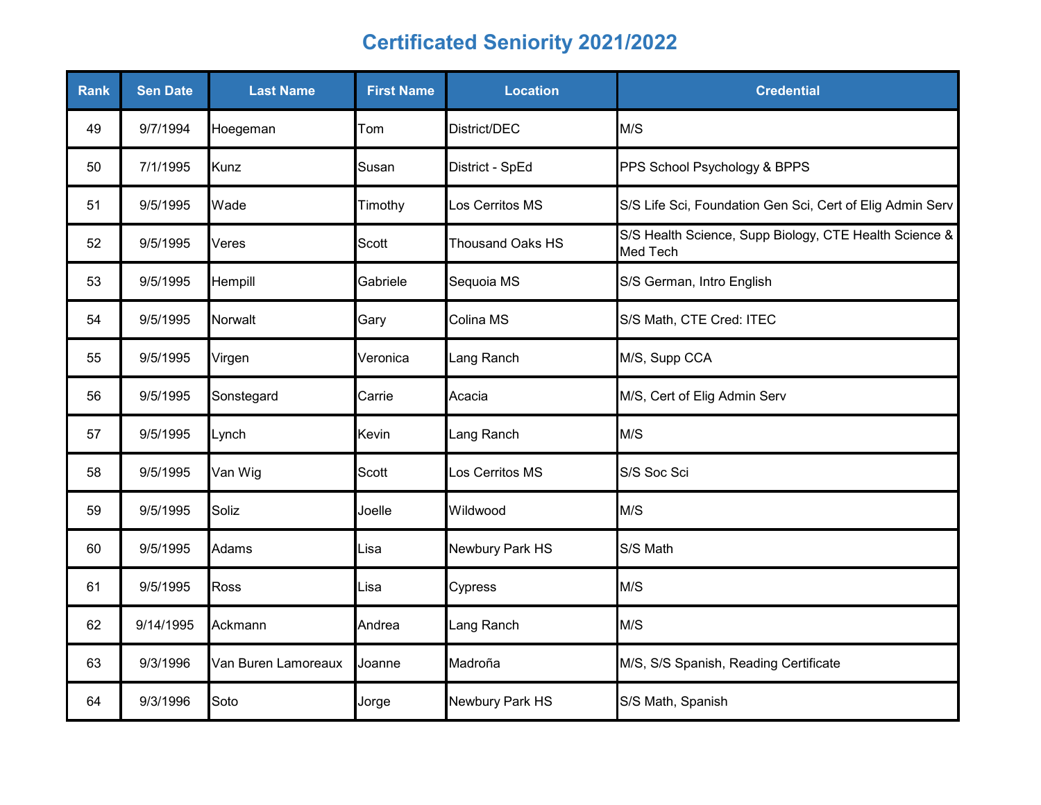# Certificated Seniority 2021/2022

| Rank | Sen Date | Last Name | First Name | Location | Credential |
|---|---|---|---|---|---|
| 49 | 9/7/1994 | Hoegeman | Tom | District/DEC | M/S |
| 50 | 7/1/1995 | Kunz | Susan | District - SpEd | PPS School Psychology & BPPS |
| 51 | 9/5/1995 | Wade | Timothy | Los Cerritos MS | S/S Life Sci, Foundation Gen Sci, Cert of Elig Admin Serv |
| 52 | 9/5/1995 | Veres | Scott | Thousand Oaks HS | S/S Health Science, Supp Biology, CTE Health Science & Med Tech |
| 53 | 9/5/1995 | Hempill | Gabriele | Sequoia MS | S/S German, Intro English |
| 54 | 9/5/1995 | Norwalt | Gary | Colina MS | S/S Math, CTE Cred: ITEC |
| 55 | 9/5/1995 | Virgen | Veronica | Lang Ranch | M/S, Supp CCA |
| 56 | 9/5/1995 | Sonstegard | Carrie | Acacia | M/S, Cert of Elig Admin Serv |
| 57 | 9/5/1995 | Lynch | Kevin | Lang Ranch | M/S |
| 58 | 9/5/1995 | Van Wig | Scott | Los Cerritos MS | S/S Soc Sci |
| 59 | 9/5/1995 | Soliz | Joelle | Wildwood | M/S |
| 60 | 9/5/1995 | Adams | Lisa | Newbury Park HS | S/S Math |
| 61 | 9/5/1995 | Ross | Lisa | Cypress | M/S |
| 62 | 9/14/1995 | Ackmann | Andrea | Lang Ranch | M/S |
| 63 | 9/3/1996 | Van Buren Lamoreaux | Joanne | Madroña | M/S, S/S Spanish, Reading Certificate |
| 64 | 9/3/1996 | Soto | Jorge | Newbury Park HS | S/S Math, Spanish |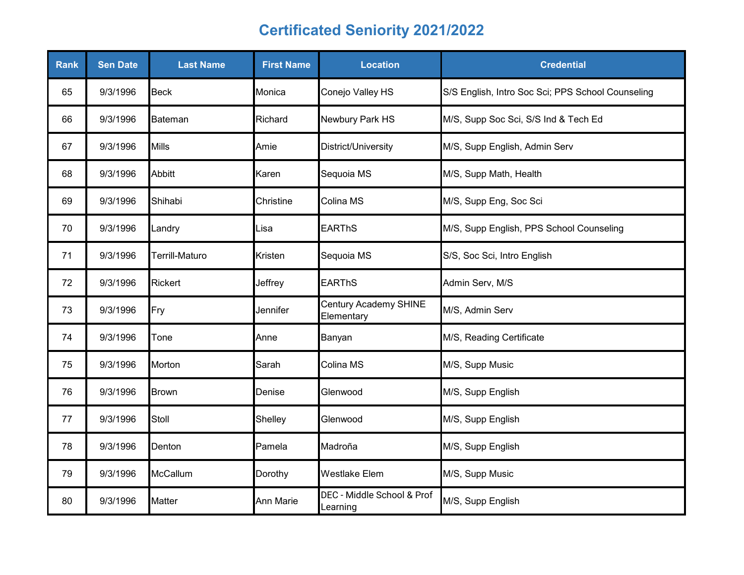# Certificated Seniority 2021/2022

| Rank | Sen Date | Last Name | First Name | Location | Credential |
|---|---|---|---|---|---|
| 65 | 9/3/1996 | Beck | Monica | Conejo Valley HS | S/S English, Intro Soc Sci; PPS School Counseling |
| 66 | 9/3/1996 | Bateman | Richard | Newbury Park HS | M/S, Supp Soc Sci, S/S Ind & Tech Ed |
| 67 | 9/3/1996 | Mills | Amie | District/University | M/S, Supp English, Admin Serv |
| 68 | 9/3/1996 | Abbitt | Karen | Sequoia MS | M/S, Supp Math, Health |
| 69 | 9/3/1996 | Shihabi | Christine | Colina MS | M/S, Supp Eng, Soc Sci |
| 70 | 9/3/1996 | Landry | Lisa | EARThS | M/S, Supp English, PPS School Counseling |
| 71 | 9/3/1996 | Terrill-Maturo | Kristen | Sequoia MS | S/S, Soc Sci, Intro English |
| 72 | 9/3/1996 | Rickert | Jeffrey | EARThS | Admin Serv, M/S |
| 73 | 9/3/1996 | Fry | Jennifer | Century Academy SHINE Elementary | M/S, Admin Serv |
| 74 | 9/3/1996 | Tone | Anne | Banyan | M/S, Reading Certificate |
| 75 | 9/3/1996 | Morton | Sarah | Colina MS | M/S, Supp Music |
| 76 | 9/3/1996 | Brown | Denise | Glenwood | M/S, Supp English |
| 77 | 9/3/1996 | Stoll | Shelley | Glenwood | M/S, Supp English |
| 78 | 9/3/1996 | Denton | Pamela | Madroña | M/S, Supp English |
| 79 | 9/3/1996 | McCallum | Dorothy | Westlake Elem | M/S, Supp Music |
| 80 | 9/3/1996 | Matter | Ann Marie | DEC - Middle School & Prof Learning | M/S, Supp English |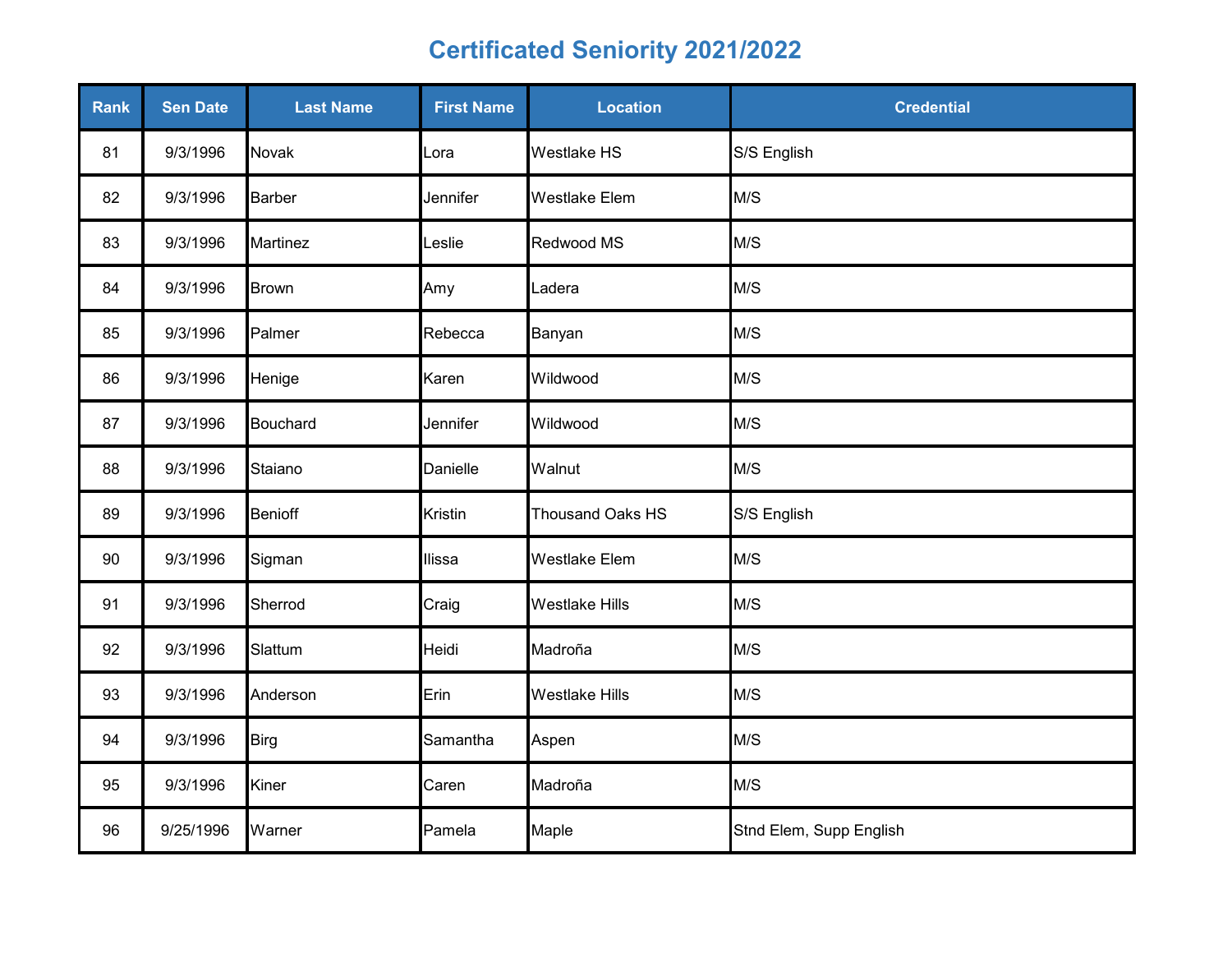# Certificated Seniority 2021/2022

| Rank | Sen Date | Last Name | First Name | Location | Credential |
|---|---|---|---|---|---|
| 81 | 9/3/1996 | Novak | Lora | Westlake HS | S/S English |
| 82 | 9/3/1996 | Barber | Jennifer | Westlake Elem | M/S |
| 83 | 9/3/1996 | Martinez | Leslie | Redwood MS | M/S |
| 84 | 9/3/1996 | Brown | Amy | Ladera | M/S |
| 85 | 9/3/1996 | Palmer | Rebecca | Banyan | M/S |
| 86 | 9/3/1996 | Henige | Karen | Wildwood | M/S |
| 87 | 9/3/1996 | Bouchard | Jennifer | Wildwood | M/S |
| 88 | 9/3/1996 | Staiano | Danielle | Walnut | M/S |
| 89 | 9/3/1996 | Benioff | Kristin | Thousand Oaks HS | S/S English |
| 90 | 9/3/1996 | Sigman | Ilissa | Westlake Elem | M/S |
| 91 | 9/3/1996 | Sherrod | Craig | Westlake Hills | M/S |
| 92 | 9/3/1996 | Slattum | Heidi | Madroña | M/S |
| 93 | 9/3/1996 | Anderson | Erin | Westlake Hills | M/S |
| 94 | 9/3/1996 | Birg | Samantha | Aspen | M/S |
| 95 | 9/3/1996 | Kiner | Caren | Madroña | M/S |
| 96 | 9/25/1996 | Warner | Pamela | Maple | Stnd Elem, Supp English |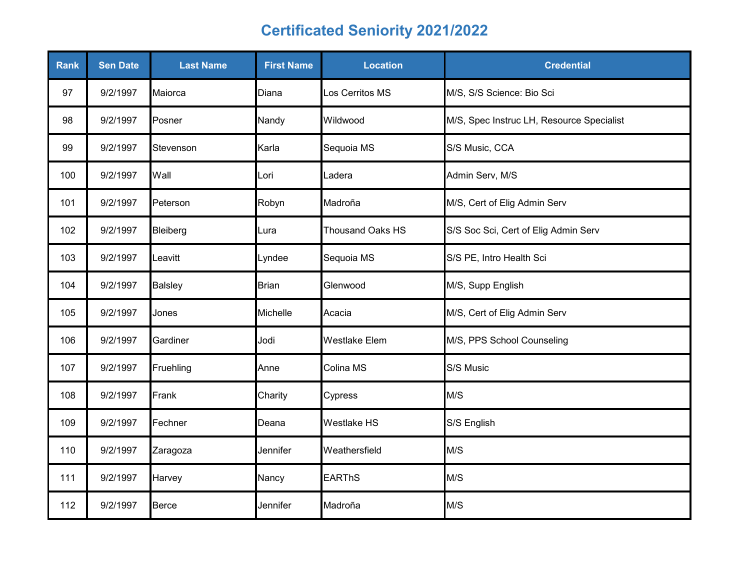# Certificated Seniority 2021/2022

| Rank | Sen Date | Last Name | First Name | Location | Credential |
|---|---|---|---|---|---|
| 97 | 9/2/1997 | Maiorca | Diana | Los Cerritos MS | M/S, S/S Science: Bio Sci |
| 98 | 9/2/1997 | Posner | Nandy | Wildwood | M/S, Spec Instruc LH, Resource Specialist |
| 99 | 9/2/1997 | Stevenson | Karla | Sequoia MS | S/S Music, CCA |
| 100 | 9/2/1997 | Wall | Lori | Ladera | Admin Serv, M/S |
| 101 | 9/2/1997 | Peterson | Robyn | Madroña | M/S, Cert of Elig Admin Serv |
| 102 | 9/2/1997 | Bleiberg | Lura | Thousand Oaks HS | S/S Soc Sci, Cert of Elig Admin Serv |
| 103 | 9/2/1997 | Leavitt | Lyndee | Sequoia MS | S/S PE, Intro Health Sci |
| 104 | 9/2/1997 | Balsley | Brian | Glenwood | M/S, Supp English |
| 105 | 9/2/1997 | Jones | Michelle | Acacia | M/S, Cert of Elig Admin Serv |
| 106 | 9/2/1997 | Gardiner | Jodi | Westlake Elem | M/S, PPS School Counseling |
| 107 | 9/2/1997 | Fruehling | Anne | Colina MS | S/S Music |
| 108 | 9/2/1997 | Frank | Charity | Cypress | M/S |
| 109 | 9/2/1997 | Fechner | Deana | Westlake HS | S/S English |
| 110 | 9/2/1997 | Zaragoza | Jennifer | Weathersfield | M/S |
| 111 | 9/2/1997 | Harvey | Nancy | EARThS | M/S |
| 112 | 9/2/1997 | Berce | Jennifer | Madroña | M/S |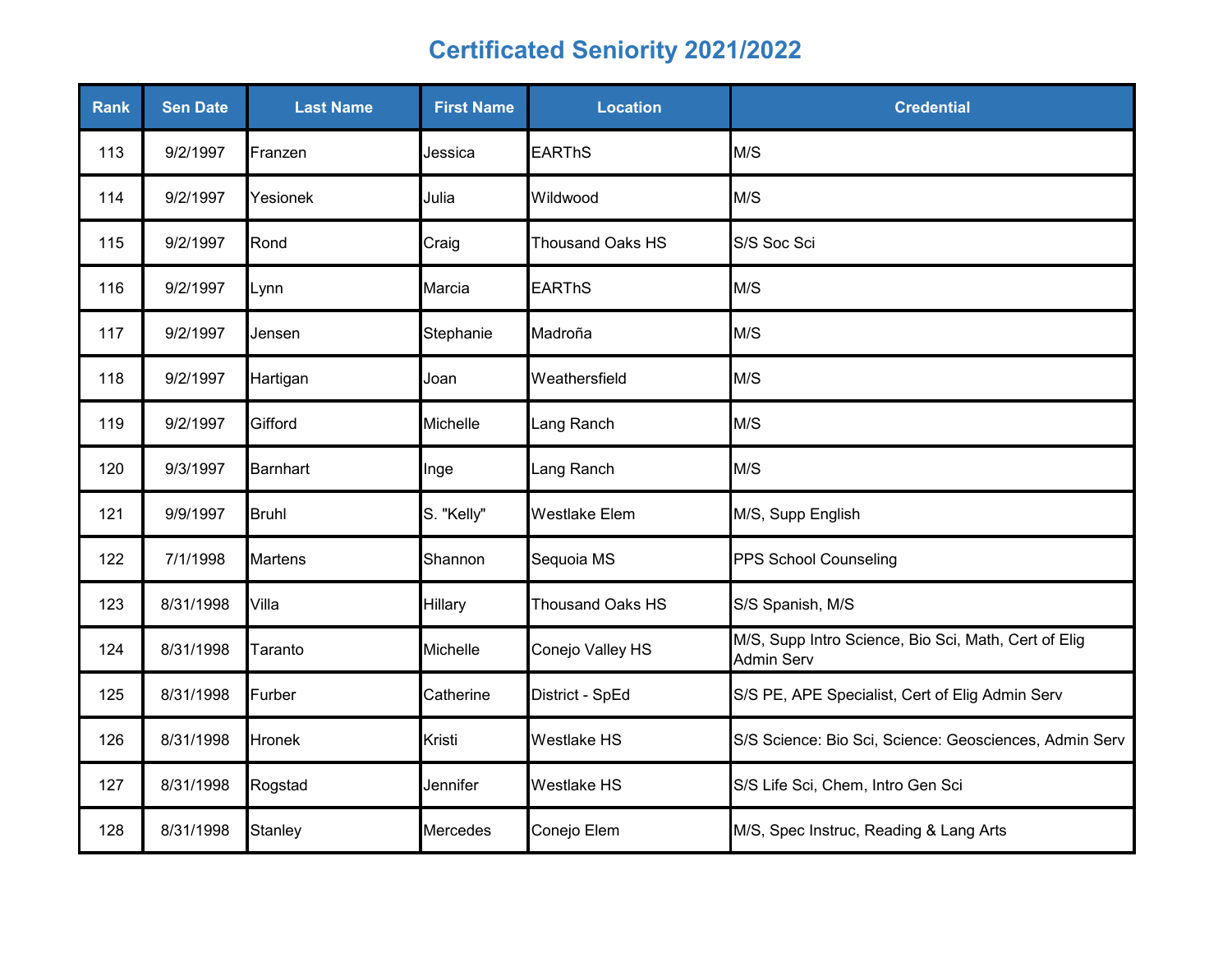# Certificated Seniority 2021/2022

| Rank | Sen Date | Last Name | First Name | Location | Credential |
|---|---|---|---|---|---|
| 113 | 9/2/1997 | Franzen | Jessica | EARThS | M/S |
| 114 | 9/2/1997 | Yesionek | Julia | Wildwood | M/S |
| 115 | 9/2/1997 | Rond | Craig | Thousand Oaks HS | S/S Soc Sci |
| 116 | 9/2/1997 | Lynn | Marcia | EARThS | M/S |
| 117 | 9/2/1997 | Jensen | Stephanie | Madroña | M/S |
| 118 | 9/2/1997 | Hartigan | Joan | Weathersfield | M/S |
| 119 | 9/2/1997 | Gifford | Michelle | Lang Ranch | M/S |
| 120 | 9/3/1997 | Barnhart | Inge | Lang Ranch | M/S |
| 121 | 9/9/1997 | Bruhl | S. "Kelly" | Westlake Elem | M/S, Supp English |
| 122 | 7/1/1998 | Martens | Shannon | Sequoia MS | PPS School Counseling |
| 123 | 8/31/1998 | Villa | Hillary | Thousand Oaks HS | S/S Spanish, M/S |
| 124 | 8/31/1998 | Taranto | Michelle | Conejo Valley HS | M/S, Supp Intro Science, Bio Sci, Math, Cert of Elig Admin Serv |
| 125 | 8/31/1998 | Furber | Catherine | District - SpEd | S/S PE, APE Specialist, Cert of Elig Admin Serv |
| 126 | 8/31/1998 | Hronek | Kristi | Westlake HS | S/S Science: Bio Sci, Science: Geosciences, Admin Serv |
| 127 | 8/31/1998 | Rogstad | Jennifer | Westlake HS | S/S Life Sci, Chem, Intro Gen Sci |
| 128 | 8/31/1998 | Stanley | Mercedes | Conejo Elem | M/S, Spec Instruc, Reading & Lang Arts |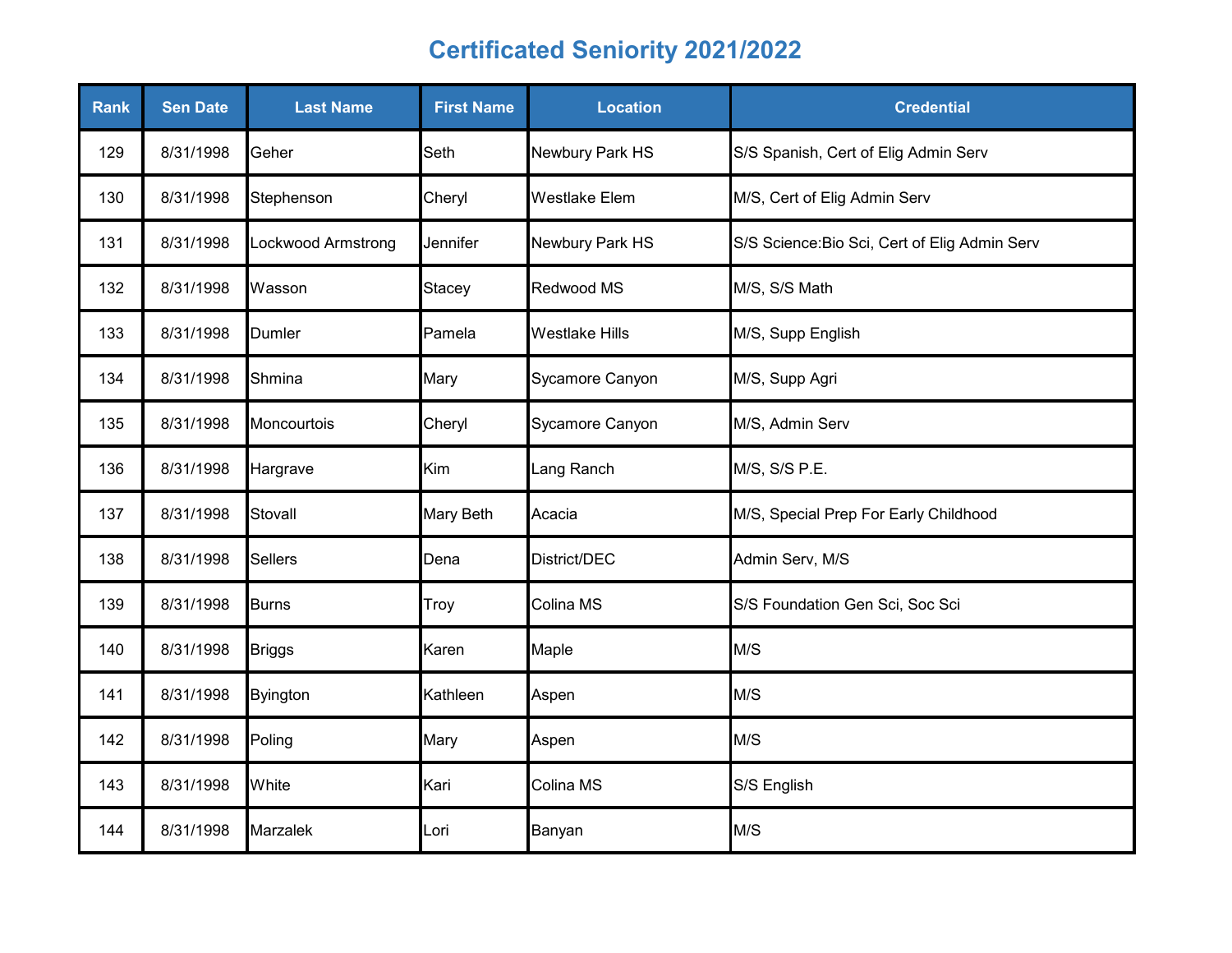# Certificated Seniority 2021/2022

| Rank | Sen Date | Last Name | First Name | Location | Credential |
|---|---|---|---|---|---|
| 129 | 8/31/1998 | Geher | Seth | Newbury Park HS | S/S Spanish, Cert of Elig Admin Serv |
| 130 | 8/31/1998 | Stephenson | Cheryl | Westlake Elem | M/S, Cert of Elig Admin Serv |
| 131 | 8/31/1998 | Lockwood Armstrong | Jennifer | Newbury Park HS | S/S Science:Bio Sci, Cert of Elig Admin Serv |
| 132 | 8/31/1998 | Wasson | Stacey | Redwood MS | M/S, S/S Math |
| 133 | 8/31/1998 | Dumler | Pamela | Westlake Hills | M/S, Supp English |
| 134 | 8/31/1998 | Shmina | Mary | Sycamore Canyon | M/S, Supp Agri |
| 135 | 8/31/1998 | Moncourtois | Cheryl | Sycamore Canyon | M/S, Admin Serv |
| 136 | 8/31/1998 | Hargrave | Kim | Lang Ranch | M/S, S/S P.E. |
| 137 | 8/31/1998 | Stovall | Mary Beth | Acacia | M/S, Special Prep For Early Childhood |
| 138 | 8/31/1998 | Sellers | Dena | District/DEC | Admin Serv, M/S |
| 139 | 8/31/1998 | Burns | Troy | Colina MS | S/S Foundation Gen Sci, Soc Sci |
| 140 | 8/31/1998 | Briggs | Karen | Maple | M/S |
| 141 | 8/31/1998 | Byington | Kathleen | Aspen | M/S |
| 142 | 8/31/1998 | Poling | Mary | Aspen | M/S |
| 143 | 8/31/1998 | White | Kari | Colina MS | S/S English |
| 144 | 8/31/1998 | Marzalek | Lori | Banyan | M/S |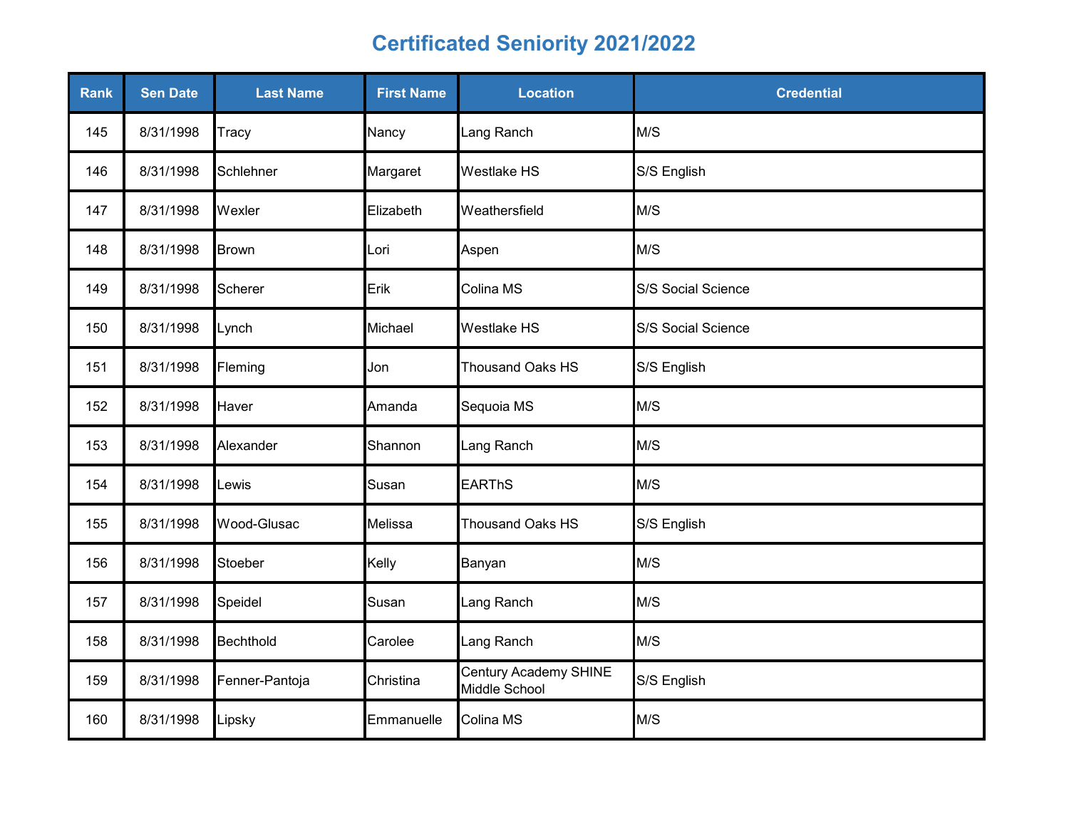# Certificated Seniority 2021/2022

| Rank | Sen Date | Last Name | First Name | Location | Credential |
|---|---|---|---|---|---|
| 145 | 8/31/1998 | Tracy | Nancy | Lang Ranch | M/S |
| 146 | 8/31/1998 | Schlehner | Margaret | Westlake HS | S/S English |
| 147 | 8/31/1998 | Wexler | Elizabeth | Weathersfield | M/S |
| 148 | 8/31/1998 | Brown | Lori | Aspen | M/S |
| 149 | 8/31/1998 | Scherer | Erik | Colina MS | S/S Social Science |
| 150 | 8/31/1998 | Lynch | Michael | Westlake HS | S/S Social Science |
| 151 | 8/31/1998 | Fleming | Jon | Thousand Oaks HS | S/S English |
| 152 | 8/31/1998 | Haver | Amanda | Sequoia MS | M/S |
| 153 | 8/31/1998 | Alexander | Shannon | Lang Ranch | M/S |
| 154 | 8/31/1998 | Lewis | Susan | EARThS | M/S |
| 155 | 8/31/1998 | Wood-Glusac | Melissa | Thousand Oaks HS | S/S English |
| 156 | 8/31/1998 | Stoeber | Kelly | Banyan | M/S |
| 157 | 8/31/1998 | Speidel | Susan | Lang Ranch | M/S |
| 158 | 8/31/1998 | Bechthold | Carolee | Lang Ranch | M/S |
| 159 | 8/31/1998 | Fenner-Pantoja | Christina | Century Academy SHINE Middle School | S/S English |
| 160 | 8/31/1998 | Lipsky | Emmanuelle | Colina MS | M/S |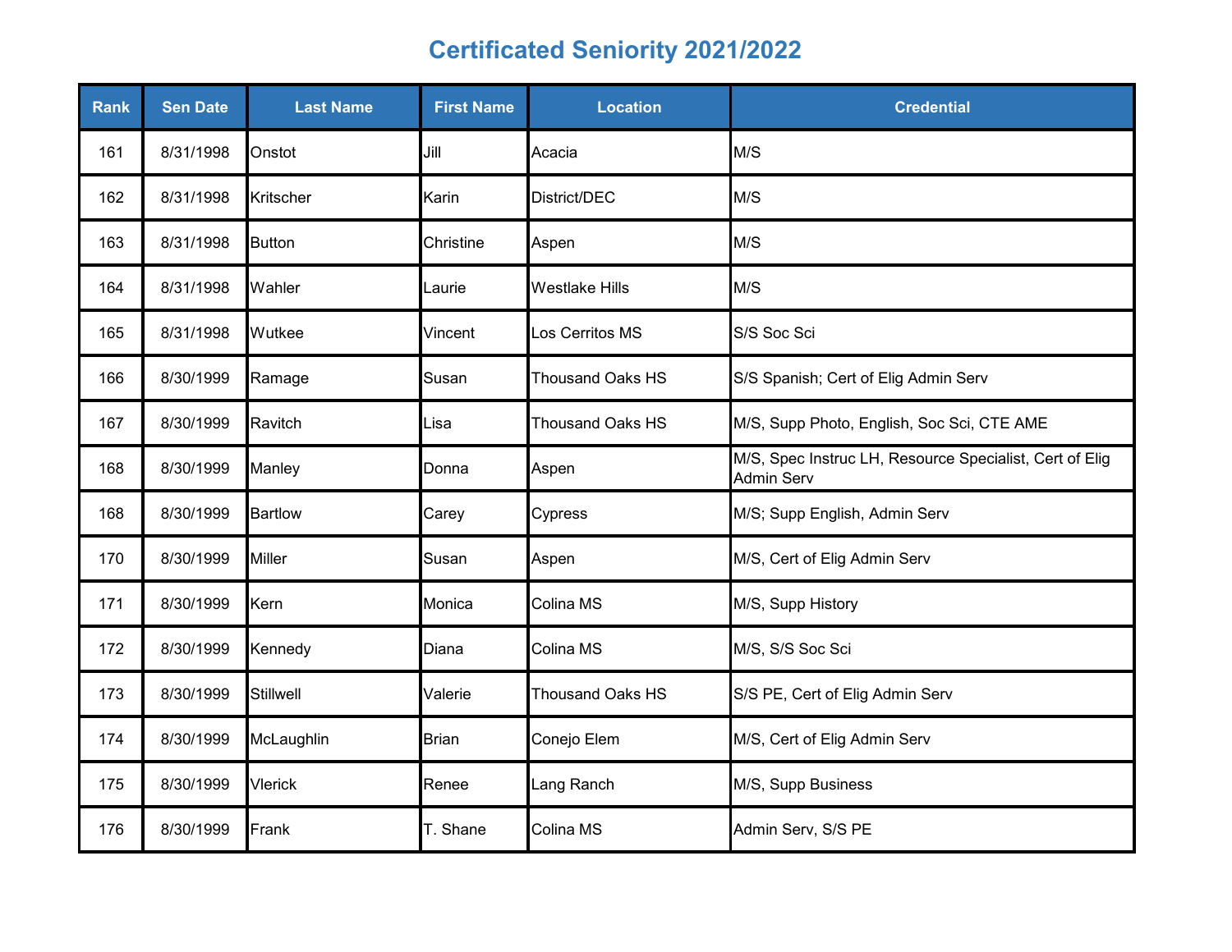# Certificated Seniority 2021/2022

| Rank | Sen Date | Last Name | First Name | Location | Credential |
|---|---|---|---|---|---|
| 161 | 8/31/1998 | Onstot | Jill | Acacia | M/S |
| 162 | 8/31/1998 | Kritscher | Karin | District/DEC | M/S |
| 163 | 8/31/1998 | Button | Christine | Aspen | M/S |
| 164 | 8/31/1998 | Wahler | Laurie | Westlake Hills | M/S |
| 165 | 8/31/1998 | Wutkee | Vincent | Los Cerritos MS | S/S Soc Sci |
| 166 | 8/30/1999 | Ramage | Susan | Thousand Oaks HS | S/S Spanish; Cert of Elig Admin Serv |
| 167 | 8/30/1999 | Ravitch | Lisa | Thousand Oaks HS | M/S, Supp Photo, English, Soc Sci, CTE AME |
| 168 | 8/30/1999 | Manley | Donna | Aspen | M/S, Spec Instruc LH, Resource Specialist, Cert of Elig Admin Serv |
| 168 | 8/30/1999 | Bartlow | Carey | Cypress | M/S; Supp English, Admin Serv |
| 170 | 8/30/1999 | Miller | Susan | Aspen | M/S, Cert of Elig Admin Serv |
| 171 | 8/30/1999 | Kern | Monica | Colina MS | M/S, Supp History |
| 172 | 8/30/1999 | Kennedy | Diana | Colina MS | M/S, S/S Soc Sci |
| 173 | 8/30/1999 | Stillwell | Valerie | Thousand Oaks HS | S/S PE, Cert of Elig Admin Serv |
| 174 | 8/30/1999 | McLaughlin | Brian | Conejo Elem | M/S, Cert of Elig Admin Serv |
| 175 | 8/30/1999 | Vlerick | Renee | Lang Ranch | M/S, Supp Business |
| 176 | 8/30/1999 | Frank | T. Shane | Colina MS | Admin Serv, S/S PE |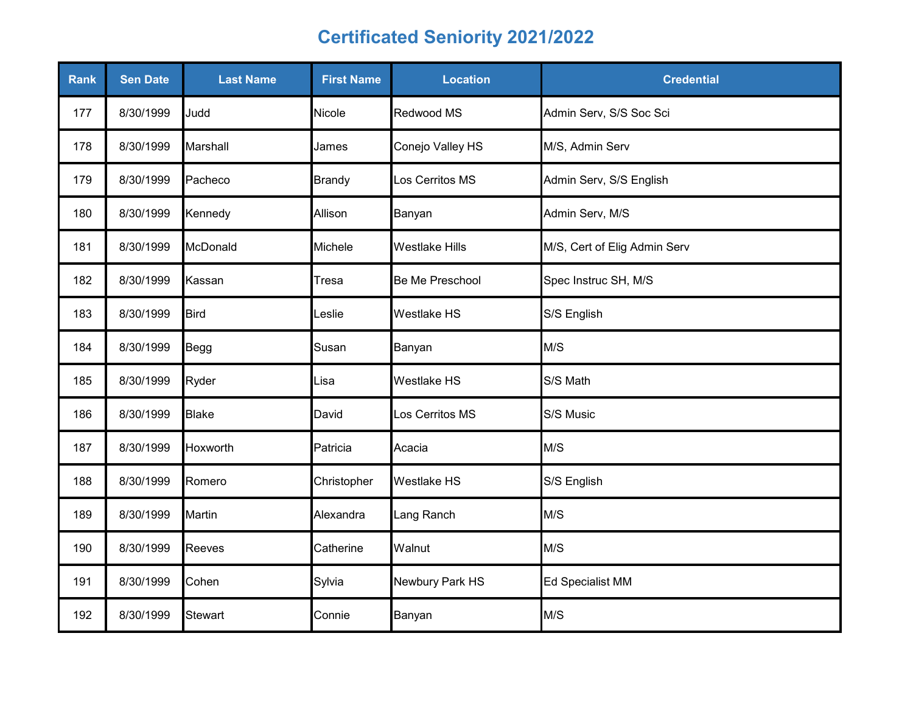# Certificated Seniority 2021/2022

| Rank | Sen Date | Last Name | First Name | Location | Credential |
|---|---|---|---|---|---|
| 177 | 8/30/1999 | Judd | Nicole | Redwood MS | Admin Serv, S/S Soc Sci |
| 178 | 8/30/1999 | Marshall | James | Conejo Valley HS | M/S, Admin Serv |
| 179 | 8/30/1999 | Pacheco | Brandy | Los Cerritos MS | Admin Serv, S/S English |
| 180 | 8/30/1999 | Kennedy | Allison | Banyan | Admin Serv, M/S |
| 181 | 8/30/1999 | McDonald | Michele | Westlake Hills | M/S, Cert of Elig Admin Serv |
| 182 | 8/30/1999 | Kassan | Tresa | Be Me Preschool | Spec Instruc SH, M/S |
| 183 | 8/30/1999 | Bird | Leslie | Westlake HS | S/S English |
| 184 | 8/30/1999 | Begg | Susan | Banyan | M/S |
| 185 | 8/30/1999 | Ryder | Lisa | Westlake HS | S/S Math |
| 186 | 8/30/1999 | Blake | David | Los Cerritos MS | S/S Music |
| 187 | 8/30/1999 | Hoxworth | Patricia | Acacia | M/S |
| 188 | 8/30/1999 | Romero | Christopher | Westlake HS | S/S English |
| 189 | 8/30/1999 | Martin | Alexandra | Lang Ranch | M/S |
| 190 | 8/30/1999 | Reeves | Catherine | Walnut | M/S |
| 191 | 8/30/1999 | Cohen | Sylvia | Newbury Park HS | Ed Specialist MM |
| 192 | 8/30/1999 | Stewart | Connie | Banyan | M/S |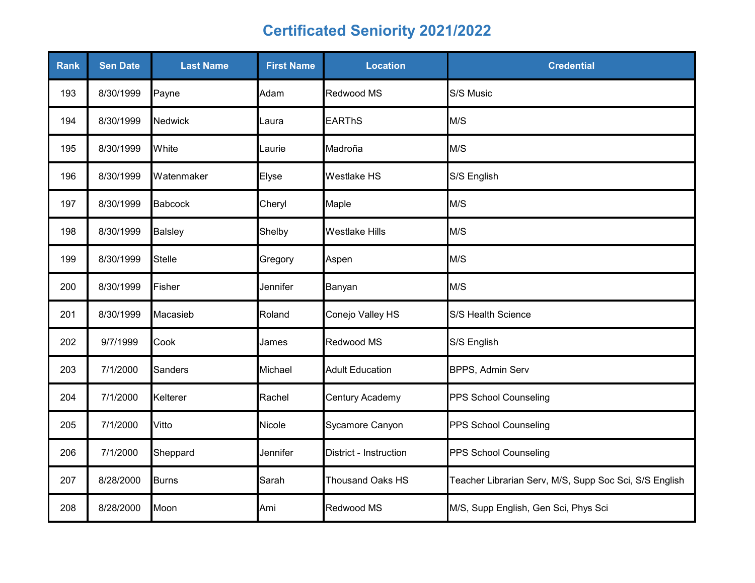# Certificated Seniority 2021/2022

| Rank | Sen Date | Last Name | First Name | Location | Credential |
|---|---|---|---|---|---|
| 193 | 8/30/1999 | Payne | Adam | Redwood MS | S/S Music |
| 194 | 8/30/1999 | Nedwick | Laura | EARThS | M/S |
| 195 | 8/30/1999 | White | Laurie | Madroña | M/S |
| 196 | 8/30/1999 | Watenmaker | Elyse | Westlake HS | S/S English |
| 197 | 8/30/1999 | Babcock | Cheryl | Maple | M/S |
| 198 | 8/30/1999 | Balsley | Shelby | Westlake Hills | M/S |
| 199 | 8/30/1999 | Stelle | Gregory | Aspen | M/S |
| 200 | 8/30/1999 | Fisher | Jennifer | Banyan | M/S |
| 201 | 8/30/1999 | Macasieb | Roland | Conejo Valley HS | S/S Health Science |
| 202 | 9/7/1999 | Cook | James | Redwood MS | S/S English |
| 203 | 7/1/2000 | Sanders | Michael | Adult Education | BPPS, Admin Serv |
| 204 | 7/1/2000 | Kelterer | Rachel | Century Academy | PPS School Counseling |
| 205 | 7/1/2000 | Vitto | Nicole | Sycamore Canyon | PPS School Counseling |
| 206 | 7/1/2000 | Sheppard | Jennifer | District - Instruction | PPS School Counseling |
| 207 | 8/28/2000 | Burns | Sarah | Thousand Oaks HS | Teacher Librarian Serv, M/S, Supp Soc Sci, S/S English |
| 208 | 8/28/2000 | Moon | Ami | Redwood MS | M/S, Supp English, Gen Sci, Phys Sci |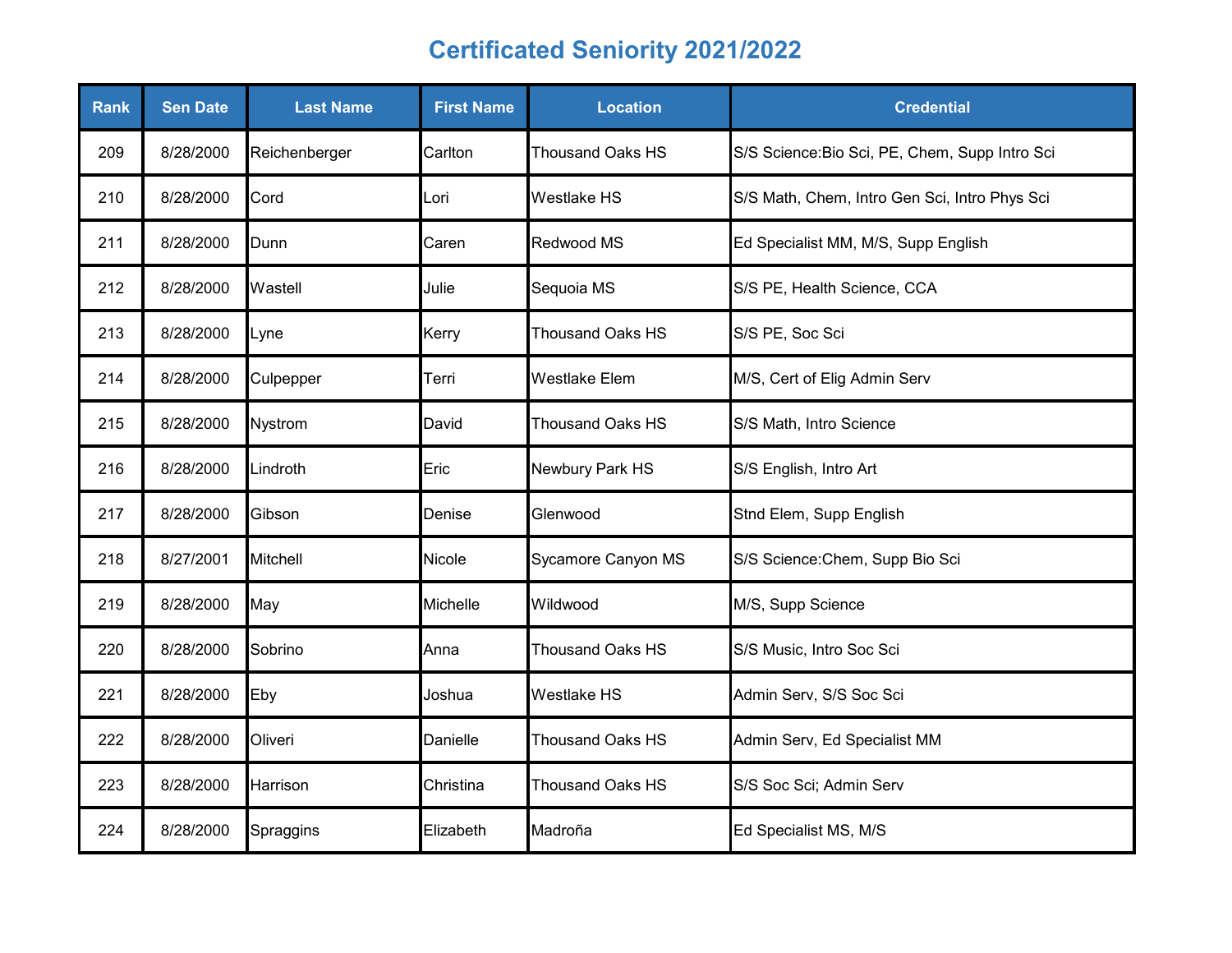# Certificated Seniority 2021/2022

| Rank | Sen Date | Last Name | First Name | Location | Credential |
|---|---|---|---|---|---|
| 209 | 8/28/2000 | Reichenberger | Carlton | Thousand Oaks HS | S/S Science:Bio Sci, PE, Chem, Supp Intro Sci |
| 210 | 8/28/2000 | Cord | Lori | Westlake HS | S/S Math, Chem, Intro Gen Sci, Intro Phys Sci |
| 211 | 8/28/2000 | Dunn | Caren | Redwood MS | Ed Specialist MM, M/S, Supp English |
| 212 | 8/28/2000 | Wastell | Julie | Sequoia MS | S/S PE, Health Science, CCA |
| 213 | 8/28/2000 | Lyne | Kerry | Thousand Oaks HS | S/S PE, Soc Sci |
| 214 | 8/28/2000 | Culpepper | Terri | Westlake Elem | M/S, Cert of Elig Admin Serv |
| 215 | 8/28/2000 | Nystrom | David | Thousand Oaks HS | S/S Math, Intro Science |
| 216 | 8/28/2000 | Lindroth | Eric | Newbury Park HS | S/S English, Intro Art |
| 217 | 8/28/2000 | Gibson | Denise | Glenwood | Stnd Elem, Supp English |
| 218 | 8/27/2001 | Mitchell | Nicole | Sycamore Canyon MS | S/S Science:Chem, Supp Bio Sci |
| 219 | 8/28/2000 | May | Michelle | Wildwood | M/S, Supp Science |
| 220 | 8/28/2000 | Sobrino | Anna | Thousand Oaks HS | S/S Music, Intro Soc Sci |
| 221 | 8/28/2000 | Eby | Joshua | Westlake HS | Admin Serv, S/S Soc Sci |
| 222 | 8/28/2000 | Oliveri | Danielle | Thousand Oaks HS | Admin Serv, Ed Specialist MM |
| 223 | 8/28/2000 | Harrison | Christina | Thousand Oaks HS | S/S Soc Sci; Admin Serv |
| 224 | 8/28/2000 | Spraggins | Elizabeth | Madroña | Ed Specialist MS, M/S |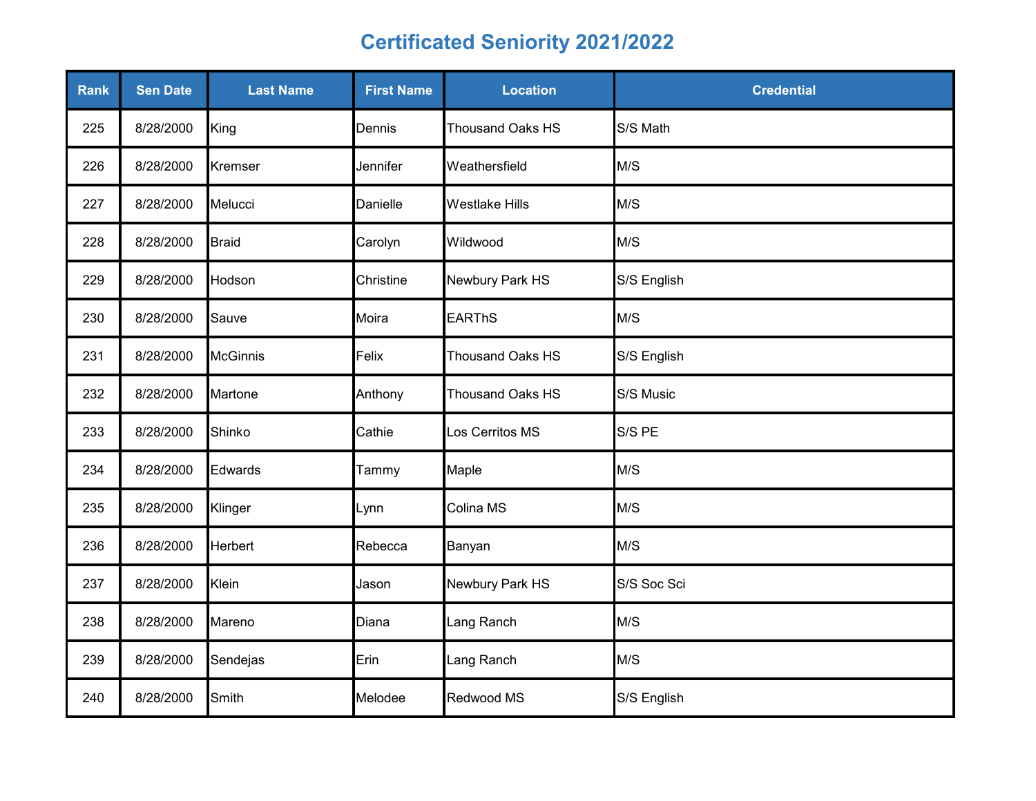# Certificated Seniority 2021/2022

| Rank | Sen Date | Last Name | First Name | Location | Credential |
|---|---|---|---|---|---|
| 225 | 8/28/2000 | King | Dennis | Thousand Oaks HS | S/S Math |
| 226 | 8/28/2000 | Kremser | Jennifer | Weathersfield | M/S |
| 227 | 8/28/2000 | Melucci | Danielle | Westlake Hills | M/S |
| 228 | 8/28/2000 | Braid | Carolyn | Wildwood | M/S |
| 229 | 8/28/2000 | Hodson | Christine | Newbury Park HS | S/S English |
| 230 | 8/28/2000 | Sauve | Moira | EARThS | M/S |
| 231 | 8/28/2000 | McGinnis | Felix | Thousand Oaks HS | S/S English |
| 232 | 8/28/2000 | Martone | Anthony | Thousand Oaks HS | S/S Music |
| 233 | 8/28/2000 | Shinko | Cathie | Los Cerritos MS | S/S PE |
| 234 | 8/28/2000 | Edwards | Tammy | Maple | M/S |
| 235 | 8/28/2000 | Klinger | Lynn | Colina MS | M/S |
| 236 | 8/28/2000 | Herbert | Rebecca | Banyan | M/S |
| 237 | 8/28/2000 | Klein | Jason | Newbury Park HS | S/S Soc Sci |
| 238 | 8/28/2000 | Mareno | Diana | Lang Ranch | M/S |
| 239 | 8/28/2000 | Sendejas | Erin | Lang Ranch | M/S |
| 240 | 8/28/2000 | Smith | Melodee | Redwood MS | S/S English |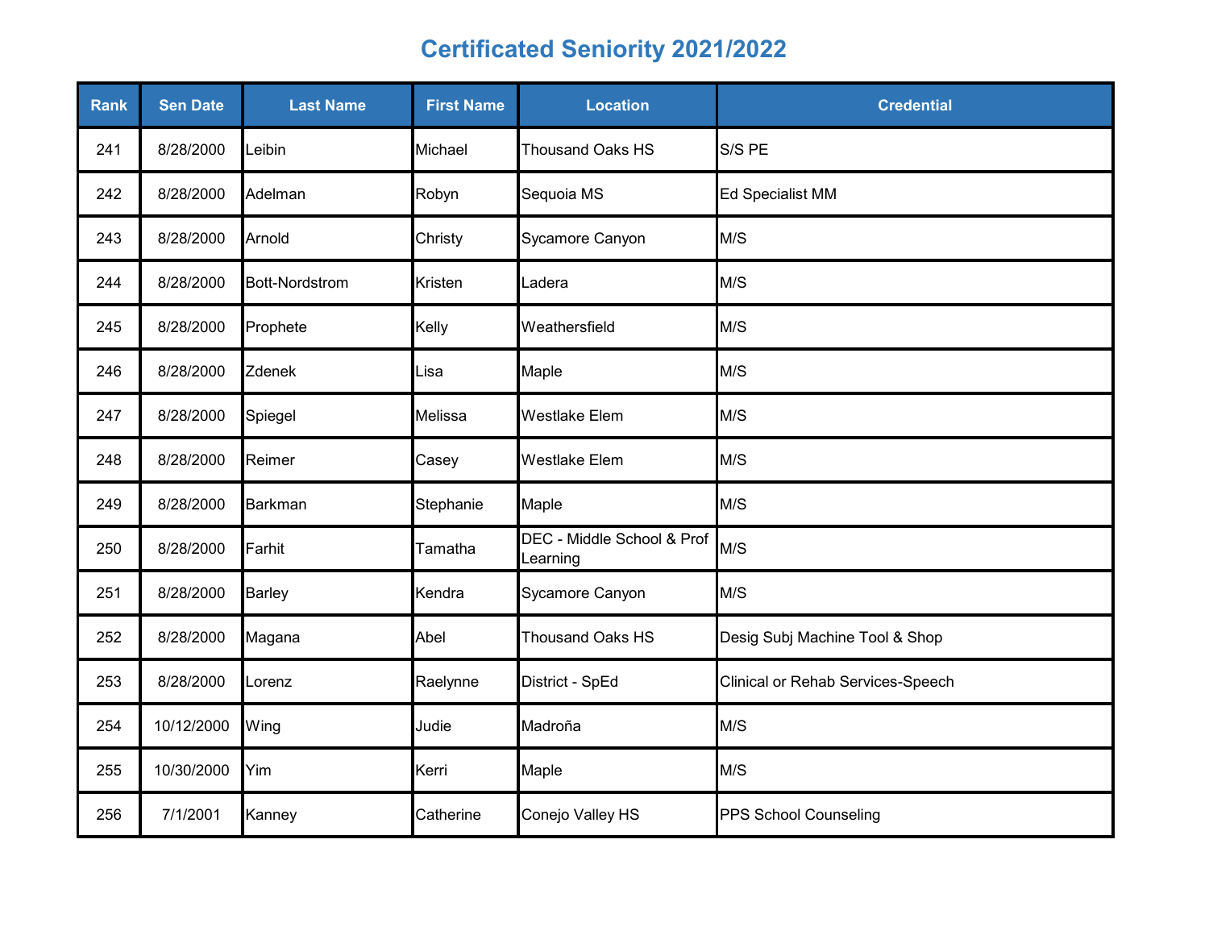# Certificated Seniority 2021/2022

| Rank | Sen Date | Last Name | First Name | Location | Credential |
|---|---|---|---|---|---|
| 241 | 8/28/2000 | Leibin | Michael | Thousand Oaks HS | S/S PE |
| 242 | 8/28/2000 | Adelman | Robyn | Sequoia MS | Ed Specialist MM |
| 243 | 8/28/2000 | Arnold | Christy | Sycamore Canyon | M/S |
| 244 | 8/28/2000 | Bott-Nordstrom | Kristen | Ladera | M/S |
| 245 | 8/28/2000 | Prophete | Kelly | Weathersfield | M/S |
| 246 | 8/28/2000 | Zdenek | Lisa | Maple | M/S |
| 247 | 8/28/2000 | Spiegel | Melissa | Westlake Elem | M/S |
| 248 | 8/28/2000 | Reimer | Casey | Westlake Elem | M/S |
| 249 | 8/28/2000 | Barkman | Stephanie | Maple | M/S |
| 250 | 8/28/2000 | Farhit | Tamatha | DEC - Middle School & Prof Learning | M/S |
| 251 | 8/28/2000 | Barley | Kendra | Sycamore Canyon | M/S |
| 252 | 8/28/2000 | Magana | Abel | Thousand Oaks HS | Desig Subj Machine Tool & Shop |
| 253 | 8/28/2000 | Lorenz | Raelynne | District - SpEd | Clinical or Rehab Services-Speech |
| 254 | 10/12/2000 | Wing | Judie | Madroña | M/S |
| 255 | 10/30/2000 | Yim | Kerri | Maple | M/S |
| 256 | 7/1/2001 | Kanney | Catherine | Conejo Valley HS | PPS School Counseling |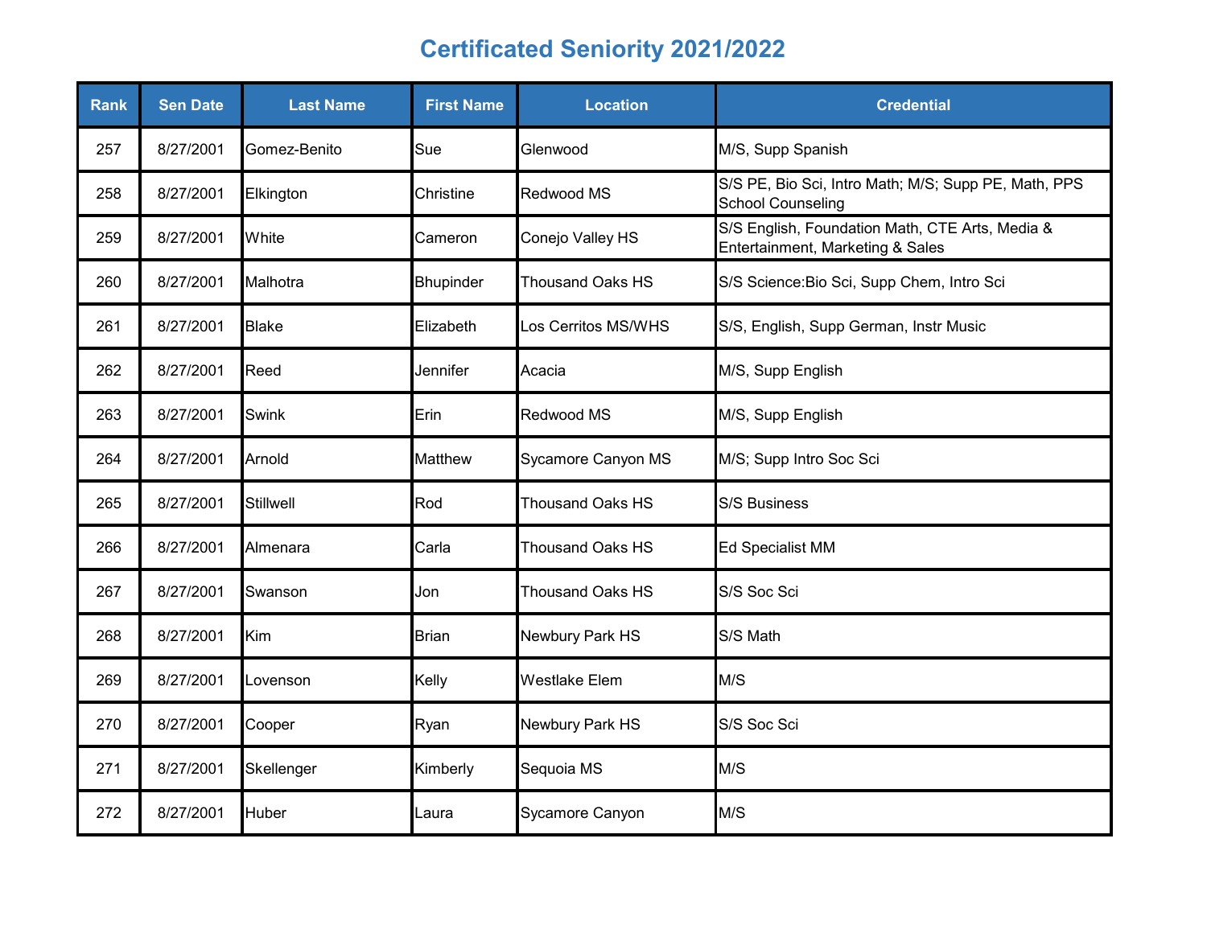# Certificated Seniority 2021/2022

| Rank | Sen Date | Last Name | First Name | Location | Credential |
|---|---|---|---|---|---|
| 257 | 8/27/2001 | Gomez-Benito | Sue | Glenwood | M/S, Supp Spanish |
| 258 | 8/27/2001 | Elkington | Christine | Redwood MS | S/S PE, Bio Sci, Intro Math; M/S; Supp PE, Math, PPS School Counseling |
| 259 | 8/27/2001 | White | Cameron | Conejo Valley HS | S/S English, Foundation Math, CTE Arts, Media & Entertainment, Marketing & Sales |
| 260 | 8/27/2001 | Malhotra | Bhupinder | Thousand Oaks HS | S/S Science:Bio Sci, Supp Chem, Intro Sci |
| 261 | 8/27/2001 | Blake | Elizabeth | Los Cerritos MS/WHS | S/S, English, Supp German, Instr Music |
| 262 | 8/27/2001 | Reed | Jennifer | Acacia | M/S, Supp English |
| 263 | 8/27/2001 | Swink | Erin | Redwood MS | M/S, Supp English |
| 264 | 8/27/2001 | Arnold | Matthew | Sycamore Canyon MS | M/S; Supp Intro Soc Sci |
| 265 | 8/27/2001 | Stillwell | Rod | Thousand Oaks HS | S/S Business |
| 266 | 8/27/2001 | Almenara | Carla | Thousand Oaks HS | Ed Specialist MM |
| 267 | 8/27/2001 | Swanson | Jon | Thousand Oaks HS | S/S Soc Sci |
| 268 | 8/27/2001 | Kim | Brian | Newbury Park HS | S/S Math |
| 269 | 8/27/2001 | Lovenson | Kelly | Westlake Elem | M/S |
| 270 | 8/27/2001 | Cooper | Ryan | Newbury Park HS | S/S Soc Sci |
| 271 | 8/27/2001 | Skellenger | Kimberly | Sequoia MS | M/S |
| 272 | 8/27/2001 | Huber | Laura | Sycamore Canyon | M/S |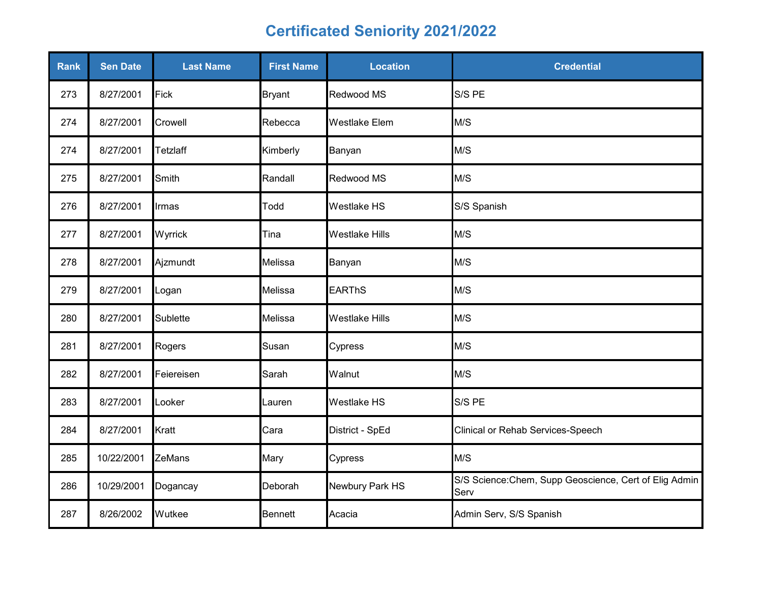# Certificated Seniority 2021/2022

| Rank | Sen Date | Last Name | First Name | Location | Credential |
|---|---|---|---|---|---|
| 273 | 8/27/2001 | Fick | Bryant | Redwood MS | S/S PE |
| 274 | 8/27/2001 | Crowell | Rebecca | Westlake Elem | M/S |
| 274 | 8/27/2001 | Tetzlaff | Kimberly | Banyan | M/S |
| 275 | 8/27/2001 | Smith | Randall | Redwood MS | M/S |
| 276 | 8/27/2001 | Irmas | Todd | Westlake HS | S/S Spanish |
| 277 | 8/27/2001 | Wyrrick | Tina | Westlake Hills | M/S |
| 278 | 8/27/2001 | Ajzmundt | Melissa | Banyan | M/S |
| 279 | 8/27/2001 | Logan | Melissa | EARThS | M/S |
| 280 | 8/27/2001 | Sublette | Melissa | Westlake Hills | M/S |
| 281 | 8/27/2001 | Rogers | Susan | Cypress | M/S |
| 282 | 8/27/2001 | Feiereisen | Sarah | Walnut | M/S |
| 283 | 8/27/2001 | Looker | Lauren | Westlake HS | S/S PE |
| 284 | 8/27/2001 | Kratt | Cara | District - SpEd | Clinical or Rehab Services-Speech |
| 285 | 10/22/2001 | ZeMans | Mary | Cypress | M/S |
| 286 | 10/29/2001 | Dogancay | Deborah | Newbury Park HS | S/S Science:Chem, Supp Geoscience, Cert of Elig Admin Serv |
| 287 | 8/26/2002 | Wutkee | Bennett | Acacia | Admin Serv, S/S Spanish |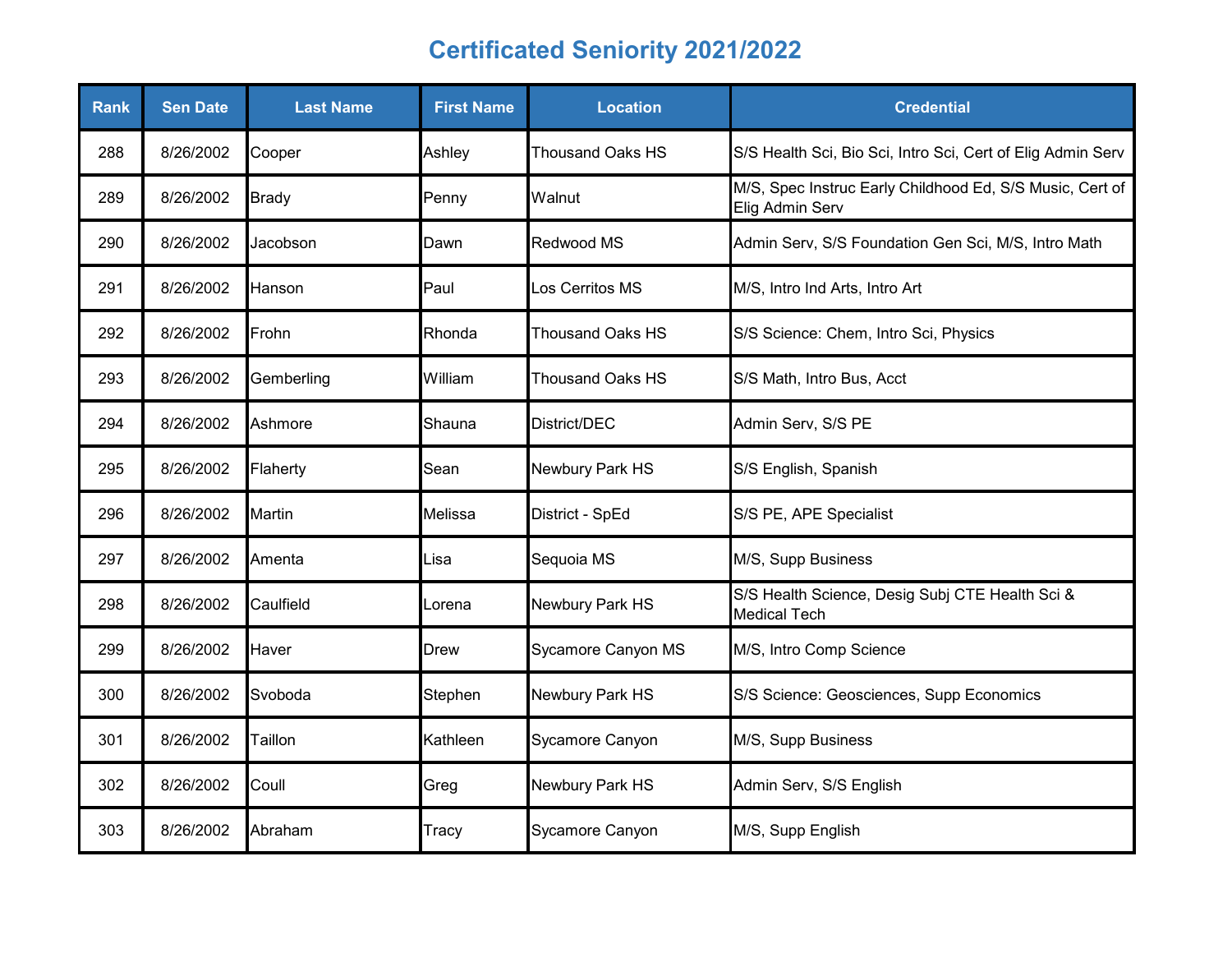# Certificated Seniority 2021/2022

| Rank | Sen Date | Last Name | First Name | Location | Credential |
|---|---|---|---|---|---|
| 288 | 8/26/2002 | Cooper | Ashley | Thousand Oaks HS | S/S Health Sci, Bio Sci, Intro Sci, Cert of Elig Admin Serv |
| 289 | 8/26/2002 | Brady | Penny | Walnut | M/S, Spec Instruc Early Childhood Ed, S/S Music, Cert of Elig Admin Serv |
| 290 | 8/26/2002 | Jacobson | Dawn | Redwood MS | Admin Serv, S/S Foundation Gen Sci, M/S, Intro Math |
| 291 | 8/26/2002 | Hanson | Paul | Los Cerritos MS | M/S, Intro Ind Arts, Intro Art |
| 292 | 8/26/2002 | Frohn | Rhonda | Thousand Oaks HS | S/S Science: Chem, Intro Sci, Physics |
| 293 | 8/26/2002 | Gemberling | William | Thousand Oaks HS | S/S Math, Intro Bus, Acct |
| 294 | 8/26/2002 | Ashmore | Shauna | District/DEC | Admin Serv, S/S PE |
| 295 | 8/26/2002 | Flaherty | Sean | Newbury Park HS | S/S English, Spanish |
| 296 | 8/26/2002 | Martin | Melissa | District - SpEd | S/S PE, APE Specialist |
| 297 | 8/26/2002 | Amenta | Lisa | Sequoia MS | M/S, Supp Business |
| 298 | 8/26/2002 | Caulfield | Lorena | Newbury Park HS | S/S Health Science, Desig Subj CTE Health Sci & Medical Tech |
| 299 | 8/26/2002 | Haver | Drew | Sycamore Canyon MS | M/S, Intro Comp Science |
| 300 | 8/26/2002 | Svoboda | Stephen | Newbury Park HS | S/S Science: Geosciences, Supp Economics |
| 301 | 8/26/2002 | Taillon | Kathleen | Sycamore Canyon | M/S, Supp Business |
| 302 | 8/26/2002 | Coull | Greg | Newbury Park HS | Admin Serv, S/S English |
| 303 | 8/26/2002 | Abraham | Tracy | Sycamore Canyon | M/S, Supp English |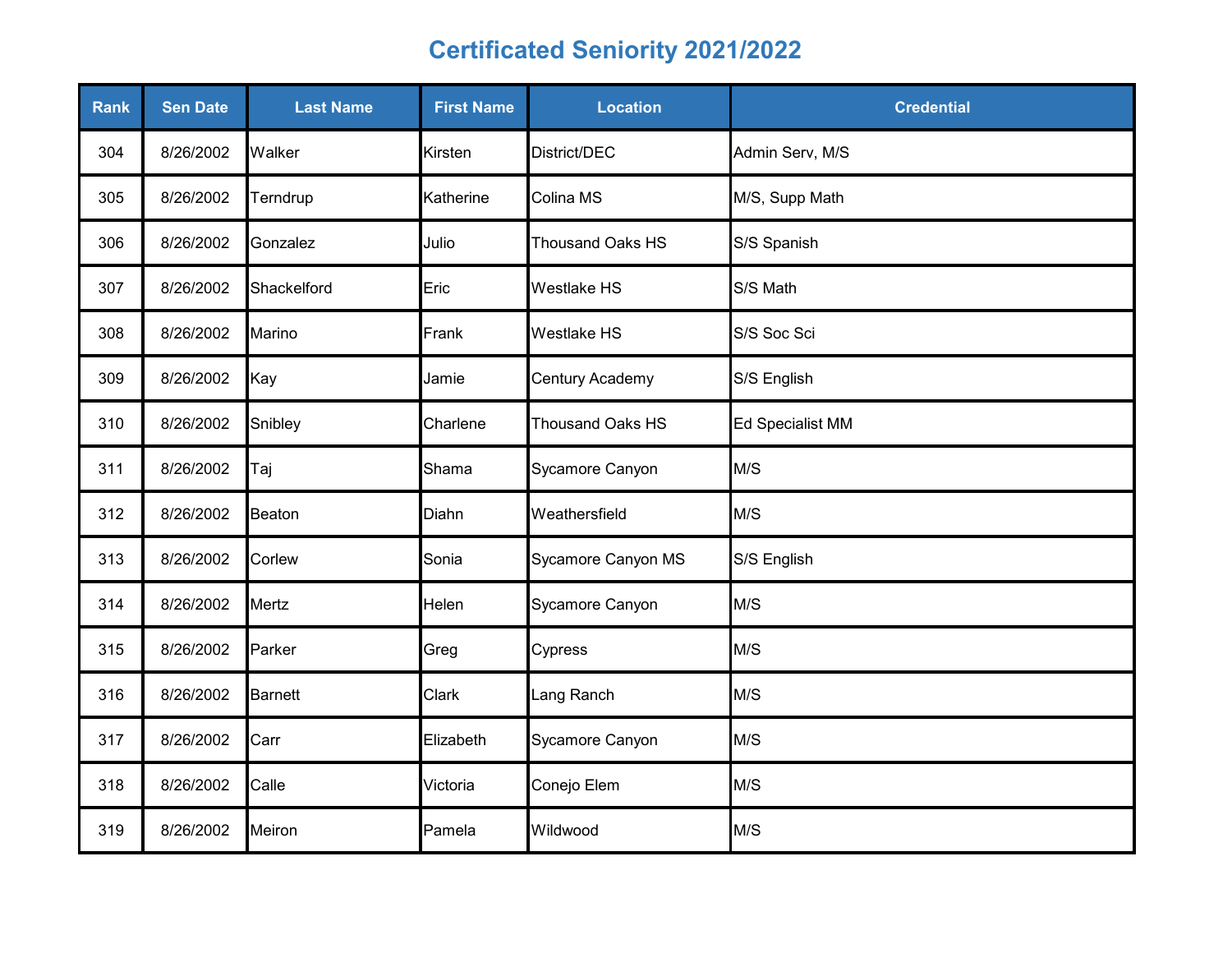# Certificated Seniority 2021/2022

| Rank | Sen Date | Last Name | First Name | Location | Credential |
|---|---|---|---|---|---|
| 304 | 8/26/2002 | Walker | Kirsten | District/DEC | Admin Serv, M/S |
| 305 | 8/26/2002 | Terndrup | Katherine | Colina MS | M/S, Supp Math |
| 306 | 8/26/2002 | Gonzalez | Julio | Thousand Oaks HS | S/S Spanish |
| 307 | 8/26/2002 | Shackelford | Eric | Westlake HS | S/S Math |
| 308 | 8/26/2002 | Marino | Frank | Westlake HS | S/S Soc Sci |
| 309 | 8/26/2002 | Kay | Jamie | Century Academy | S/S English |
| 310 | 8/26/2002 | Snibley | Charlene | Thousand Oaks HS | Ed Specialist MM |
| 311 | 8/26/2002 | Taj | Shama | Sycamore Canyon | M/S |
| 312 | 8/26/2002 | Beaton | Diahn | Weathersfield | M/S |
| 313 | 8/26/2002 | Corlew | Sonia | Sycamore Canyon MS | S/S English |
| 314 | 8/26/2002 | Mertz | Helen | Sycamore Canyon | M/S |
| 315 | 8/26/2002 | Parker | Greg | Cypress | M/S |
| 316 | 8/26/2002 | Barnett | Clark | Lang Ranch | M/S |
| 317 | 8/26/2002 | Carr | Elizabeth | Sycamore Canyon | M/S |
| 318 | 8/26/2002 | Calle | Victoria | Conejo Elem | M/S |
| 319 | 8/26/2002 | Meiron | Pamela | Wildwood | M/S |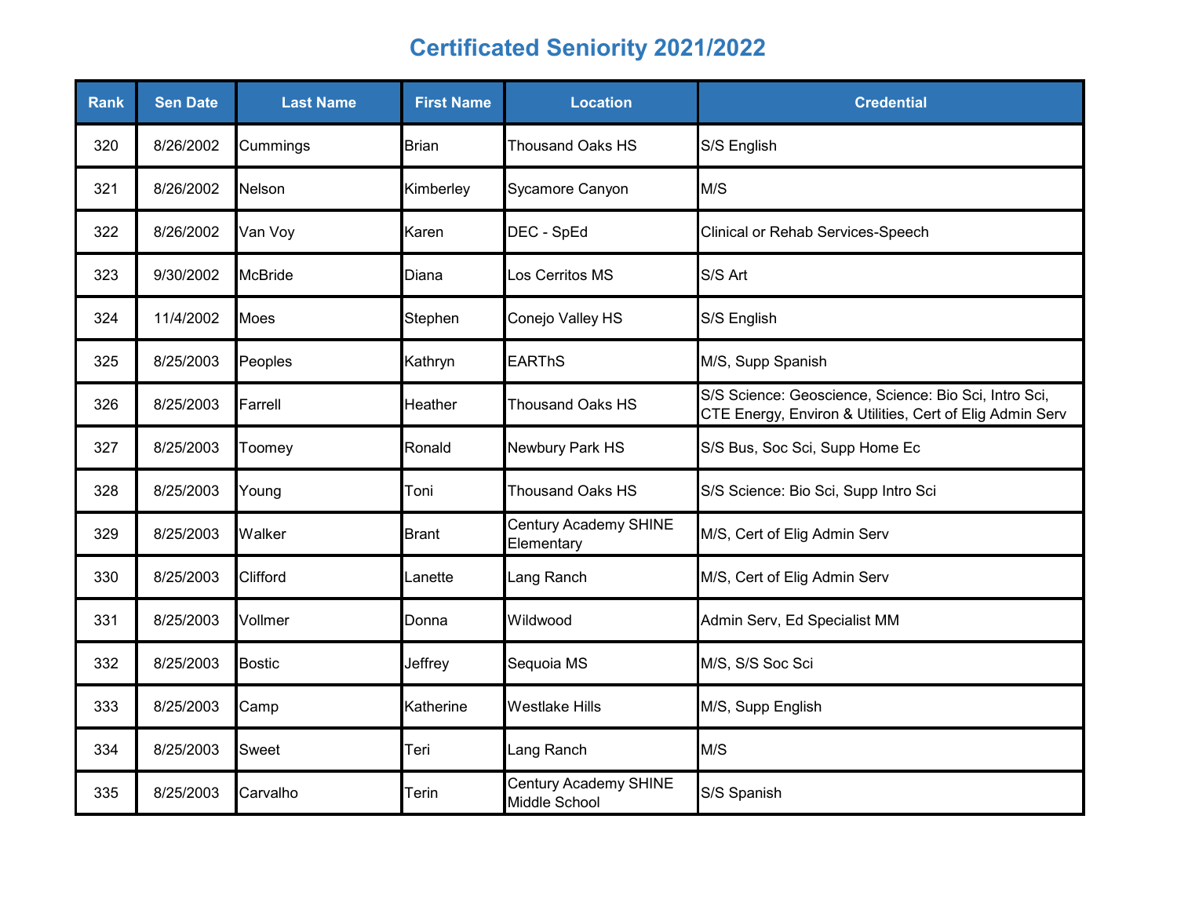# Certificated Seniority 2021/2022

| Rank | Sen Date | Last Name | First Name | Location | Credential |
|---|---|---|---|---|---|
| 320 | 8/26/2002 | Cummings | Brian | Thousand Oaks HS | S/S English |
| 321 | 8/26/2002 | Nelson | Kimberley | Sycamore Canyon | M/S |
| 322 | 8/26/2002 | Van Voy | Karen | DEC - SpEd | Clinical or Rehab Services-Speech |
| 323 | 9/30/2002 | McBride | Diana | Los Cerritos MS | S/S Art |
| 324 | 11/4/2002 | Moes | Stephen | Conejo Valley HS | S/S English |
| 325 | 8/25/2003 | Peoples | Kathryn | EARThS | M/S, Supp Spanish |
| 326 | 8/25/2003 | Farrell | Heather | Thousand Oaks HS | S/S Science: Geoscience, Science: Bio Sci, Intro Sci, CTE Energy, Environ & Utilities, Cert of Elig Admin Serv |
| 327 | 8/25/2003 | Toomey | Ronald | Newbury Park HS | S/S Bus, Soc Sci, Supp Home Ec |
| 328 | 8/25/2003 | Young | Toni | Thousand Oaks HS | S/S Science: Bio Sci, Supp Intro Sci |
| 329 | 8/25/2003 | Walker | Brant | Century Academy SHINE Elementary | M/S, Cert of Elig Admin Serv |
| 330 | 8/25/2003 | Clifford | Lanette | Lang Ranch | M/S, Cert of Elig Admin Serv |
| 331 | 8/25/2003 | Vollmer | Donna | Wildwood | Admin Serv, Ed Specialist MM |
| 332 | 8/25/2003 | Bostic | Jeffrey | Sequoia MS | M/S, S/S Soc Sci |
| 333 | 8/25/2003 | Camp | Katherine | Westlake Hills | M/S, Supp English |
| 334 | 8/25/2003 | Sweet | Teri | Lang Ranch | M/S |
| 335 | 8/25/2003 | Carvalho | Terin | Century Academy SHINE Middle School | S/S Spanish |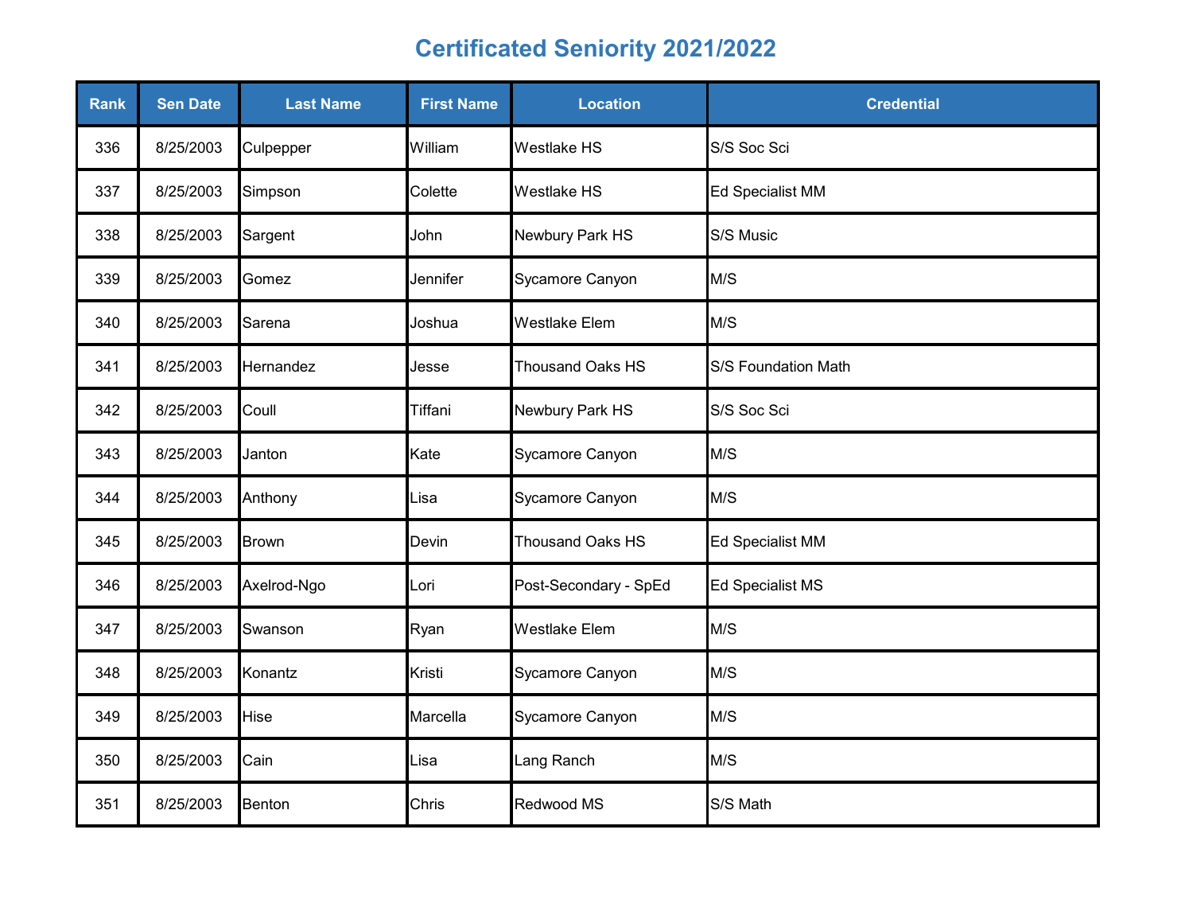# Certificated Seniority 2021/2022

| Rank | Sen Date | Last Name | First Name | Location | Credential |
|---|---|---|---|---|---|
| 336 | 8/25/2003 | Culpepper | William | Westlake HS | S/S Soc Sci |
| 337 | 8/25/2003 | Simpson | Colette | Westlake HS | Ed Specialist MM |
| 338 | 8/25/2003 | Sargent | John | Newbury Park HS | S/S Music |
| 339 | 8/25/2003 | Gomez | Jennifer | Sycamore Canyon | M/S |
| 340 | 8/25/2003 | Sarena | Joshua | Westlake Elem | M/S |
| 341 | 8/25/2003 | Hernandez | Jesse | Thousand Oaks HS | S/S Foundation Math |
| 342 | 8/25/2003 | Coull | Tiffani | Newbury Park HS | S/S Soc Sci |
| 343 | 8/25/2003 | Janton | Kate | Sycamore Canyon | M/S |
| 344 | 8/25/2003 | Anthony | Lisa | Sycamore Canyon | M/S |
| 345 | 8/25/2003 | Brown | Devin | Thousand Oaks HS | Ed Specialist MM |
| 346 | 8/25/2003 | Axelrod-Ngo | Lori | Post-Secondary - SpEd | Ed Specialist MS |
| 347 | 8/25/2003 | Swanson | Ryan | Westlake Elem | M/S |
| 348 | 8/25/2003 | Konantz | Kristi | Sycamore Canyon | M/S |
| 349 | 8/25/2003 | Hise | Marcella | Sycamore Canyon | M/S |
| 350 | 8/25/2003 | Cain | Lisa | Lang Ranch | M/S |
| 351 | 8/25/2003 | Benton | Chris | Redwood MS | S/S Math |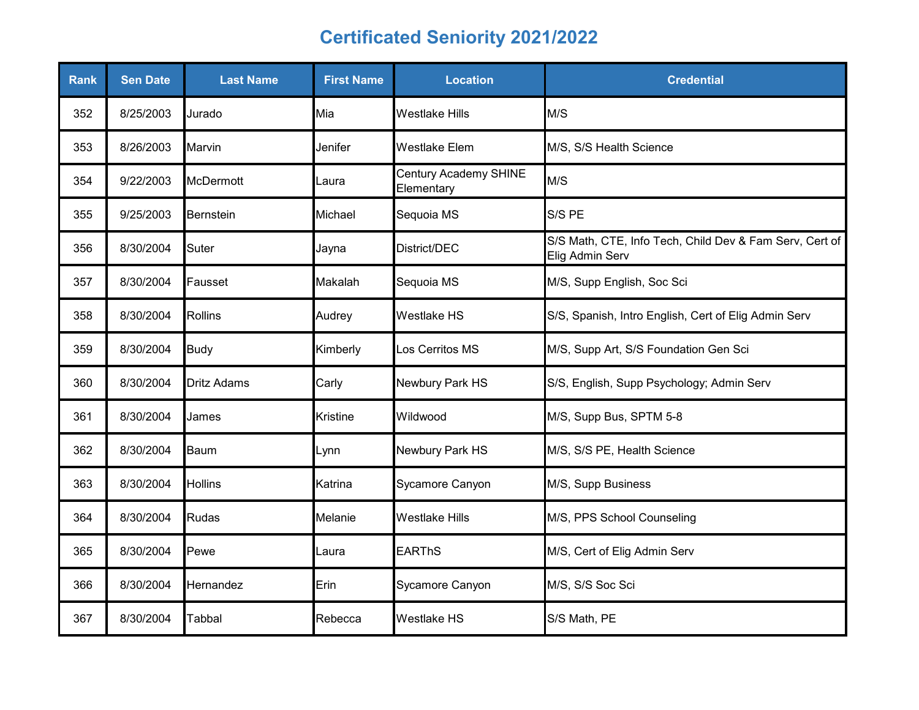# Certificated Seniority 2021/2022

| Rank | Sen Date | Last Name | First Name | Location | Credential |
|---|---|---|---|---|---|
| 352 | 8/25/2003 | Jurado | Mia | Westlake Hills | M/S |
| 353 | 8/26/2003 | Marvin | Jenifer | Westlake Elem | M/S, S/S Health Science |
| 354 | 9/22/2003 | McDermott | Laura | Century Academy SHINE Elementary | M/S |
| 355 | 9/25/2003 | Bernstein | Michael | Sequoia MS | S/S PE |
| 356 | 8/30/2004 | Suter | Jayna | District/DEC | S/S Math, CTE, Info Tech, Child Dev & Fam Serv, Cert of Elig Admin Serv |
| 357 | 8/30/2004 | Fausset | Makalah | Sequoia MS | M/S, Supp English, Soc Sci |
| 358 | 8/30/2004 | Rollins | Audrey | Westlake HS | S/S, Spanish, Intro English, Cert of Elig Admin Serv |
| 359 | 8/30/2004 | Budy | Kimberly | Los Cerritos MS | M/S, Supp Art, S/S Foundation Gen Sci |
| 360 | 8/30/2004 | Dritz Adams | Carly | Newbury Park HS | S/S, English, Supp Psychology; Admin Serv |
| 361 | 8/30/2004 | James | Kristine | Wildwood | M/S, Supp Bus, SPTM 5-8 |
| 362 | 8/30/2004 | Baum | Lynn | Newbury Park HS | M/S, S/S PE, Health Science |
| 363 | 8/30/2004 | Hollins | Katrina | Sycamore Canyon | M/S, Supp Business |
| 364 | 8/30/2004 | Rudas | Melanie | Westlake Hills | M/S, PPS School Counseling |
| 365 | 8/30/2004 | Pewe | Laura | EARThS | M/S, Cert of Elig Admin Serv |
| 366 | 8/30/2004 | Hernandez | Erin | Sycamore Canyon | M/S, S/S Soc Sci |
| 367 | 8/30/2004 | Tabbal | Rebecca | Westlake HS | S/S Math, PE |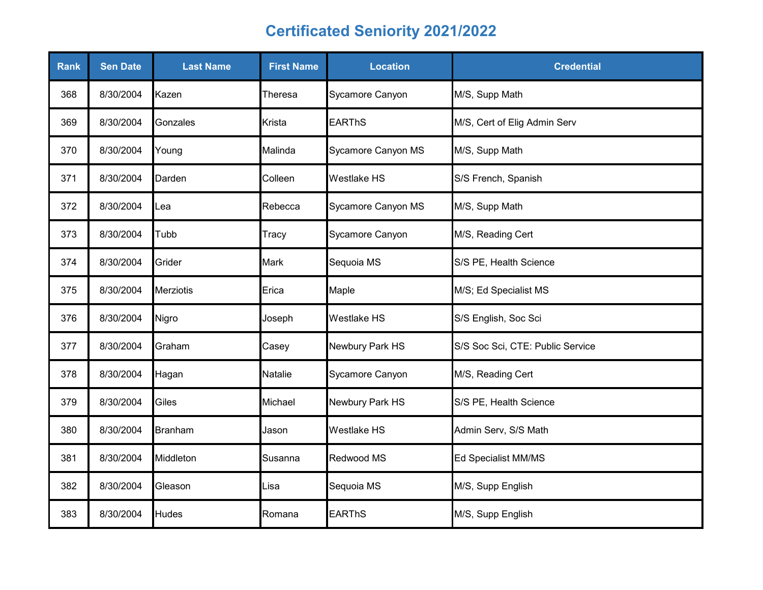# Certificated Seniority 2021/2022

| Rank | Sen Date | Last Name | First Name | Location | Credential |
|---|---|---|---|---|---|
| 368 | 8/30/2004 | Kazen | Theresa | Sycamore Canyon | M/S, Supp Math |
| 369 | 8/30/2004 | Gonzales | Krista | EARThS | M/S, Cert of Elig Admin Serv |
| 370 | 8/30/2004 | Young | Malinda | Sycamore Canyon MS | M/S, Supp Math |
| 371 | 8/30/2004 | Darden | Colleen | Westlake HS | S/S French, Spanish |
| 372 | 8/30/2004 | Lea | Rebecca | Sycamore Canyon MS | M/S, Supp Math |
| 373 | 8/30/2004 | Tubb | Tracy | Sycamore Canyon | M/S, Reading Cert |
| 374 | 8/30/2004 | Grider | Mark | Sequoia MS | S/S PE, Health Science |
| 375 | 8/30/2004 | Merziotis | Erica | Maple | M/S; Ed Specialist MS |
| 376 | 8/30/2004 | Nigro | Joseph | Westlake HS | S/S English, Soc Sci |
| 377 | 8/30/2004 | Graham | Casey | Newbury Park HS | S/S Soc Sci, CTE: Public Service |
| 378 | 8/30/2004 | Hagan | Natalie | Sycamore Canyon | M/S, Reading Cert |
| 379 | 8/30/2004 | Giles | Michael | Newbury Park HS | S/S PE, Health Science |
| 380 | 8/30/2004 | Branham | Jason | Westlake HS | Admin Serv, S/S Math |
| 381 | 8/30/2004 | Middleton | Susanna | Redwood MS | Ed Specialist MM/MS |
| 382 | 8/30/2004 | Gleason | Lisa | Sequoia MS | M/S, Supp English |
| 383 | 8/30/2004 | Hudes | Romana | EARThS | M/S, Supp English |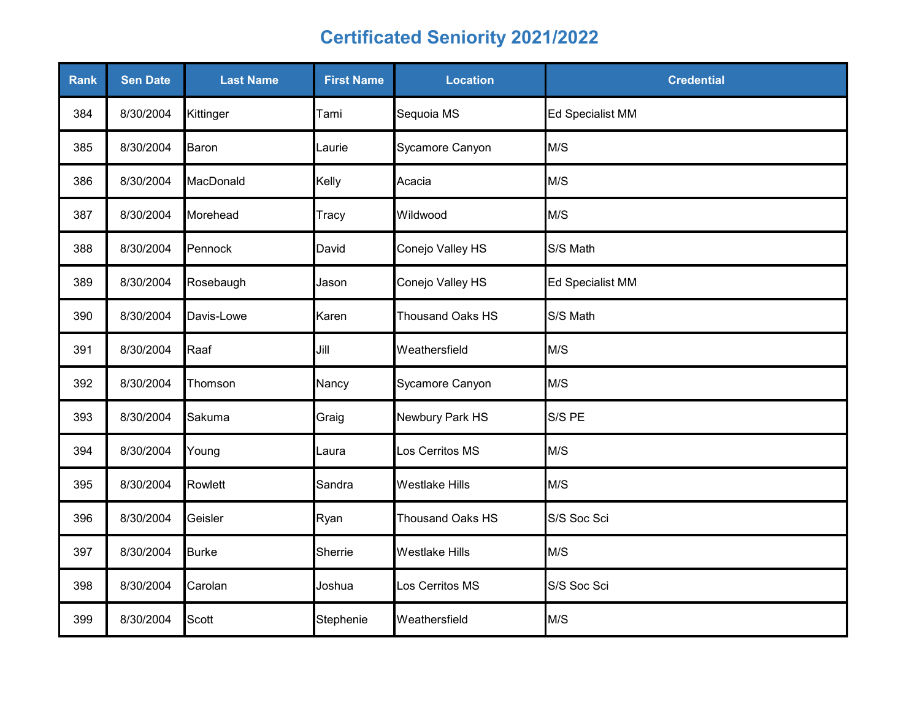# Certificated Seniority 2021/2022

| Rank | Sen Date | Last Name | First Name | Location | Credential |
|---|---|---|---|---|---|
| 384 | 8/30/2004 | Kittinger | Tami | Sequoia MS | Ed Specialist MM |
| 385 | 8/30/2004 | Baron | Laurie | Sycamore Canyon | M/S |
| 386 | 8/30/2004 | MacDonald | Kelly | Acacia | M/S |
| 387 | 8/30/2004 | Morehead | Tracy | Wildwood | M/S |
| 388 | 8/30/2004 | Pennock | David | Conejo Valley HS | S/S Math |
| 389 | 8/30/2004 | Rosebaugh | Jason | Conejo Valley HS | Ed Specialist MM |
| 390 | 8/30/2004 | Davis-Lowe | Karen | Thousand Oaks HS | S/S Math |
| 391 | 8/30/2004 | Raaf | Jill | Weathersfield | M/S |
| 392 | 8/30/2004 | Thomson | Nancy | Sycamore Canyon | M/S |
| 393 | 8/30/2004 | Sakuma | Graig | Newbury Park HS | S/S PE |
| 394 | 8/30/2004 | Young | Laura | Los Cerritos MS | M/S |
| 395 | 8/30/2004 | Rowlett | Sandra | Westlake Hills | M/S |
| 396 | 8/30/2004 | Geisler | Ryan | Thousand Oaks HS | S/S Soc Sci |
| 397 | 8/30/2004 | Burke | Sherrie | Westlake Hills | M/S |
| 398 | 8/30/2004 | Carolan | Joshua | Los Cerritos MS | S/S Soc Sci |
| 399 | 8/30/2004 | Scott | Stephenie | Weathersfield | M/S |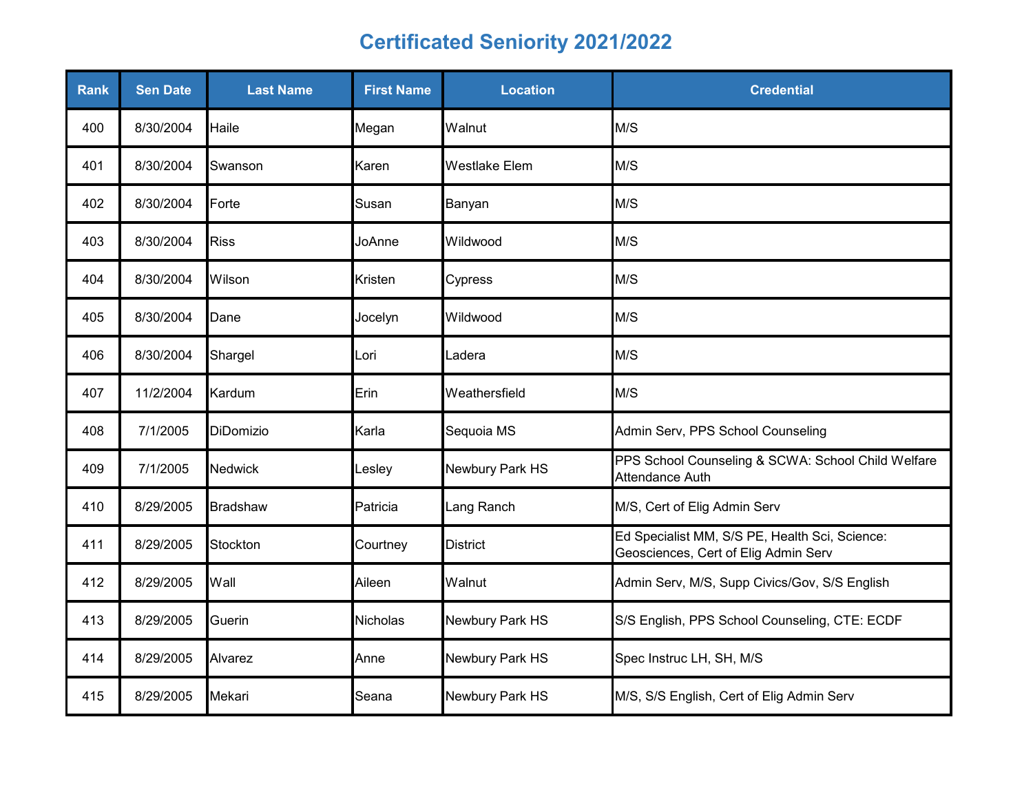# Certificated Seniority 2021/2022

| Rank | Sen Date | Last Name | First Name | Location | Credential |
|---|---|---|---|---|---|
| 400 | 8/30/2004 | Haile | Megan | Walnut | M/S |
| 401 | 8/30/2004 | Swanson | Karen | Westlake Elem | M/S |
| 402 | 8/30/2004 | Forte | Susan | Banyan | M/S |
| 403 | 8/30/2004 | Riss | JoAnne | Wildwood | M/S |
| 404 | 8/30/2004 | Wilson | Kristen | Cypress | M/S |
| 405 | 8/30/2004 | Dane | Jocelyn | Wildwood | M/S |
| 406 | 8/30/2004 | Shargel | Lori | Ladera | M/S |
| 407 | 11/2/2004 | Kardum | Erin | Weathersfield | M/S |
| 408 | 7/1/2005 | DiDomizio | Karla | Sequoia MS | Admin Serv, PPS School Counseling |
| 409 | 7/1/2005 | Nedwick | Lesley | Newbury Park HS | PPS School Counseling & SCWA: School Child Welfare Attendance Auth |
| 410 | 8/29/2005 | Bradshaw | Patricia | Lang Ranch | M/S, Cert of Elig Admin Serv |
| 411 | 8/29/2005 | Stockton | Courtney | District | Ed Specialist MM, S/S PE, Health Sci, Science: Geosciences, Cert of Elig Admin Serv |
| 412 | 8/29/2005 | Wall | Aileen | Walnut | Admin Serv, M/S, Supp Civics/Gov, S/S English |
| 413 | 8/29/2005 | Guerin | Nicholas | Newbury Park HS | S/S English, PPS School Counseling, CTE: ECDF |
| 414 | 8/29/2005 | Alvarez | Anne | Newbury Park HS | Spec Instruc LH, SH, M/S |
| 415 | 8/29/2005 | Mekari | Seana | Newbury Park HS | M/S, S/S English, Cert of Elig Admin Serv |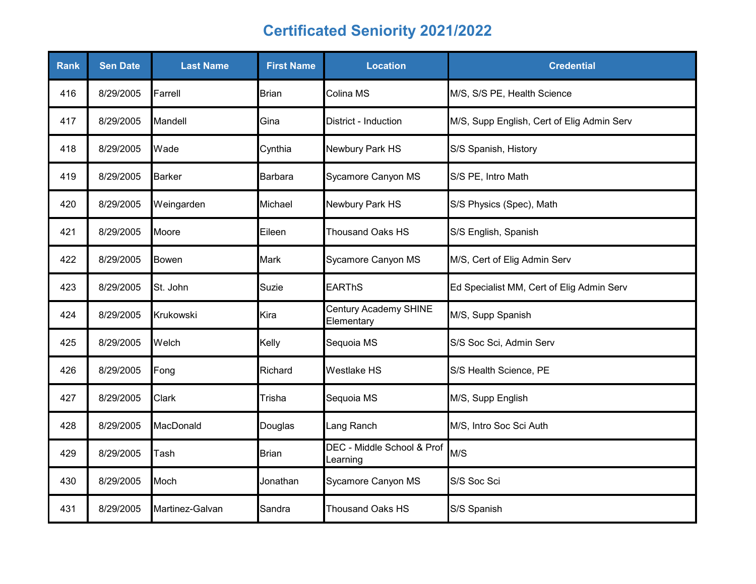# Certificated Seniority 2021/2022

| Rank | Sen Date | Last Name | First Name | Location | Credential |
|---|---|---|---|---|---|
| 416 | 8/29/2005 | Farrell | Brian | Colina MS | M/S, S/S PE, Health Science |
| 417 | 8/29/2005 | Mandell | Gina | District - Induction | M/S, Supp English, Cert of Elig Admin Serv |
| 418 | 8/29/2005 | Wade | Cynthia | Newbury Park HS | S/S Spanish, History |
| 419 | 8/29/2005 | Barker | Barbara | Sycamore Canyon MS | S/S PE, Intro Math |
| 420 | 8/29/2005 | Weingarden | Michael | Newbury Park HS | S/S Physics (Spec), Math |
| 421 | 8/29/2005 | Moore | Eileen | Thousand Oaks HS | S/S English, Spanish |
| 422 | 8/29/2005 | Bowen | Mark | Sycamore Canyon MS | M/S, Cert of Elig Admin Serv |
| 423 | 8/29/2005 | St. John | Suzie | EARThS | Ed Specialist MM, Cert of Elig Admin Serv |
| 424 | 8/29/2005 | Krukowski | Kira | Century Academy SHINE Elementary | M/S, Supp Spanish |
| 425 | 8/29/2005 | Welch | Kelly | Sequoia MS | S/S Soc Sci, Admin Serv |
| 426 | 8/29/2005 | Fong | Richard | Westlake HS | S/S Health Science, PE |
| 427 | 8/29/2005 | Clark | Trisha | Sequoia MS | M/S, Supp English |
| 428 | 8/29/2005 | MacDonald | Douglas | Lang Ranch | M/S, Intro Soc Sci Auth |
| 429 | 8/29/2005 | Tash | Brian | DEC - Middle School & Prof Learning | M/S |
| 430 | 8/29/2005 | Moch | Jonathan | Sycamore Canyon MS | S/S Soc Sci |
| 431 | 8/29/2005 | Martinez-Galvan | Sandra | Thousand Oaks HS | S/S Spanish |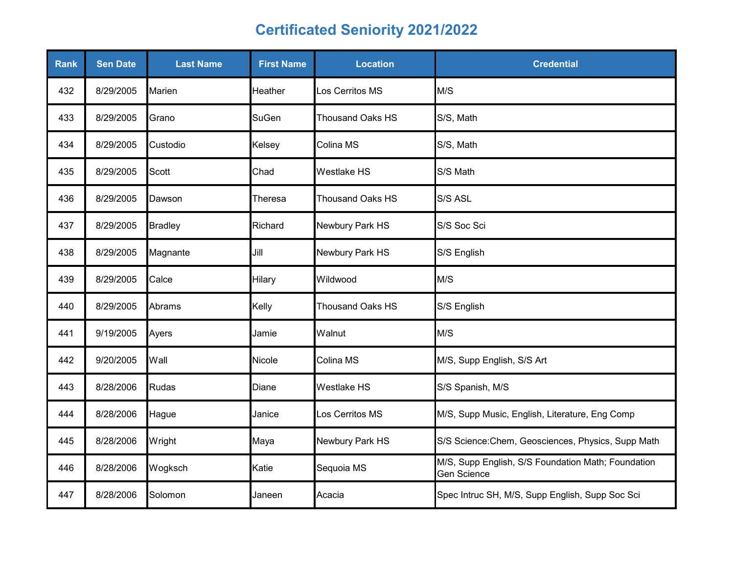# Certificated Seniority 2021/2022

| Rank | Sen Date | Last Name | First Name | Location | Credential |
|---|---|---|---|---|---|
| 432 | 8/29/2005 | Marien | Heather | Los Cerritos MS | M/S |
| 433 | 8/29/2005 | Grano | SuGen | Thousand Oaks HS | S/S, Math |
| 434 | 8/29/2005 | Custodio | Kelsey | Colina MS | S/S, Math |
| 435 | 8/29/2005 | Scott | Chad | Westlake HS | S/S Math |
| 436 | 8/29/2005 | Dawson | Theresa | Thousand Oaks HS | S/S ASL |
| 437 | 8/29/2005 | Bradley | Richard | Newbury Park HS | S/S Soc Sci |
| 438 | 8/29/2005 | Magnante | Jill | Newbury Park HS | S/S English |
| 439 | 8/29/2005 | Calce | Hilary | Wildwood | M/S |
| 440 | 8/29/2005 | Abrams | Kelly | Thousand Oaks HS | S/S English |
| 441 | 9/19/2005 | Ayers | Jamie | Walnut | M/S |
| 442 | 9/20/2005 | Wall | Nicole | Colina MS | M/S, Supp English, S/S Art |
| 443 | 8/28/2006 | Rudas | Diane | Westlake HS | S/S Spanish, M/S |
| 444 | 8/28/2006 | Hague | Janice | Los Cerritos MS | M/S, Supp Music, English, Literature, Eng Comp |
| 445 | 8/28/2006 | Wright | Maya | Newbury Park HS | S/S Science:Chem, Geosciences, Physics, Supp Math |
| 446 | 8/28/2006 | Wogksch | Katie | Sequoia MS | M/S, Supp English, S/S Foundation Math; Foundation Gen Science |
| 447 | 8/28/2006 | Solomon | Janeen | Acacia | Spec Intruc SH, M/S, Supp English, Supp Soc Sci |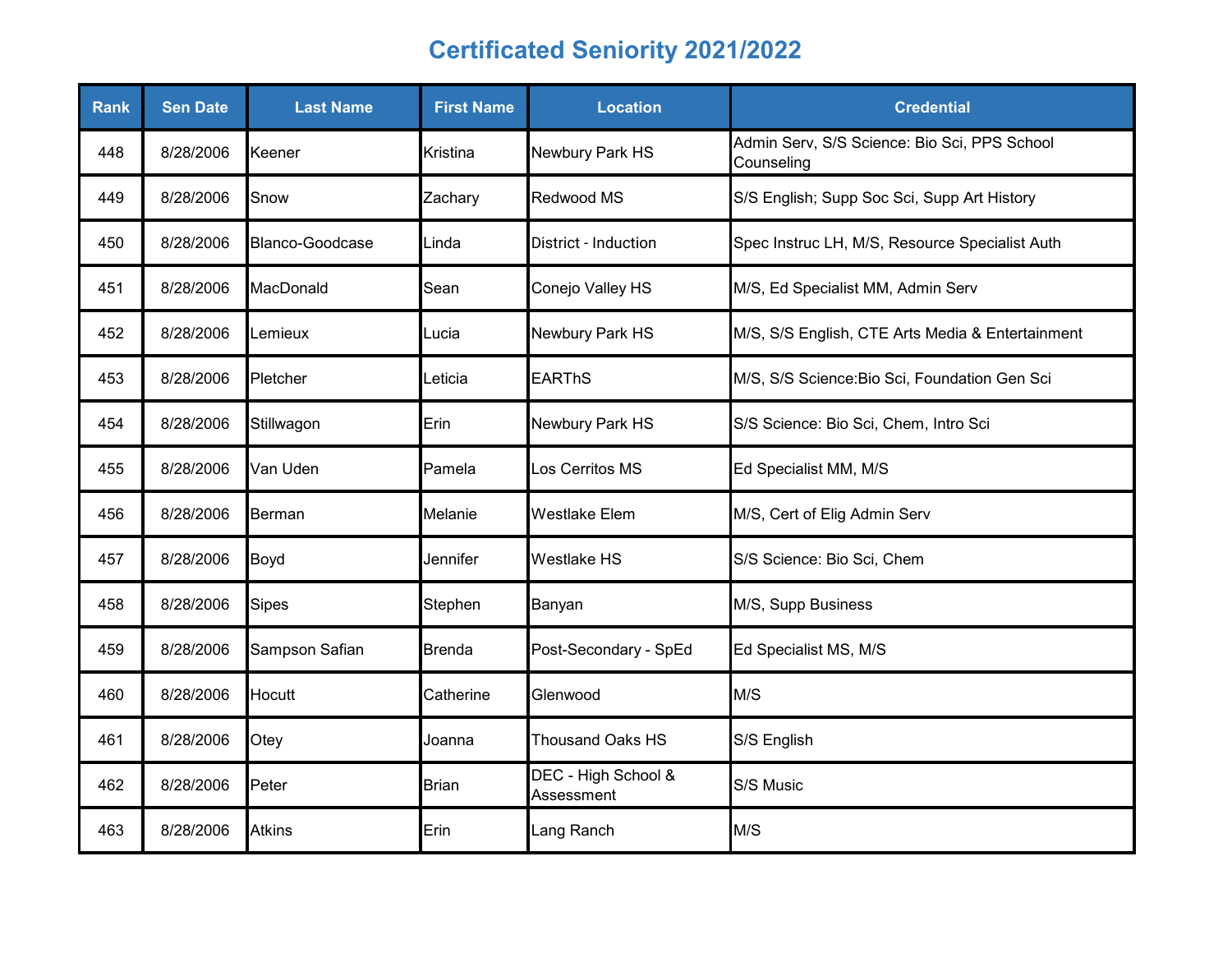# Certificated Seniority 2021/2022

| Rank | Sen Date | Last Name | First Name | Location | Credential |
|---|---|---|---|---|---|
| 448 | 8/28/2006 | Keener | Kristina | Newbury Park HS | Admin Serv, S/S Science: Bio Sci, PPS School Counseling |
| 449 | 8/28/2006 | Snow | Zachary | Redwood MS | S/S English; Supp Soc Sci, Supp Art History |
| 450 | 8/28/2006 | Blanco-Goodcase | Linda | District - Induction | Spec Instruc LH, M/S, Resource Specialist Auth |
| 451 | 8/28/2006 | MacDonald | Sean | Conejo Valley HS | M/S, Ed Specialist MM, Admin Serv |
| 452 | 8/28/2006 | Lemieux | Lucia | Newbury Park HS | M/S, S/S English, CTE Arts Media & Entertainment |
| 453 | 8/28/2006 | Pletcher | Leticia | EARThS | M/S, S/S Science:Bio Sci, Foundation Gen Sci |
| 454 | 8/28/2006 | Stillwagon | Erin | Newbury Park HS | S/S Science: Bio Sci, Chem, Intro Sci |
| 455 | 8/28/2006 | Van Uden | Pamela | Los Cerritos MS | Ed Specialist MM, M/S |
| 456 | 8/28/2006 | Berman | Melanie | Westlake Elem | M/S, Cert of Elig Admin Serv |
| 457 | 8/28/2006 | Boyd | Jennifer | Westlake HS | S/S Science: Bio Sci, Chem |
| 458 | 8/28/2006 | Sipes | Stephen | Banyan | M/S, Supp Business |
| 459 | 8/28/2006 | Sampson Safian | Brenda | Post-Secondary - SpEd | Ed Specialist MS, M/S |
| 460 | 8/28/2006 | Hocutt | Catherine | Glenwood | M/S |
| 461 | 8/28/2006 | Otey | Joanna | Thousand Oaks HS | S/S English |
| 462 | 8/28/2006 | Peter | Brian | DEC - High School & Assessment | S/S Music |
| 463 | 8/28/2006 | Atkins | Erin | Lang Ranch | M/S |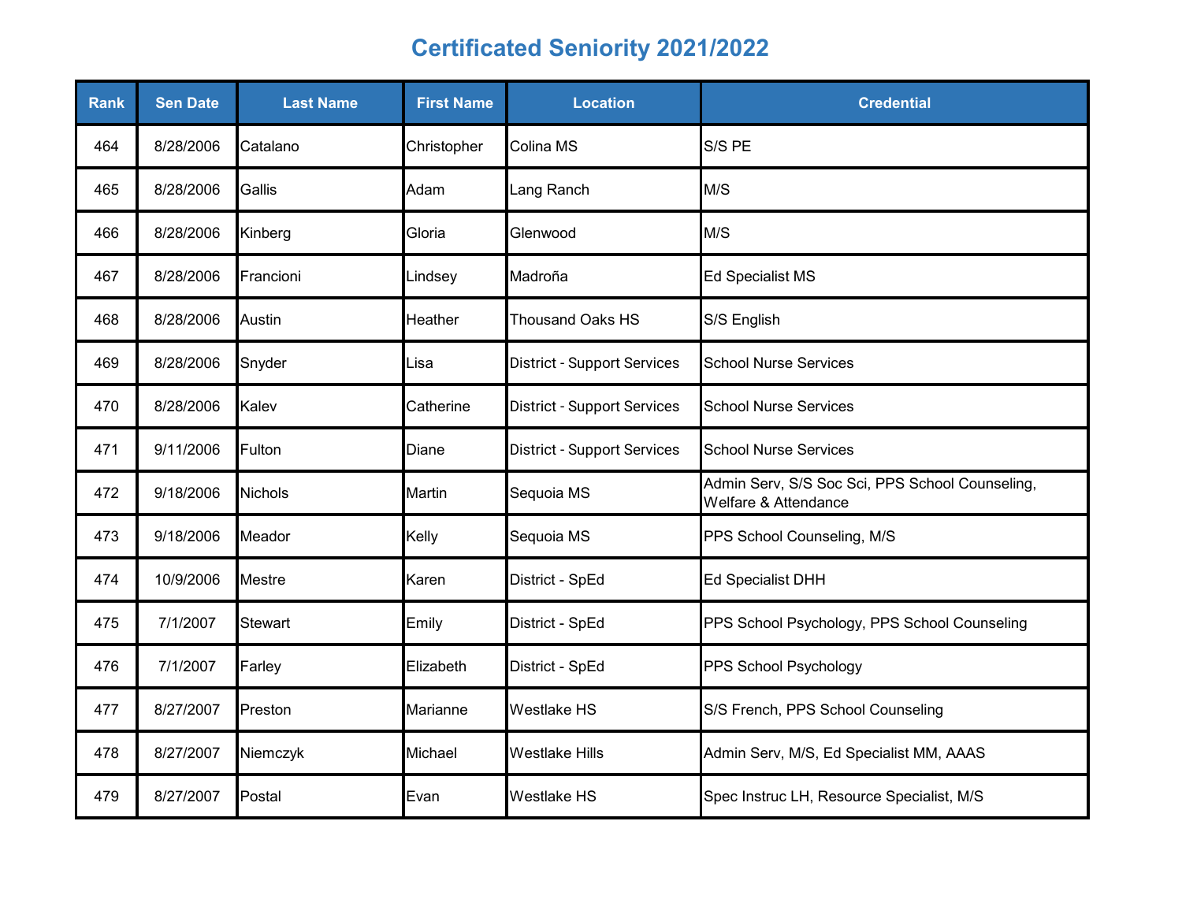# Certificated Seniority 2021/2022

| Rank | Sen Date | Last Name | First Name | Location | Credential |
|---|---|---|---|---|---|
| 464 | 8/28/2006 | Catalano | Christopher | Colina MS | S/S PE |
| 465 | 8/28/2006 | Gallis | Adam | Lang Ranch | M/S |
| 466 | 8/28/2006 | Kinberg | Gloria | Glenwood | M/S |
| 467 | 8/28/2006 | Francioni | Lindsey | Madroña | Ed Specialist MS |
| 468 | 8/28/2006 | Austin | Heather | Thousand Oaks HS | S/S English |
| 469 | 8/28/2006 | Snyder | Lisa | District - Support Services | School Nurse Services |
| 470 | 8/28/2006 | Kalev | Catherine | District - Support Services | School Nurse Services |
| 471 | 9/11/2006 | Fulton | Diane | District - Support Services | School Nurse Services |
| 472 | 9/18/2006 | Nichols | Martin | Sequoia MS | Admin Serv, S/S Soc Sci, PPS School Counseling, Welfare & Attendance |
| 473 | 9/18/2006 | Meador | Kelly | Sequoia MS | PPS School Counseling, M/S |
| 474 | 10/9/2006 | Mestre | Karen | District - SpEd | Ed Specialist DHH |
| 475 | 7/1/2007 | Stewart | Emily | District - SpEd | PPS School Psychology, PPS School Counseling |
| 476 | 7/1/2007 | Farley | Elizabeth | District - SpEd | PPS School Psychology |
| 477 | 8/27/2007 | Preston | Marianne | Westlake HS | S/S French, PPS School Counseling |
| 478 | 8/27/2007 | Niemczyk | Michael | Westlake Hills | Admin Serv, M/S, Ed Specialist MM, AAAS |
| 479 | 8/27/2007 | Postal | Evan | Westlake HS | Spec Instruc LH, Resource Specialist, M/S |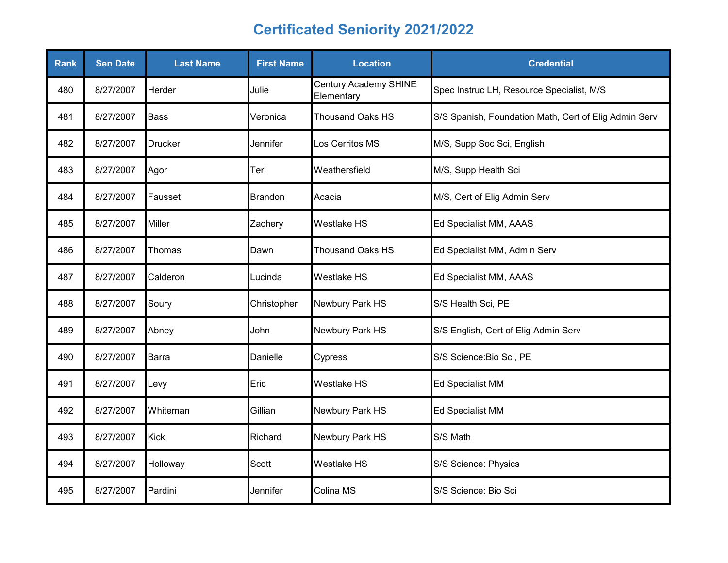# Certificated Seniority 2021/2022

| Rank | Sen Date | Last Name | First Name | Location | Credential |
|---|---|---|---|---|---|
| 480 | 8/27/2007 | Herder | Julie | Century Academy SHINE Elementary | Spec Instruc LH, Resource Specialist, M/S |
| 481 | 8/27/2007 | Bass | Veronica | Thousand Oaks HS | S/S Spanish, Foundation Math, Cert of Elig Admin Serv |
| 482 | 8/27/2007 | Drucker | Jennifer | Los Cerritos MS | M/S, Supp Soc Sci, English |
| 483 | 8/27/2007 | Agor | Teri | Weathersfield | M/S, Supp Health Sci |
| 484 | 8/27/2007 | Fausset | Brandon | Acacia | M/S, Cert of Elig Admin Serv |
| 485 | 8/27/2007 | Miller | Zachery | Westlake HS | Ed Specialist MM, AAAS |
| 486 | 8/27/2007 | Thomas | Dawn | Thousand Oaks HS | Ed Specialist MM, Admin Serv |
| 487 | 8/27/2007 | Calderon | Lucinda | Westlake HS | Ed Specialist MM, AAAS |
| 488 | 8/27/2007 | Soury | Christopher | Newbury Park HS | S/S Health Sci, PE |
| 489 | 8/27/2007 | Abney | John | Newbury Park HS | S/S English, Cert of Elig Admin Serv |
| 490 | 8/27/2007 | Barra | Danielle | Cypress | S/S Science:Bio Sci, PE |
| 491 | 8/27/2007 | Levy | Eric | Westlake HS | Ed Specialist MM |
| 492 | 8/27/2007 | Whiteman | Gillian | Newbury Park HS | Ed Specialist MM |
| 493 | 8/27/2007 | Kick | Richard | Newbury Park HS | S/S Math |
| 494 | 8/27/2007 | Holloway | Scott | Westlake HS | S/S Science: Physics |
| 495 | 8/27/2007 | Pardini | Jennifer | Colina MS | S/S Science: Bio Sci |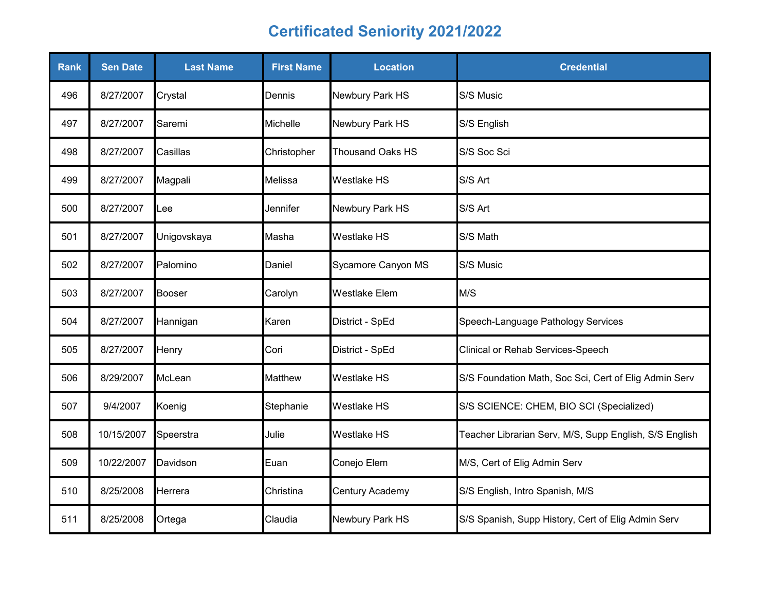# Certificated Seniority 2021/2022

| Rank | Sen Date | Last Name | First Name | Location | Credential |
|---|---|---|---|---|---|
| 496 | 8/27/2007 | Crystal | Dennis | Newbury Park HS | S/S Music |
| 497 | 8/27/2007 | Saremi | Michelle | Newbury Park HS | S/S English |
| 498 | 8/27/2007 | Casillas | Christopher | Thousand Oaks HS | S/S Soc Sci |
| 499 | 8/27/2007 | Magpali | Melissa | Westlake HS | S/S Art |
| 500 | 8/27/2007 | Lee | Jennifer | Newbury Park HS | S/S Art |
| 501 | 8/27/2007 | Unigovskaya | Masha | Westlake HS | S/S Math |
| 502 | 8/27/2007 | Palomino | Daniel | Sycamore Canyon MS | S/S Music |
| 503 | 8/27/2007 | Booser | Carolyn | Westlake Elem | M/S |
| 504 | 8/27/2007 | Hannigan | Karen | District - SpEd | Speech-Language Pathology Services |
| 505 | 8/27/2007 | Henry | Cori | District - SpEd | Clinical or Rehab Services-Speech |
| 506 | 8/29/2007 | McLean | Matthew | Westlake HS | S/S Foundation Math, Soc Sci, Cert of Elig Admin Serv |
| 507 | 9/4/2007 | Koenig | Stephanie | Westlake HS | S/S SCIENCE: CHEM, BIO SCI (Specialized) |
| 508 | 10/15/2007 | Speerstra | Julie | Westlake HS | Teacher Librarian Serv, M/S, Supp English, S/S English |
| 509 | 10/22/2007 | Davidson | Euan | Conejo Elem | M/S, Cert of Elig Admin Serv |
| 510 | 8/25/2008 | Herrera | Christina | Century Academy | S/S English, Intro Spanish, M/S |
| 511 | 8/25/2008 | Ortega | Claudia | Newbury Park HS | S/S Spanish, Supp History, Cert of Elig Admin Serv |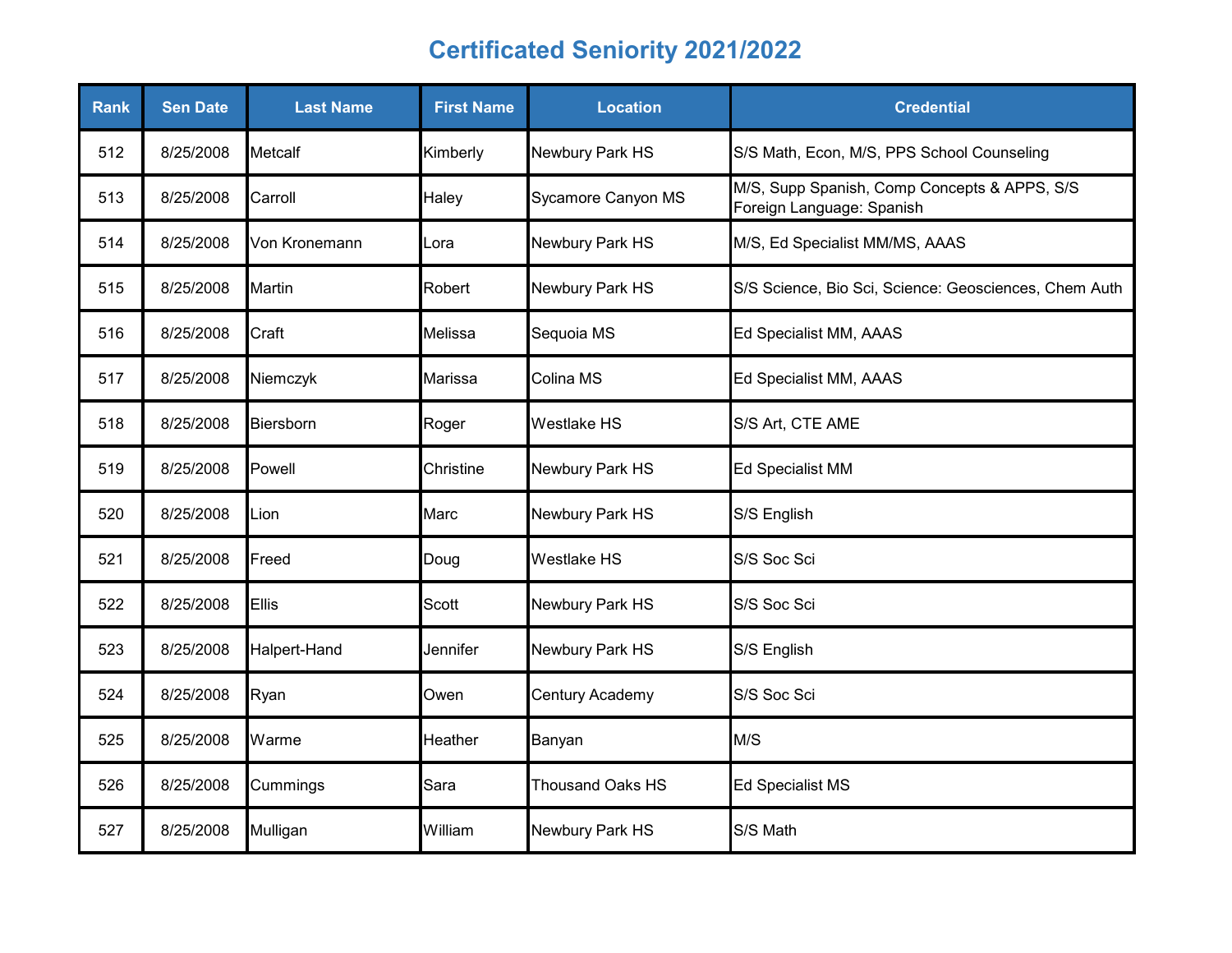# Certificated Seniority 2021/2022

| Rank | Sen Date | Last Name | First Name | Location | Credential |
|---|---|---|---|---|---|
| 512 | 8/25/2008 | Metcalf | Kimberly | Newbury Park HS | S/S Math, Econ, M/S, PPS School Counseling |
| 513 | 8/25/2008 | Carroll | Haley | Sycamore Canyon MS | M/S, Supp Spanish, Comp Concepts & APPS, S/S Foreign Language: Spanish |
| 514 | 8/25/2008 | Von Kronemann | Lora | Newbury Park HS | M/S, Ed Specialist MM/MS, AAAS |
| 515 | 8/25/2008 | Martin | Robert | Newbury Park HS | S/S Science, Bio Sci, Science: Geosciences, Chem Auth |
| 516 | 8/25/2008 | Craft | Melissa | Sequoia MS | Ed Specialist MM, AAAS |
| 517 | 8/25/2008 | Niemczyk | Marissa | Colina MS | Ed Specialist MM, AAAS |
| 518 | 8/25/2008 | Biersborn | Roger | Westlake HS | S/S Art, CTE AME |
| 519 | 8/25/2008 | Powell | Christine | Newbury Park HS | Ed Specialist MM |
| 520 | 8/25/2008 | Lion | Marc | Newbury Park HS | S/S English |
| 521 | 8/25/2008 | Freed | Doug | Westlake HS | S/S Soc Sci |
| 522 | 8/25/2008 | Ellis | Scott | Newbury Park HS | S/S Soc Sci |
| 523 | 8/25/2008 | Halpert-Hand | Jennifer | Newbury Park HS | S/S English |
| 524 | 8/25/2008 | Ryan | Owen | Century Academy | S/S Soc Sci |
| 525 | 8/25/2008 | Warme | Heather | Banyan | M/S |
| 526 | 8/25/2008 | Cummings | Sara | Thousand Oaks HS | Ed Specialist MS |
| 527 | 8/25/2008 | Mulligan | William | Newbury Park HS | S/S Math |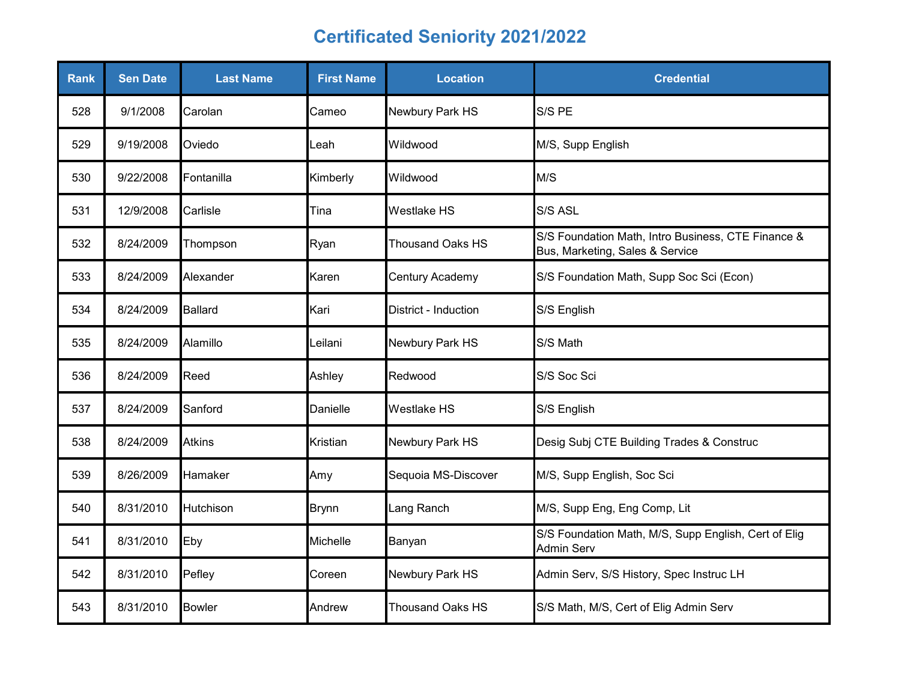# Certificated Seniority 2021/2022

| Rank | Sen Date | Last Name | First Name | Location | Credential |
|---|---|---|---|---|---|
| 528 | 9/1/2008 | Carolan | Cameo | Newbury Park HS | S/S PE |
| 529 | 9/19/2008 | Oviedo | Leah | Wildwood | M/S, Supp English |
| 530 | 9/22/2008 | Fontanilla | Kimberly | Wildwood | M/S |
| 531 | 12/9/2008 | Carlisle | Tina | Westlake HS | S/S ASL |
| 532 | 8/24/2009 | Thompson | Ryan | Thousand Oaks HS | S/S Foundation Math, Intro Business, CTE Finance & Bus, Marketing, Sales & Service |
| 533 | 8/24/2009 | Alexander | Karen | Century Academy | S/S Foundation Math, Supp Soc Sci (Econ) |
| 534 | 8/24/2009 | Ballard | Kari | District - Induction | S/S English |
| 535 | 8/24/2009 | Alamillo | Leilani | Newbury Park HS | S/S Math |
| 536 | 8/24/2009 | Reed | Ashley | Redwood | S/S Soc Sci |
| 537 | 8/24/2009 | Sanford | Danielle | Westlake HS | S/S English |
| 538 | 8/24/2009 | Atkins | Kristian | Newbury Park HS | Desig Subj CTE Building Trades & Construc |
| 539 | 8/26/2009 | Hamaker | Amy | Sequoia MS-Discover | M/S, Supp English, Soc Sci |
| 540 | 8/31/2010 | Hutchison | Brynn | Lang Ranch | M/S, Supp Eng, Eng Comp, Lit |
| 541 | 8/31/2010 | Eby | Michelle | Banyan | S/S Foundation Math, M/S, Supp English, Cert of Elig Admin Serv |
| 542 | 8/31/2010 | Pefley | Coreen | Newbury Park HS | Admin Serv, S/S History, Spec Instruc LH |
| 543 | 8/31/2010 | Bowler | Andrew | Thousand Oaks HS | S/S Math, M/S, Cert of Elig Admin Serv |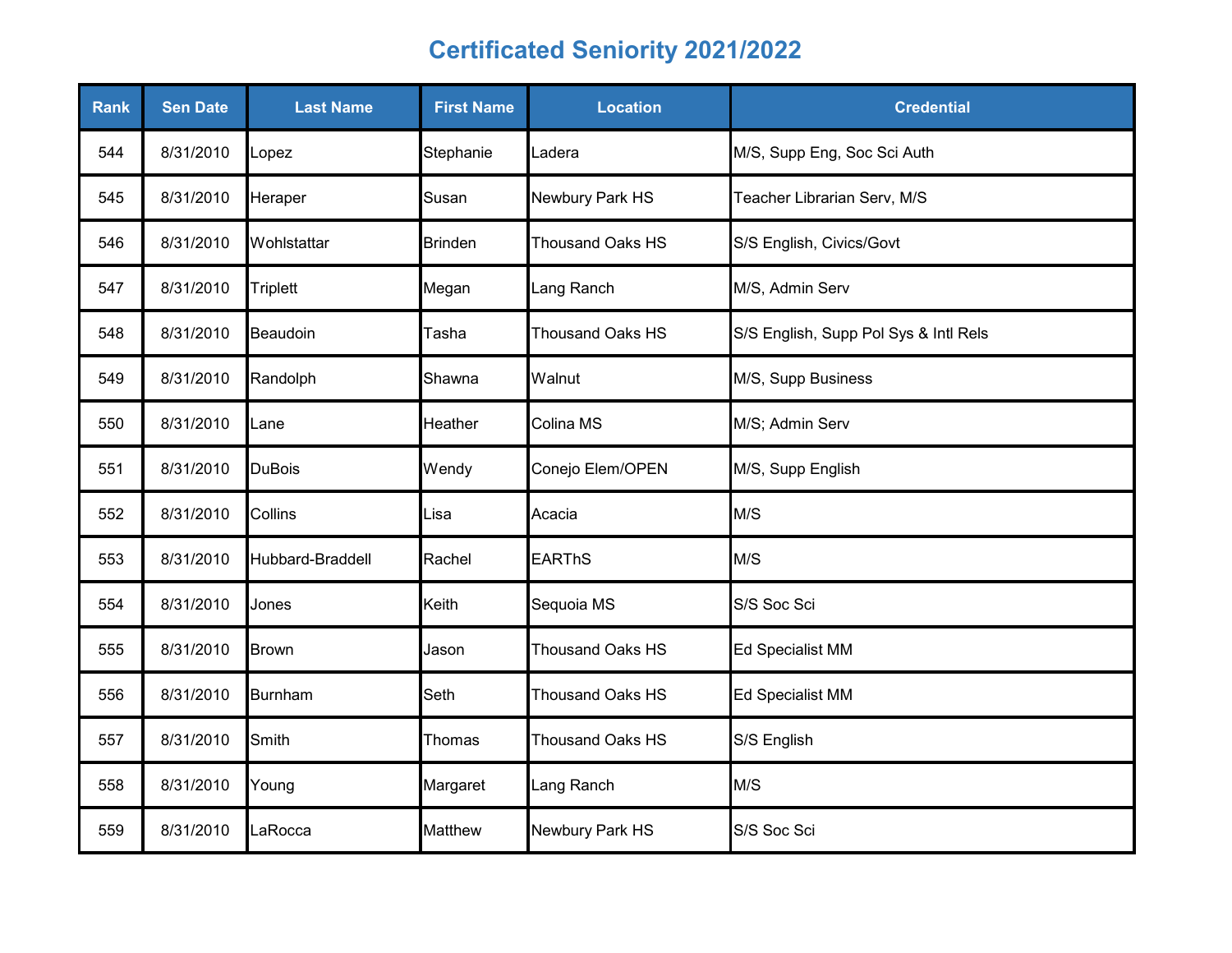# Certificated Seniority 2021/2022

| Rank | Sen Date | Last Name | First Name | Location | Credential |
|---|---|---|---|---|---|
| 544 | 8/31/2010 | Lopez | Stephanie | Ladera | M/S, Supp Eng, Soc Sci Auth |
| 545 | 8/31/2010 | Heraper | Susan | Newbury Park HS | Teacher Librarian Serv, M/S |
| 546 | 8/31/2010 | Wohlstattar | Brinden | Thousand Oaks HS | S/S English, Civics/Govt |
| 547 | 8/31/2010 | Triplett | Megan | Lang Ranch | M/S, Admin Serv |
| 548 | 8/31/2010 | Beaudoin | Tasha | Thousand Oaks HS | S/S English, Supp Pol Sys & Intl Rels |
| 549 | 8/31/2010 | Randolph | Shawna | Walnut | M/S, Supp Business |
| 550 | 8/31/2010 | Lane | Heather | Colina MS | M/S; Admin Serv |
| 551 | 8/31/2010 | DuBois | Wendy | Conejo Elem/OPEN | M/S, Supp English |
| 552 | 8/31/2010 | Collins | Lisa | Acacia | M/S |
| 553 | 8/31/2010 | Hubbard-Braddell | Rachel | EARThS | M/S |
| 554 | 8/31/2010 | Jones | Keith | Sequoia MS | S/S Soc Sci |
| 555 | 8/31/2010 | Brown | Jason | Thousand Oaks HS | Ed Specialist MM |
| 556 | 8/31/2010 | Burnham | Seth | Thousand Oaks HS | Ed Specialist MM |
| 557 | 8/31/2010 | Smith | Thomas | Thousand Oaks HS | S/S English |
| 558 | 8/31/2010 | Young | Margaret | Lang Ranch | M/S |
| 559 | 8/31/2010 | LaRocca | Matthew | Newbury Park HS | S/S Soc Sci |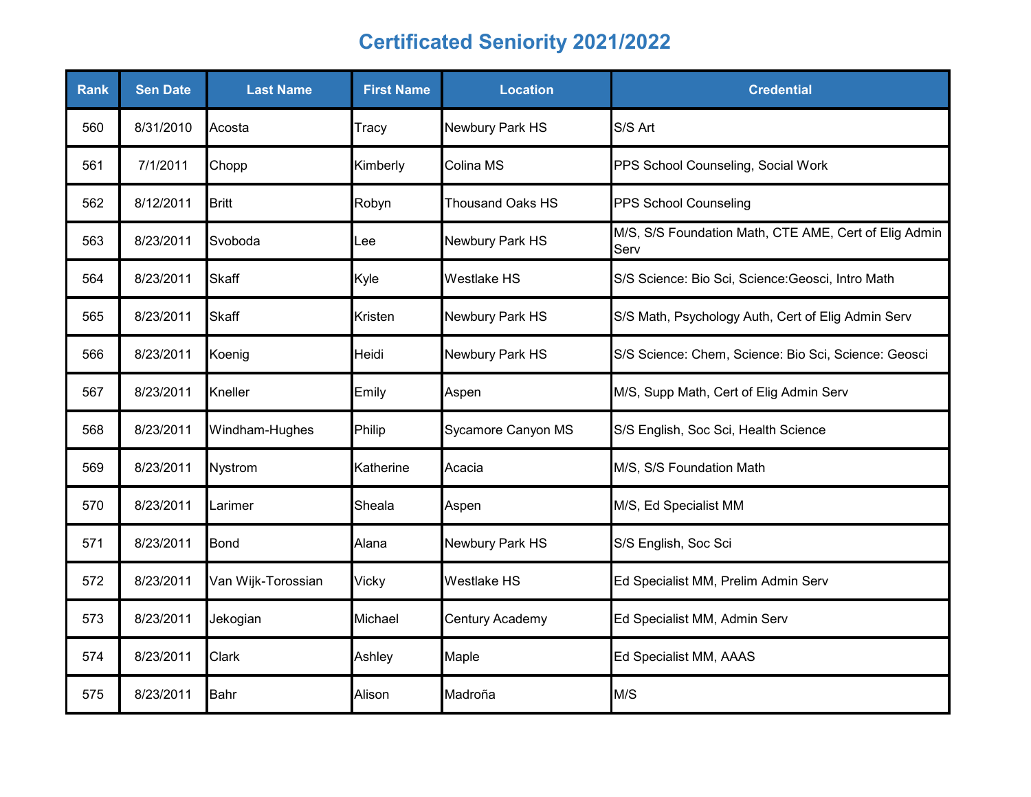# Certificated Seniority 2021/2022

| Rank | Sen Date | Last Name | First Name | Location | Credential |
|---|---|---|---|---|---|
| 560 | 8/31/2010 | Acosta | Tracy | Newbury Park HS | S/S Art |
| 561 | 7/1/2011 | Chopp | Kimberly | Colina MS | PPS School Counseling, Social Work |
| 562 | 8/12/2011 | Britt | Robyn | Thousand Oaks HS | PPS School Counseling |
| 563 | 8/23/2011 | Svoboda | Lee | Newbury Park HS | M/S, S/S Foundation Math, CTE AME, Cert of Elig Admin Serv |
| 564 | 8/23/2011 | Skaff | Kyle | Westlake HS | S/S Science: Bio Sci, Science:Geosci, Intro Math |
| 565 | 8/23/2011 | Skaff | Kristen | Newbury Park HS | S/S Math, Psychology Auth, Cert of Elig Admin Serv |
| 566 | 8/23/2011 | Koenig | Heidi | Newbury Park HS | S/S Science: Chem, Science: Bio Sci, Science: Geosci |
| 567 | 8/23/2011 | Kneller | Emily | Aspen | M/S, Supp Math, Cert of Elig Admin Serv |
| 568 | 8/23/2011 | Windham-Hughes | Philip | Sycamore Canyon MS | S/S English, Soc Sci, Health Science |
| 569 | 8/23/2011 | Nystrom | Katherine | Acacia | M/S, S/S Foundation Math |
| 570 | 8/23/2011 | Larimer | Sheala | Aspen | M/S, Ed Specialist MM |
| 571 | 8/23/2011 | Bond | Alana | Newbury Park HS | S/S English, Soc Sci |
| 572 | 8/23/2011 | Van Wijk-Torossian | Vicky | Westlake HS | Ed Specialist MM, Prelim Admin Serv |
| 573 | 8/23/2011 | Jekogian | Michael | Century Academy | Ed Specialist MM, Admin Serv |
| 574 | 8/23/2011 | Clark | Ashley | Maple | Ed Specialist MM, AAAS |
| 575 | 8/23/2011 | Bahr | Alison | Madroña | M/S |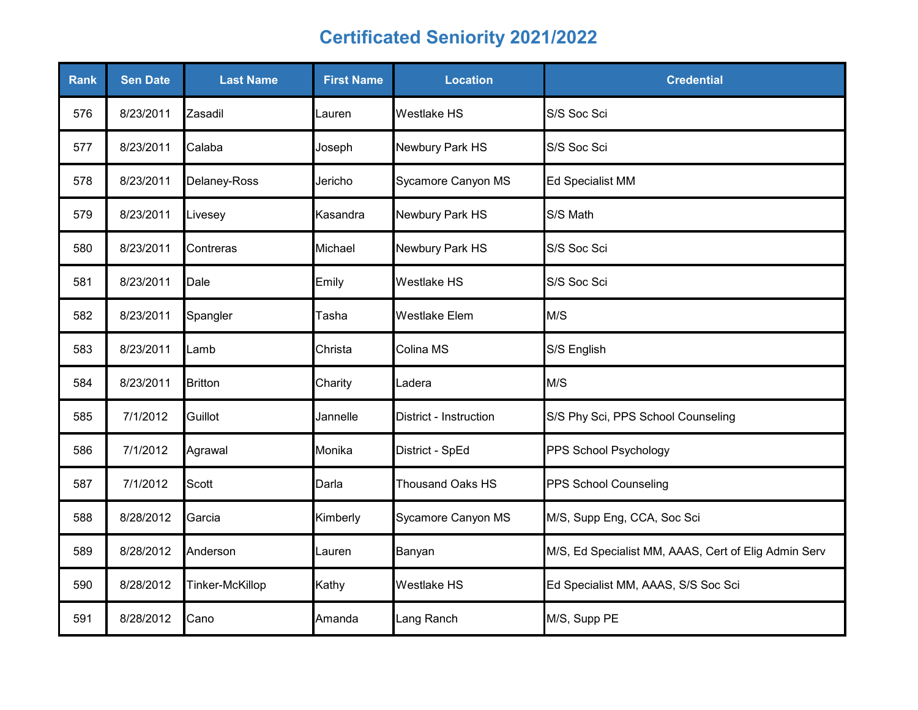# Certificated Seniority 2021/2022

| Rank | Sen Date | Last Name | First Name | Location | Credential |
|---|---|---|---|---|---|
| 576 | 8/23/2011 | Zasadil | Lauren | Westlake HS | S/S Soc Sci |
| 577 | 8/23/2011 | Calaba | Joseph | Newbury Park HS | S/S Soc Sci |
| 578 | 8/23/2011 | Delaney-Ross | Jericho | Sycamore Canyon MS | Ed Specialist MM |
| 579 | 8/23/2011 | Livesey | Kasandra | Newbury Park HS | S/S Math |
| 580 | 8/23/2011 | Contreras | Michael | Newbury Park HS | S/S Soc Sci |
| 581 | 8/23/2011 | Dale | Emily | Westlake HS | S/S Soc Sci |
| 582 | 8/23/2011 | Spangler | Tasha | Westlake Elem | M/S |
| 583 | 8/23/2011 | Lamb | Christa | Colina MS | S/S English |
| 584 | 8/23/2011 | Britton | Charity | Ladera | M/S |
| 585 | 7/1/2012 | Guillot | Jannelle | District - Instruction | S/S Phy Sci, PPS School Counseling |
| 586 | 7/1/2012 | Agrawal | Monika | District - SpEd | PPS School Psychology |
| 587 | 7/1/2012 | Scott | Darla | Thousand Oaks HS | PPS School Counseling |
| 588 | 8/28/2012 | Garcia | Kimberly | Sycamore Canyon MS | M/S, Supp Eng, CCA, Soc Sci |
| 589 | 8/28/2012 | Anderson | Lauren | Banyan | M/S, Ed Specialist MM, AAAS, Cert of Elig Admin Serv |
| 590 | 8/28/2012 | Tinker-McKillop | Kathy | Westlake HS | Ed Specialist MM, AAAS, S/S Soc Sci |
| 591 | 8/28/2012 | Cano | Amanda | Lang Ranch | M/S, Supp PE |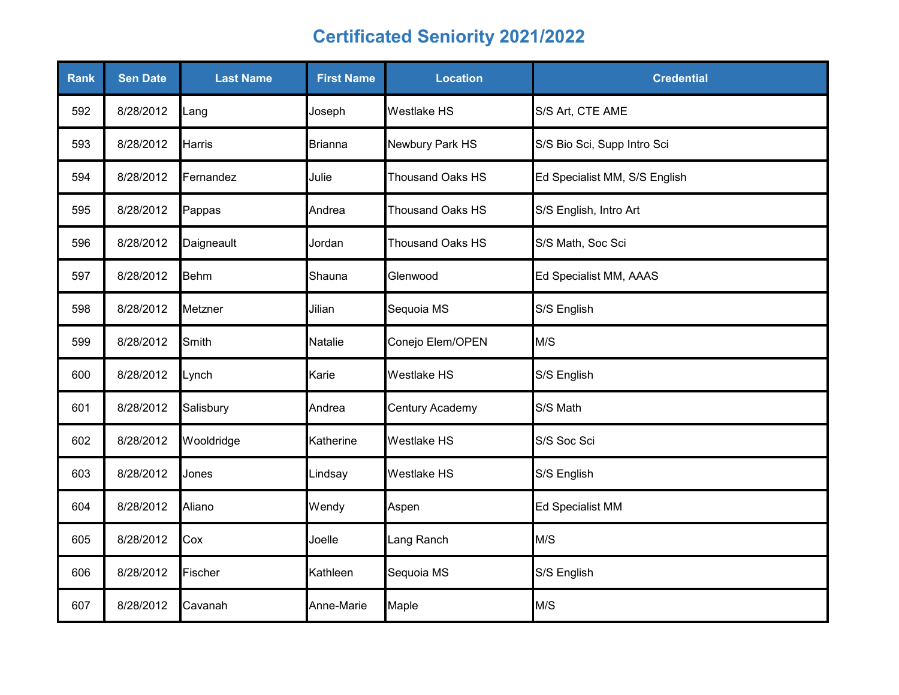# Certificated Seniority 2021/2022

| Rank | Sen Date | Last Name | First Name | Location | Credential |
|---|---|---|---|---|---|
| 592 | 8/28/2012 | Lang | Joseph | Westlake HS | S/S Art, CTE AME |
| 593 | 8/28/2012 | Harris | Brianna | Newbury Park HS | S/S Bio Sci, Supp Intro Sci |
| 594 | 8/28/2012 | Fernandez | Julie | Thousand Oaks HS | Ed Specialist MM, S/S English |
| 595 | 8/28/2012 | Pappas | Andrea | Thousand Oaks HS | S/S English, Intro Art |
| 596 | 8/28/2012 | Daigneault | Jordan | Thousand Oaks HS | S/S Math, Soc Sci |
| 597 | 8/28/2012 | Behm | Shauna | Glenwood | Ed Specialist MM, AAAS |
| 598 | 8/28/2012 | Metzner | Jilian | Sequoia MS | S/S English |
| 599 | 8/28/2012 | Smith | Natalie | Conejo Elem/OPEN | M/S |
| 600 | 8/28/2012 | Lynch | Karie | Westlake HS | S/S English |
| 601 | 8/28/2012 | Salisbury | Andrea | Century Academy | S/S Math |
| 602 | 8/28/2012 | Wooldridge | Katherine | Westlake HS | S/S Soc Sci |
| 603 | 8/28/2012 | Jones | Lindsay | Westlake HS | S/S English |
| 604 | 8/28/2012 | Aliano | Wendy | Aspen | Ed Specialist MM |
| 605 | 8/28/2012 | Cox | Joelle | Lang Ranch | M/S |
| 606 | 8/28/2012 | Fischer | Kathleen | Sequoia MS | S/S English |
| 607 | 8/28/2012 | Cavanah | Anne-Marie | Maple | M/S |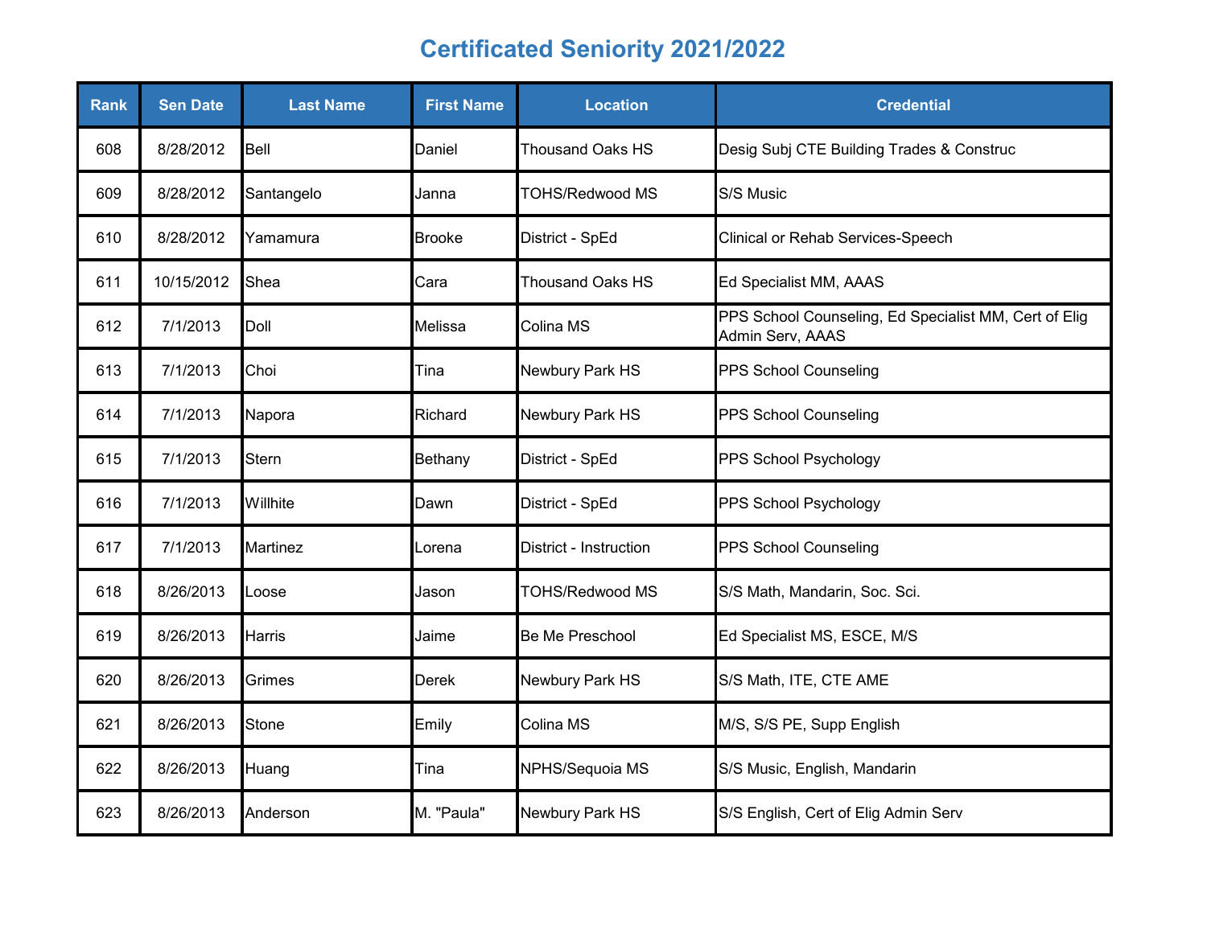# Certificated Seniority 2021/2022

| Rank | Sen Date | Last Name | First Name | Location | Credential |
|---|---|---|---|---|---|
| 608 | 8/28/2012 | Bell | Daniel | Thousand Oaks HS | Desig Subj CTE Building Trades & Construc |
| 609 | 8/28/2012 | Santangelo | Janna | TOHS/Redwood MS | S/S Music |
| 610 | 8/28/2012 | Yamamura | Brooke | District - SpEd | Clinical or Rehab Services-Speech |
| 611 | 10/15/2012 | Shea | Cara | Thousand Oaks HS | Ed Specialist MM, AAAS |
| 612 | 7/1/2013 | Doll | Melissa | Colina MS | PPS School Counseling, Ed Specialist MM, Cert of Elig Admin Serv, AAAS |
| 613 | 7/1/2013 | Choi | Tina | Newbury Park HS | PPS School Counseling |
| 614 | 7/1/2013 | Napora | Richard | Newbury Park HS | PPS School Counseling |
| 615 | 7/1/2013 | Stern | Bethany | District - SpEd | PPS School Psychology |
| 616 | 7/1/2013 | Willhite | Dawn | District - SpEd | PPS School Psychology |
| 617 | 7/1/2013 | Martinez | Lorena | District - Instruction | PPS School Counseling |
| 618 | 8/26/2013 | Loose | Jason | TOHS/Redwood MS | S/S Math, Mandarin, Soc. Sci. |
| 619 | 8/26/2013 | Harris | Jaime | Be Me Preschool | Ed Specialist MS, ESCE, M/S |
| 620 | 8/26/2013 | Grimes | Derek | Newbury Park HS | S/S Math, ITE, CTE AME |
| 621 | 8/26/2013 | Stone | Emily | Colina MS | M/S, S/S PE, Supp English |
| 622 | 8/26/2013 | Huang | Tina | NPHS/Sequoia MS | S/S Music, English, Mandarin |
| 623 | 8/26/2013 | Anderson | M. "Paula" | Newbury Park HS | S/S English, Cert of Elig Admin Serv |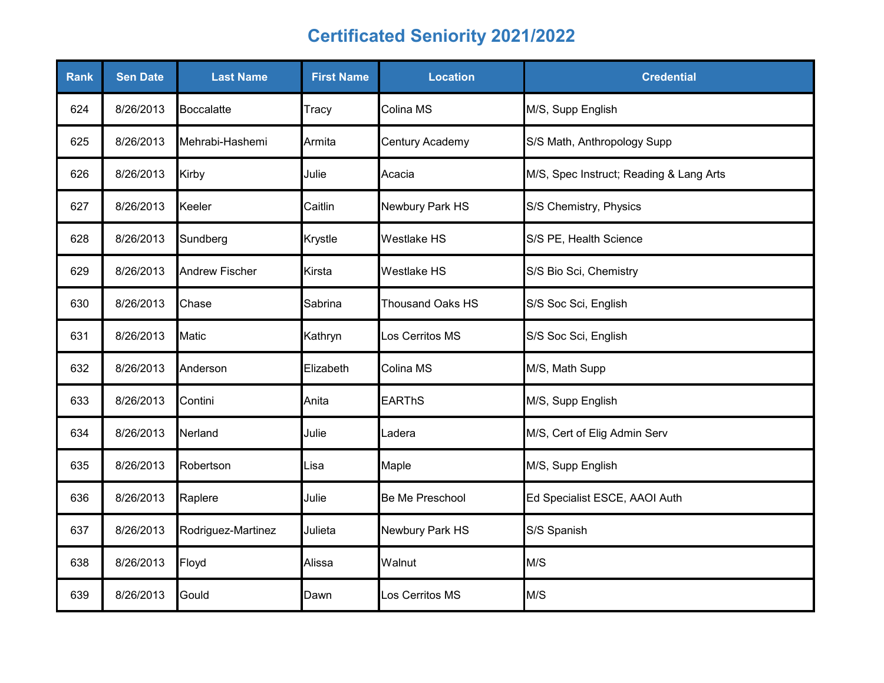# Certificated Seniority 2021/2022

| Rank | Sen Date | Last Name | First Name | Location | Credential |
|---|---|---|---|---|---|
| 624 | 8/26/2013 | Boccalatte | Tracy | Colina MS | M/S, Supp English |
| 625 | 8/26/2013 | Mehrabi-Hashemi | Armita | Century Academy | S/S Math, Anthropology Supp |
| 626 | 8/26/2013 | Kirby | Julie | Acacia | M/S, Spec Instruct; Reading & Lang Arts |
| 627 | 8/26/2013 | Keeler | Caitlin | Newbury Park HS | S/S Chemistry, Physics |
| 628 | 8/26/2013 | Sundberg | Krystle | Westlake HS | S/S PE, Health Science |
| 629 | 8/26/2013 | Andrew Fischer | Kirsta | Westlake HS | S/S Bio Sci, Chemistry |
| 630 | 8/26/2013 | Chase | Sabrina | Thousand Oaks HS | S/S Soc Sci, English |
| 631 | 8/26/2013 | Matic | Kathryn | Los Cerritos MS | S/S Soc Sci, English |
| 632 | 8/26/2013 | Anderson | Elizabeth | Colina MS | M/S, Math Supp |
| 633 | 8/26/2013 | Contini | Anita | EARThS | M/S, Supp English |
| 634 | 8/26/2013 | Nerland | Julie | Ladera | M/S, Cert of Elig Admin Serv |
| 635 | 8/26/2013 | Robertson | Lisa | Maple | M/S, Supp English |
| 636 | 8/26/2013 | Raplere | Julie | Be Me Preschool | Ed Specialist ESCE, AAOI Auth |
| 637 | 8/26/2013 | Rodriguez-Martinez | Julieta | Newbury Park HS | S/S Spanish |
| 638 | 8/26/2013 | Floyd | Alissa | Walnut | M/S |
| 639 | 8/26/2013 | Gould | Dawn | Los Cerritos MS | M/S |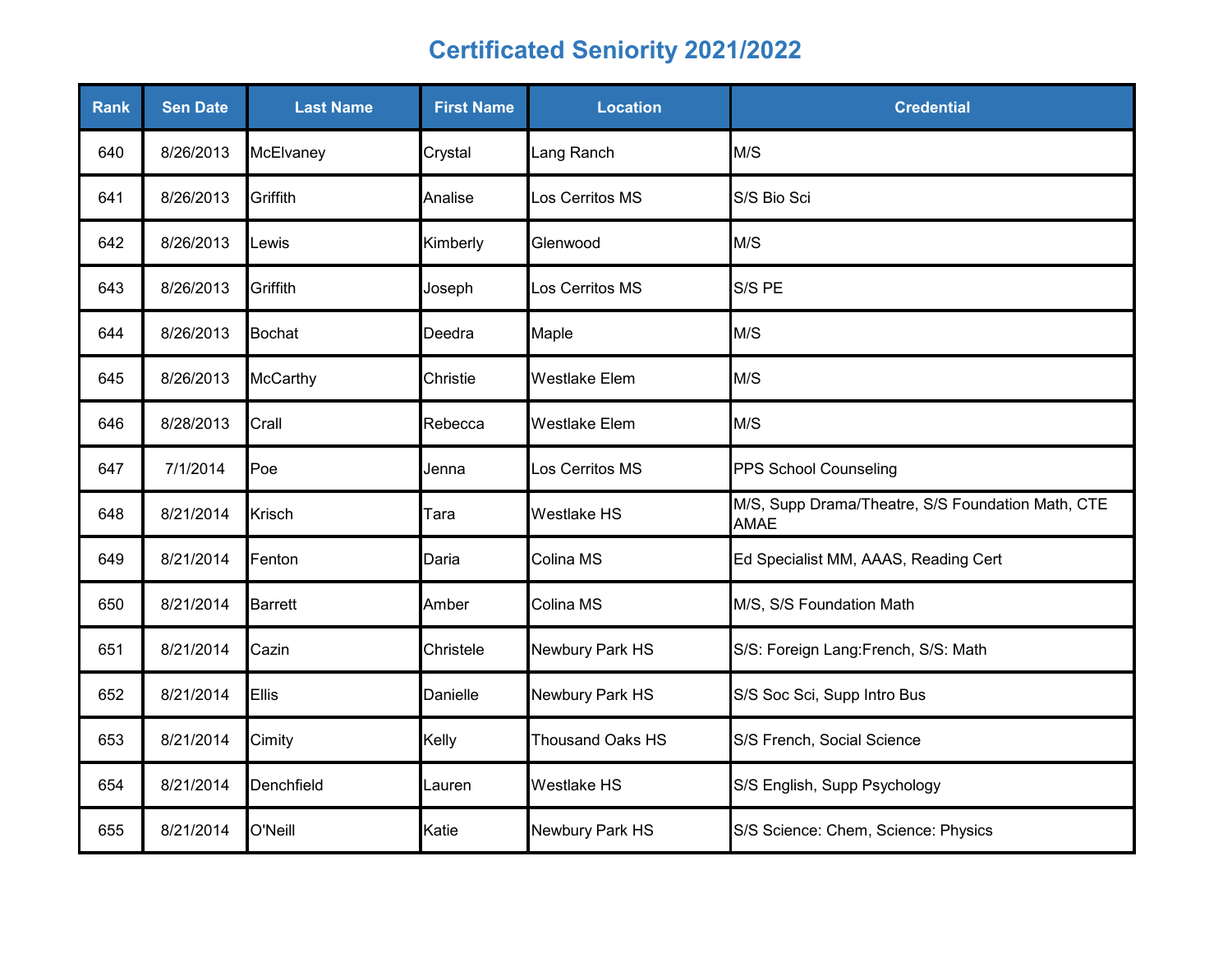# Certificated Seniority 2021/2022

| Rank | Sen Date | Last Name | First Name | Location | Credential |
|---|---|---|---|---|---|
| 640 | 8/26/2013 | McElvaney | Crystal | Lang Ranch | M/S |
| 641 | 8/26/2013 | Griffith | Analise | Los Cerritos MS | S/S Bio Sci |
| 642 | 8/26/2013 | Lewis | Kimberly | Glenwood | M/S |
| 643 | 8/26/2013 | Griffith | Joseph | Los Cerritos MS | S/S PE |
| 644 | 8/26/2013 | Bochat | Deedra | Maple | M/S |
| 645 | 8/26/2013 | McCarthy | Christie | Westlake Elem | M/S |
| 646 | 8/28/2013 | Crall | Rebecca | Westlake Elem | M/S |
| 647 | 7/1/2014 | Poe | Jenna | Los Cerritos MS | PPS School Counseling |
| 648 | 8/21/2014 | Krisch | Tara | Westlake HS | M/S, Supp Drama/Theatre, S/S Foundation Math, CTE AMAE |
| 649 | 8/21/2014 | Fenton | Daria | Colina MS | Ed Specialist MM, AAAS, Reading Cert |
| 650 | 8/21/2014 | Barrett | Amber | Colina MS | M/S, S/S Foundation Math |
| 651 | 8/21/2014 | Cazin | Christele | Newbury Park HS | S/S: Foreign Lang:French, S/S: Math |
| 652 | 8/21/2014 | Ellis | Danielle | Newbury Park HS | S/S Soc Sci, Supp Intro Bus |
| 653 | 8/21/2014 | Cimity | Kelly | Thousand Oaks HS | S/S French, Social Science |
| 654 | 8/21/2014 | Denchfield | Lauren | Westlake HS | S/S English, Supp Psychology |
| 655 | 8/21/2014 | O'Neill | Katie | Newbury Park HS | S/S Science: Chem, Science: Physics |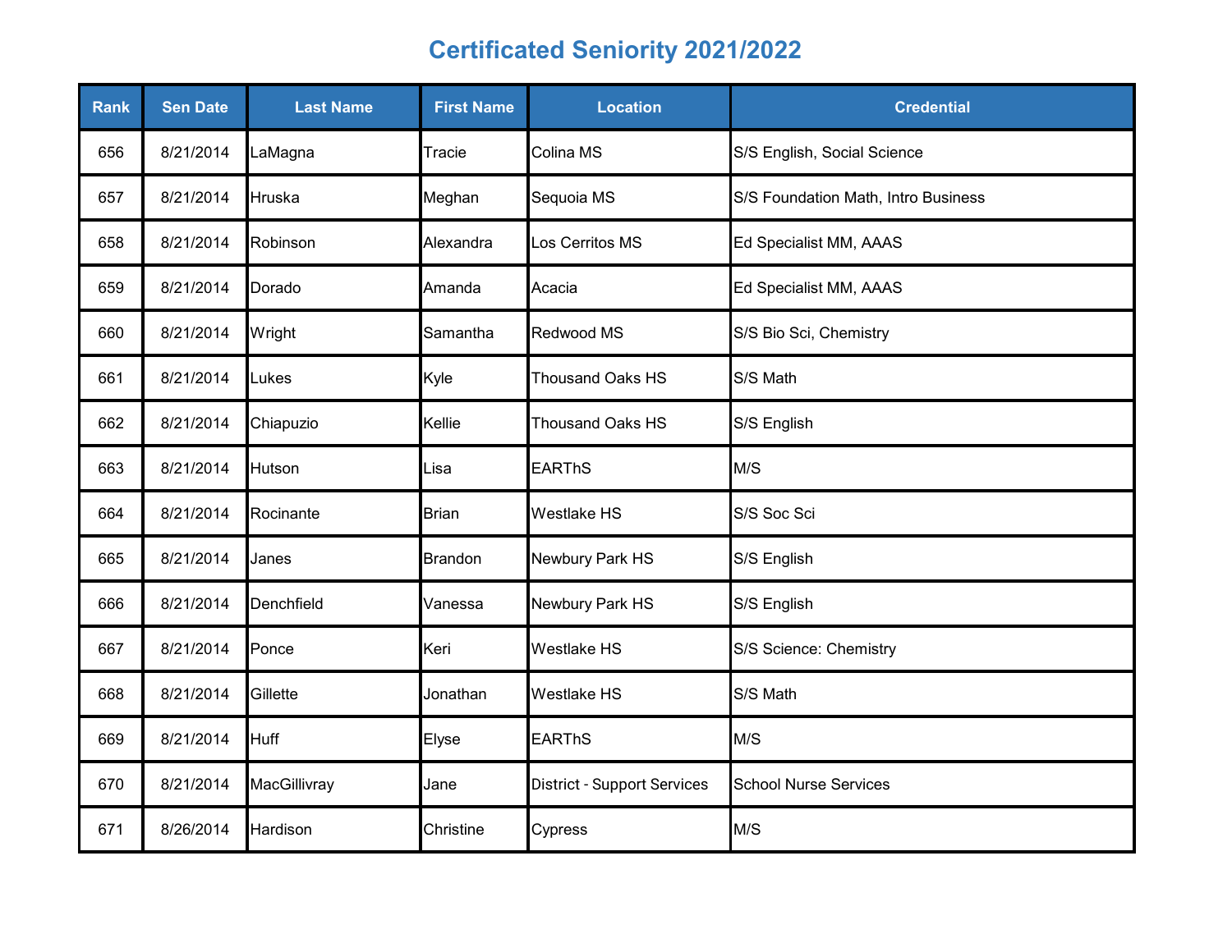# Certificated Seniority 2021/2022

| Rank | Sen Date | Last Name | First Name | Location | Credential |
| --- | --- | --- | --- | --- | --- |
| 656 | 8/21/2014 | LaMagna | Tracie | Colina MS | S/S English, Social Science |
| 657 | 8/21/2014 | Hruska | Meghan | Sequoia MS | S/S Foundation Math, Intro Business |
| 658 | 8/21/2014 | Robinson | Alexandra | Los Cerritos MS | Ed Specialist MM, AAAS |
| 659 | 8/21/2014 | Dorado | Amanda | Acacia | Ed Specialist MM, AAAS |
| 660 | 8/21/2014 | Wright | Samantha | Redwood MS | S/S Bio Sci, Chemistry |
| 661 | 8/21/2014 | Lukes | Kyle | Thousand Oaks HS | S/S Math |
| 662 | 8/21/2014 | Chiapuzio | Kellie | Thousand Oaks HS | S/S English |
| 663 | 8/21/2014 | Hutson | Lisa | EARThS | M/S |
| 664 | 8/21/2014 | Rocinante | Brian | Westlake HS | S/S Soc Sci |
| 665 | 8/21/2014 | Janes | Brandon | Newbury Park HS | S/S English |
| 666 | 8/21/2014 | Denchfield | Vanessa | Newbury Park HS | S/S English |
| 667 | 8/21/2014 | Ponce | Keri | Westlake HS | S/S Science: Chemistry |
| 668 | 8/21/2014 | Gillette | Jonathan | Westlake HS | S/S Math |
| 669 | 8/21/2014 | Huff | Elyse | EARThS | M/S |
| 670 | 8/21/2014 | MacGillivray | Jane | District - Support Services | School Nurse Services |
| 671 | 8/26/2014 | Hardison | Christine | Cypress | M/S |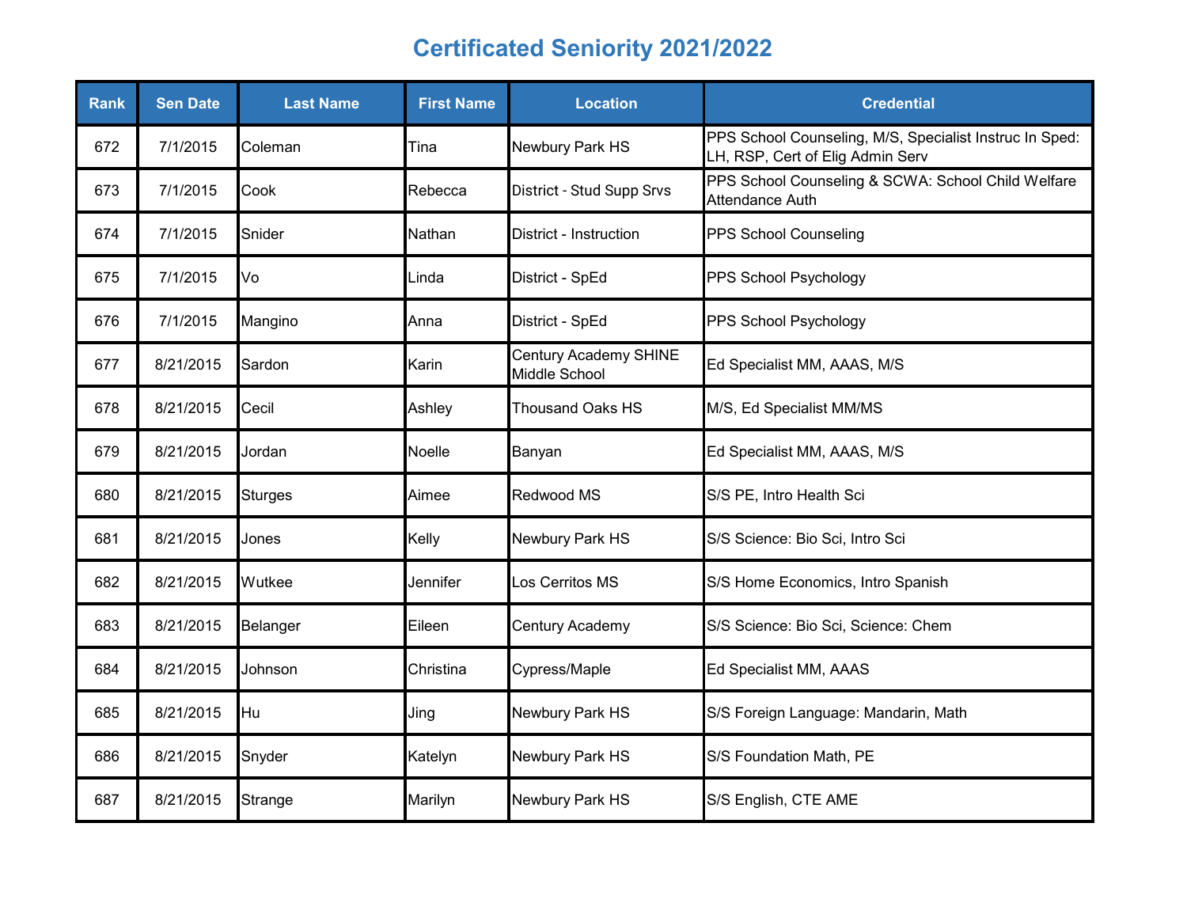# Certificated Seniority 2021/2022

| Rank | Sen Date | Last Name | First Name | Location | Credential |
|---|---|---|---|---|---|
| 672 | 7/1/2015 | Coleman | Tina | Newbury Park HS | PPS School Counseling, M/S, Specialist Instruc In Sped: LH, RSP, Cert of Elig Admin Serv |
| 673 | 7/1/2015 | Cook | Rebecca | District - Stud Supp Srvs | PPS School Counseling & SCWA: School Child Welfare Attendance Auth |
| 674 | 7/1/2015 | Snider | Nathan | District - Instruction | PPS School Counseling |
| 675 | 7/1/2015 | Vo | Linda | District - SpEd | PPS School Psychology |
| 676 | 7/1/2015 | Mangino | Anna | District - SpEd | PPS School Psychology |
| 677 | 8/21/2015 | Sardon | Karin | Century Academy SHINE Middle School | Ed Specialist MM, AAAS, M/S |
| 678 | 8/21/2015 | Cecil | Ashley | Thousand Oaks HS | M/S, Ed Specialist MM/MS |
| 679 | 8/21/2015 | Jordan | Noelle | Banyan | Ed Specialist MM, AAAS, M/S |
| 680 | 8/21/2015 | Sturges | Aimee | Redwood MS | S/S PE, Intro Health Sci |
| 681 | 8/21/2015 | Jones | Kelly | Newbury Park HS | S/S Science: Bio Sci, Intro Sci |
| 682 | 8/21/2015 | Wutkee | Jennifer | Los Cerritos MS | S/S Home Economics, Intro Spanish |
| 683 | 8/21/2015 | Belanger | Eileen | Century Academy | S/S Science: Bio Sci, Science: Chem |
| 684 | 8/21/2015 | Johnson | Christina | Cypress/Maple | Ed Specialist MM, AAAS |
| 685 | 8/21/2015 | Hu | Jing | Newbury Park HS | S/S Foreign Language: Mandarin, Math |
| 686 | 8/21/2015 | Snyder | Katelyn | Newbury Park HS | S/S Foundation Math, PE |
| 687 | 8/21/2015 | Strange | Marilyn | Newbury Park HS | S/S English, CTE AME |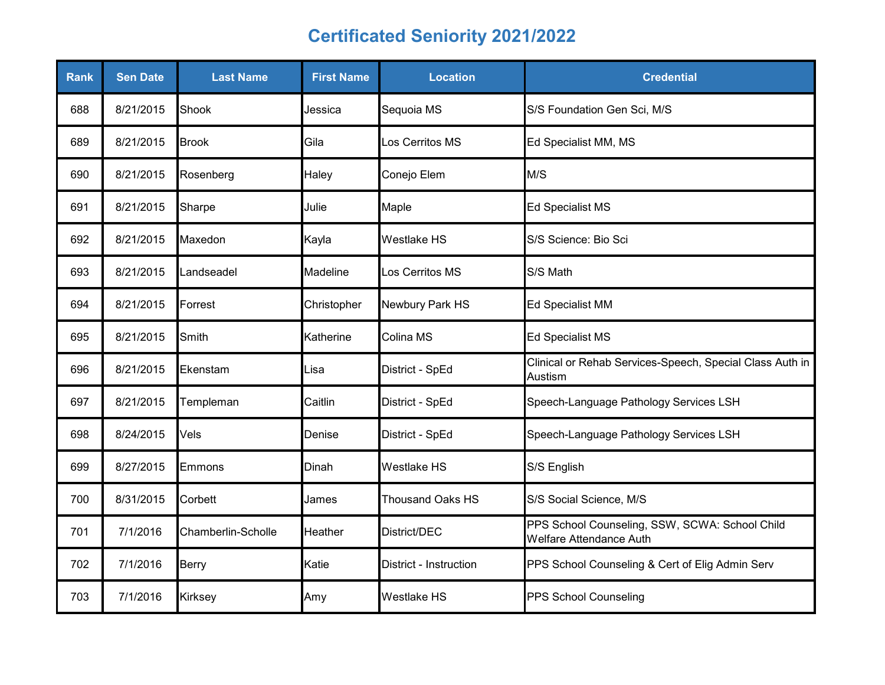# Certificated Seniority 2021/2022

| Rank | Sen Date | Last Name | First Name | Location | Credential |
|---|---|---|---|---|---|
| 688 | 8/21/2015 | Shook | Jessica | Sequoia MS | S/S Foundation Gen Sci, M/S |
| 689 | 8/21/2015 | Brook | Gila | Los Cerritos MS | Ed Specialist MM, MS |
| 690 | 8/21/2015 | Rosenberg | Haley | Conejo Elem | M/S |
| 691 | 8/21/2015 | Sharpe | Julie | Maple | Ed Specialist MS |
| 692 | 8/21/2015 | Maxedon | Kayla | Westlake HS | S/S Science: Bio Sci |
| 693 | 8/21/2015 | Landseadel | Madeline | Los Cerritos MS | S/S Math |
| 694 | 8/21/2015 | Forrest | Christopher | Newbury Park HS | Ed Specialist MM |
| 695 | 8/21/2015 | Smith | Katherine | Colina MS | Ed Specialist MS |
| 696 | 8/21/2015 | Ekenstam | Lisa | District - SpEd | Clinical or Rehab Services-Speech, Special Class Auth in Austism |
| 697 | 8/21/2015 | Templeman | Caitlin | District - SpEd | Speech-Language Pathology Services LSH |
| 698 | 8/24/2015 | Vels | Denise | District - SpEd | Speech-Language Pathology Services LSH |
| 699 | 8/27/2015 | Emmons | Dinah | Westlake HS | S/S English |
| 700 | 8/31/2015 | Corbett | James | Thousand Oaks HS | S/S Social Science, M/S |
| 701 | 7/1/2016 | Chamberlin-Scholle | Heather | District/DEC | PPS School Counseling, SSW, SCWA: School Child Welfare Attendance Auth |
| 702 | 7/1/2016 | Berry | Katie | District - Instruction | PPS School Counseling & Cert of Elig Admin Serv |
| 703 | 7/1/2016 | Kirksey | Amy | Westlake HS | PPS School Counseling |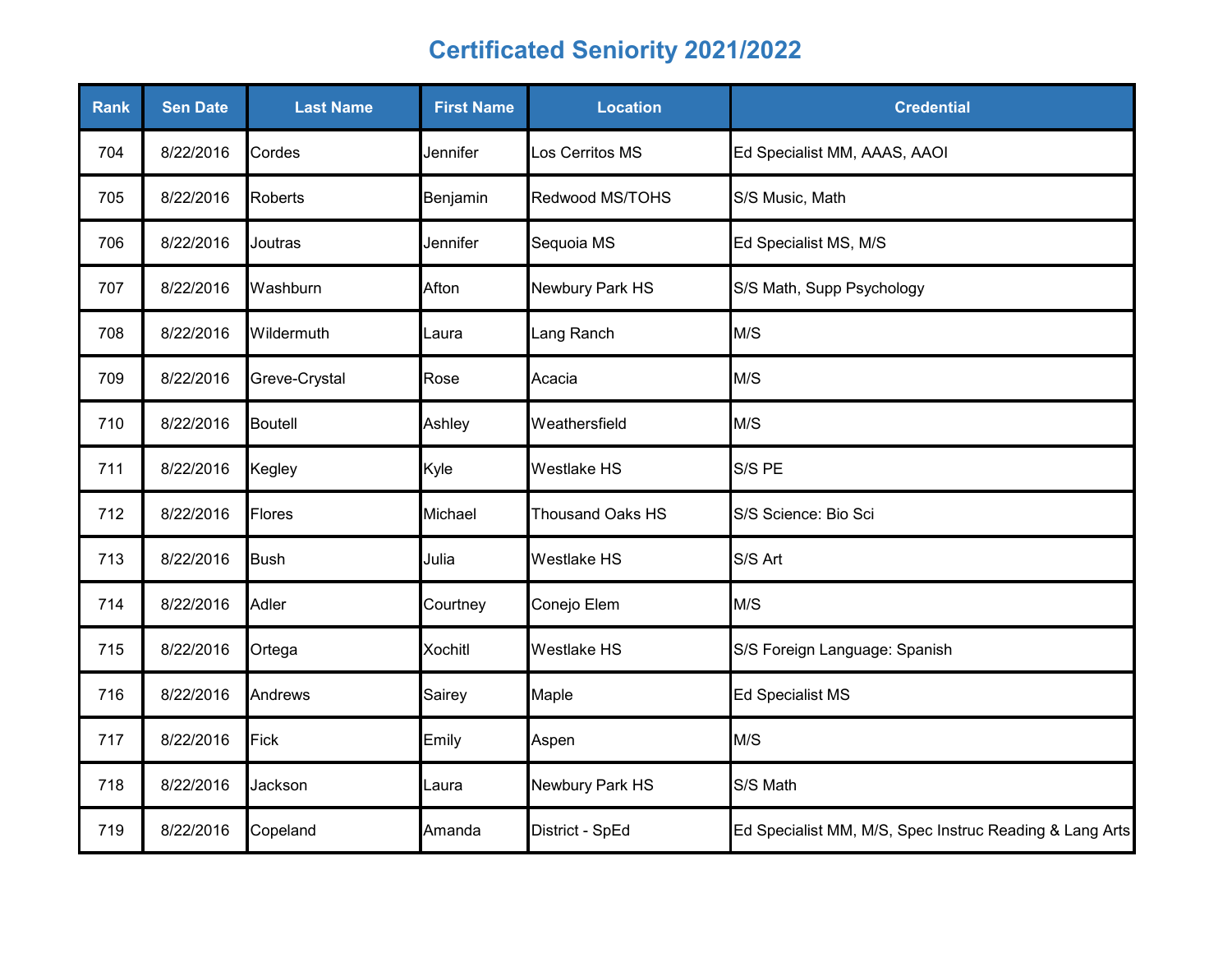# Certificated Seniority 2021/2022

| Rank | Sen Date | Last Name | First Name | Location | Credential |
|---|---|---|---|---|---|
| 704 | 8/22/2016 | Cordes | Jennifer | Los Cerritos MS | Ed Specialist MM, AAAS, AAOI |
| 705 | 8/22/2016 | Roberts | Benjamin | Redwood MS/TOHS | S/S Music, Math |
| 706 | 8/22/2016 | Joutras | Jennifer | Sequoia MS | Ed Specialist MS, M/S |
| 707 | 8/22/2016 | Washburn | Afton | Newbury Park HS | S/S Math, Supp Psychology |
| 708 | 8/22/2016 | Wildermuth | Laura | Lang Ranch | M/S |
| 709 | 8/22/2016 | Greve-Crystal | Rose | Acacia | M/S |
| 710 | 8/22/2016 | Boutell | Ashley | Weathersfield | M/S |
| 711 | 8/22/2016 | Kegley | Kyle | Westlake HS | S/S PE |
| 712 | 8/22/2016 | Flores | Michael | Thousand Oaks HS | S/S Science: Bio Sci |
| 713 | 8/22/2016 | Bush | Julia | Westlake HS | S/S Art |
| 714 | 8/22/2016 | Adler | Courtney | Conejo Elem | M/S |
| 715 | 8/22/2016 | Ortega | Xochitl | Westlake HS | S/S Foreign Language: Spanish |
| 716 | 8/22/2016 | Andrews | Sairey | Maple | Ed Specialist MS |
| 717 | 8/22/2016 | Fick | Emily | Aspen | M/S |
| 718 | 8/22/2016 | Jackson | Laura | Newbury Park HS | S/S Math |
| 719 | 8/22/2016 | Copeland | Amanda | District - SpEd | Ed Specialist MM, M/S, Spec Instruc Reading & Lang Arts |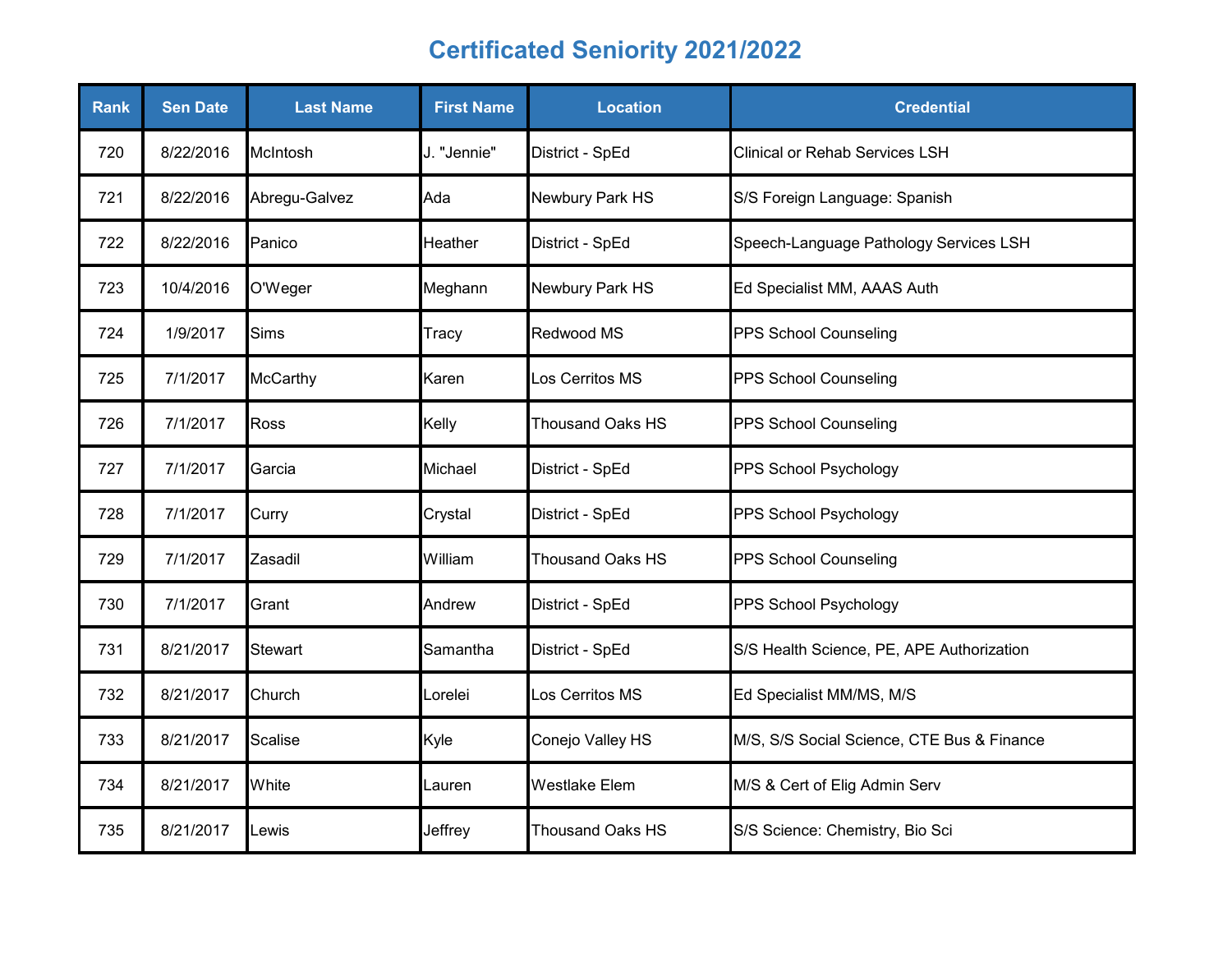# Certificated Seniority 2021/2022

| Rank | Sen Date | Last Name | First Name | Location | Credential |
|---|---|---|---|---|---|
| 720 | 8/22/2016 | McIntosh | J. "Jennie" | District - SpEd | Clinical or Rehab Services LSH |
| 721 | 8/22/2016 | Abregu-Galvez | Ada | Newbury Park HS | S/S Foreign Language: Spanish |
| 722 | 8/22/2016 | Panico | Heather | District - SpEd | Speech-Language Pathology Services LSH |
| 723 | 10/4/2016 | O'Weger | Meghann | Newbury Park HS | Ed Specialist MM, AAAS Auth |
| 724 | 1/9/2017 | Sims | Tracy | Redwood MS | PPS School Counseling |
| 725 | 7/1/2017 | McCarthy | Karen | Los Cerritos MS | PPS School Counseling |
| 726 | 7/1/2017 | Ross | Kelly | Thousand Oaks HS | PPS School Counseling |
| 727 | 7/1/2017 | Garcia | Michael | District - SpEd | PPS School Psychology |
| 728 | 7/1/2017 | Curry | Crystal | District - SpEd | PPS School Psychology |
| 729 | 7/1/2017 | Zasadil | William | Thousand Oaks HS | PPS School Counseling |
| 730 | 7/1/2017 | Grant | Andrew | District - SpEd | PPS School Psychology |
| 731 | 8/21/2017 | Stewart | Samantha | District - SpEd | S/S Health Science, PE, APE Authorization |
| 732 | 8/21/2017 | Church | Lorelei | Los Cerritos MS | Ed Specialist MM/MS, M/S |
| 733 | 8/21/2017 | Scalise | Kyle | Conejo Valley HS | M/S, S/S Social Science, CTE Bus & Finance |
| 734 | 8/21/2017 | White | Lauren | Westlake Elem | M/S & Cert of Elig Admin Serv |
| 735 | 8/21/2017 | Lewis | Jeffrey | Thousand Oaks HS | S/S Science: Chemistry, Bio Sci |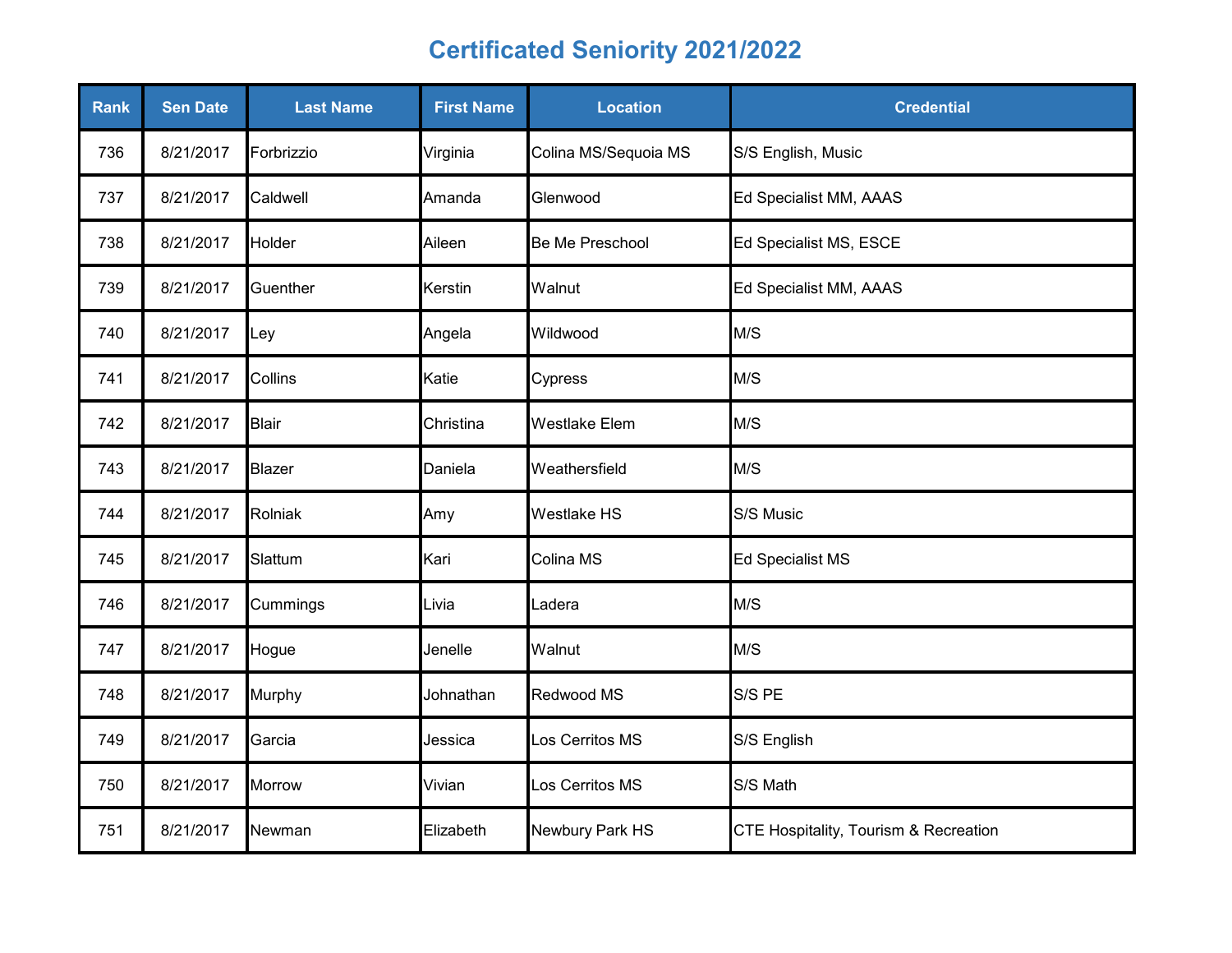# Certificated Seniority 2021/2022

| Rank | Sen Date | Last Name | First Name | Location | Credential |
|---|---|---|---|---|---|
| 736 | 8/21/2017 | Forbrizzio | Virginia | Colina MS/Sequoia MS | S/S English, Music |
| 737 | 8/21/2017 | Caldwell | Amanda | Glenwood | Ed Specialist MM, AAAS |
| 738 | 8/21/2017 | Holder | Aileen | Be Me Preschool | Ed Specialist MS, ESCE |
| 739 | 8/21/2017 | Guenther | Kerstin | Walnut | Ed Specialist MM, AAAS |
| 740 | 8/21/2017 | Ley | Angela | Wildwood | M/S |
| 741 | 8/21/2017 | Collins | Katie | Cypress | M/S |
| 742 | 8/21/2017 | Blair | Christina | Westlake Elem | M/S |
| 743 | 8/21/2017 | Blazer | Daniela | Weathersfield | M/S |
| 744 | 8/21/2017 | Rolniak | Amy | Westlake HS | S/S Music |
| 745 | 8/21/2017 | Slattum | Kari | Colina MS | Ed Specialist MS |
| 746 | 8/21/2017 | Cummings | Livia | Ladera | M/S |
| 747 | 8/21/2017 | Hogue | Jenelle | Walnut | M/S |
| 748 | 8/21/2017 | Murphy | Johnathan | Redwood MS | S/S PE |
| 749 | 8/21/2017 | Garcia | Jessica | Los Cerritos MS | S/S English |
| 750 | 8/21/2017 | Morrow | Vivian | Los Cerritos MS | S/S Math |
| 751 | 8/21/2017 | Newman | Elizabeth | Newbury Park HS | CTE Hospitality, Tourism & Recreation |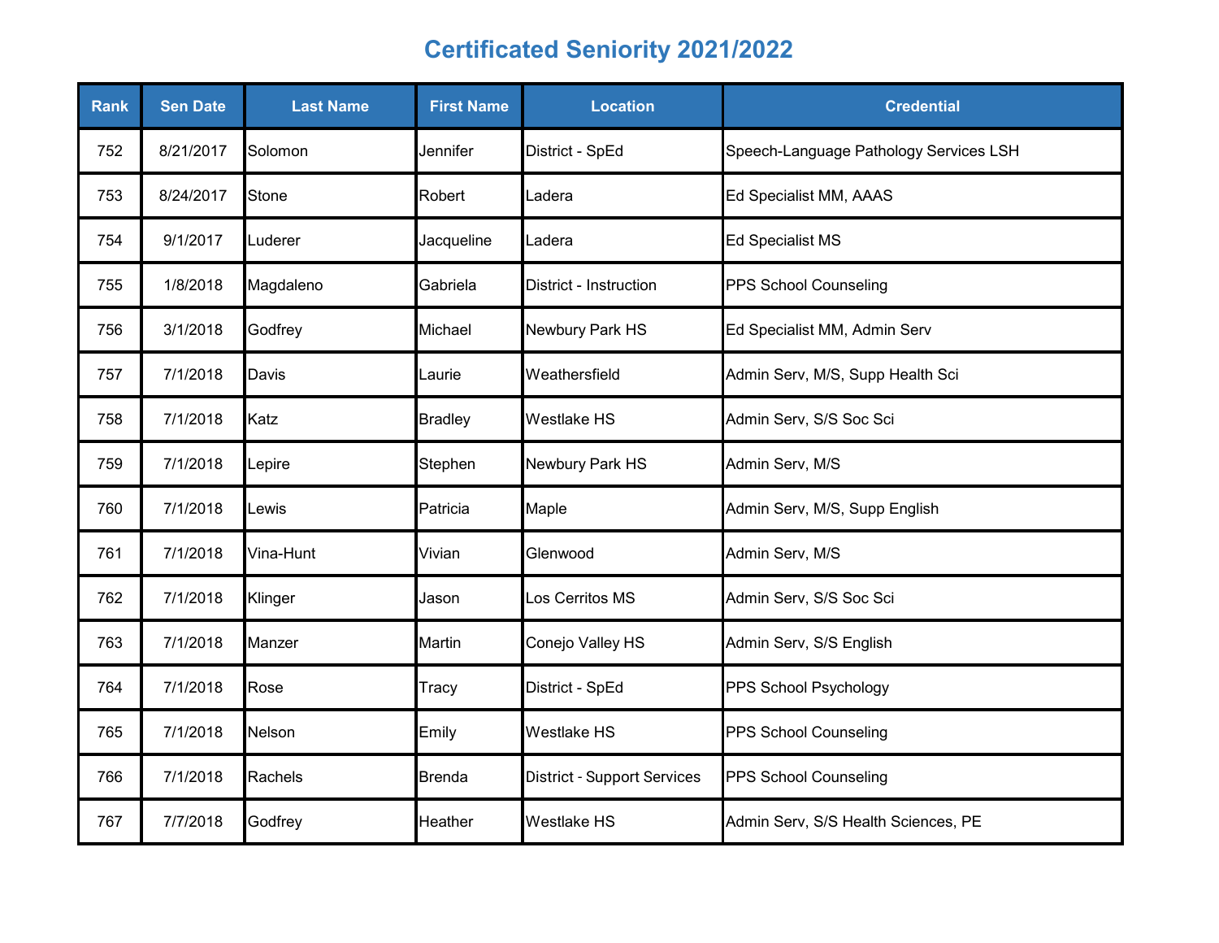# Certificated Seniority 2021/2022

| Rank | Sen Date | Last Name | First Name | Location | Credential |
|---|---|---|---|---|---|
| 752 | 8/21/2017 | Solomon | Jennifer | District - SpEd | Speech-Language Pathology Services LSH |
| 753 | 8/24/2017 | Stone | Robert | Ladera | Ed Specialist MM, AAAS |
| 754 | 9/1/2017 | Luderer | Jacqueline | Ladera | Ed Specialist MS |
| 755 | 1/8/2018 | Magdaleno | Gabriela | District - Instruction | PPS School Counseling |
| 756 | 3/1/2018 | Godfrey | Michael | Newbury Park HS | Ed Specialist MM, Admin Serv |
| 757 | 7/1/2018 | Davis | Laurie | Weathersfield | Admin Serv, M/S, Supp Health Sci |
| 758 | 7/1/2018 | Katz | Bradley | Westlake HS | Admin Serv, S/S Soc Sci |
| 759 | 7/1/2018 | Lepire | Stephen | Newbury Park HS | Admin Serv, M/S |
| 760 | 7/1/2018 | Lewis | Patricia | Maple | Admin Serv, M/S, Supp English |
| 761 | 7/1/2018 | Vina-Hunt | Vivian | Glenwood | Admin Serv, M/S |
| 762 | 7/1/2018 | Klinger | Jason | Los Cerritos MS | Admin Serv, S/S Soc Sci |
| 763 | 7/1/2018 | Manzer | Martin | Conejo Valley HS | Admin Serv, S/S English |
| 764 | 7/1/2018 | Rose | Tracy | District - SpEd | PPS School Psychology |
| 765 | 7/1/2018 | Nelson | Emily | Westlake HS | PPS School Counseling |
| 766 | 7/1/2018 | Rachels | Brenda | District - Support Services | PPS School Counseling |
| 767 | 7/7/2018 | Godfrey | Heather | Westlake HS | Admin Serv, S/S Health Sciences, PE |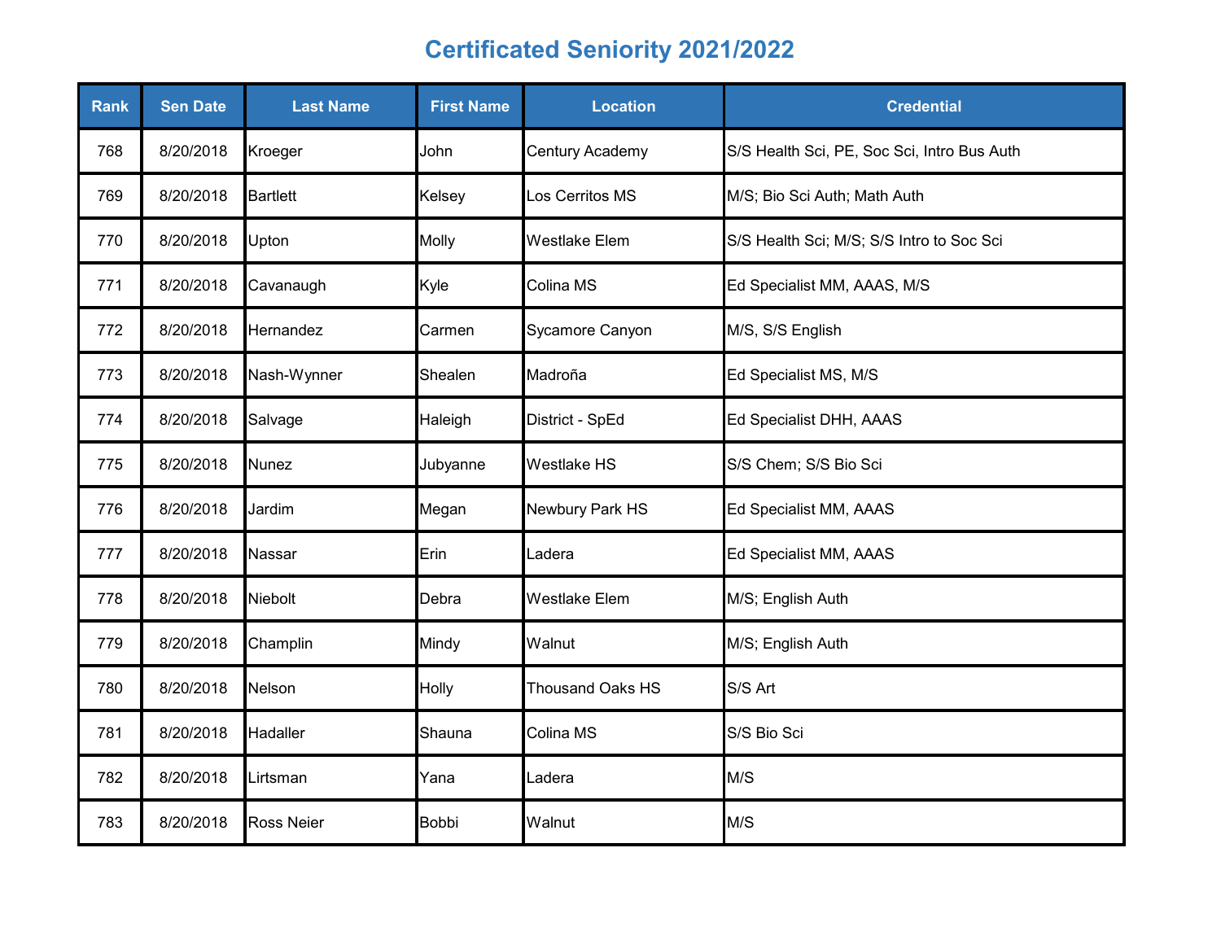# Certificated Seniority 2021/2022

| Rank | Sen Date | Last Name | First Name | Location | Credential |
|---|---|---|---|---|---|
| 768 | 8/20/2018 | Kroeger | John | Century Academy | S/S Health Sci, PE, Soc Sci, Intro Bus Auth |
| 769 | 8/20/2018 | Bartlett | Kelsey | Los Cerritos MS | M/S; Bio Sci Auth; Math Auth |
| 770 | 8/20/2018 | Upton | Molly | Westlake Elem | S/S Health Sci; M/S; S/S Intro to Soc Sci |
| 771 | 8/20/2018 | Cavanaugh | Kyle | Colina MS | Ed Specialist MM, AAAS, M/S |
| 772 | 8/20/2018 | Hernandez | Carmen | Sycamore Canyon | M/S, S/S English |
| 773 | 8/20/2018 | Nash-Wynner | Shealen | Madroña | Ed Specialist MS, M/S |
| 774 | 8/20/2018 | Salvage | Haleigh | District - SpEd | Ed Specialist DHH, AAAS |
| 775 | 8/20/2018 | Nunez | Jubyanne | Westlake HS | S/S Chem; S/S Bio Sci |
| 776 | 8/20/2018 | Jardim | Megan | Newbury Park HS | Ed Specialist MM, AAAS |
| 777 | 8/20/2018 | Nassar | Erin | Ladera | Ed Specialist MM, AAAS |
| 778 | 8/20/2018 | Niebolt | Debra | Westlake Elem | M/S; English Auth |
| 779 | 8/20/2018 | Champlin | Mindy | Walnut | M/S; English Auth |
| 780 | 8/20/2018 | Nelson | Holly | Thousand Oaks HS | S/S Art |
| 781 | 8/20/2018 | Hadaller | Shauna | Colina MS | S/S Bio Sci |
| 782 | 8/20/2018 | Lirtsman | Yana | Ladera | M/S |
| 783 | 8/20/2018 | Ross Neier | Bobbi | Walnut | M/S |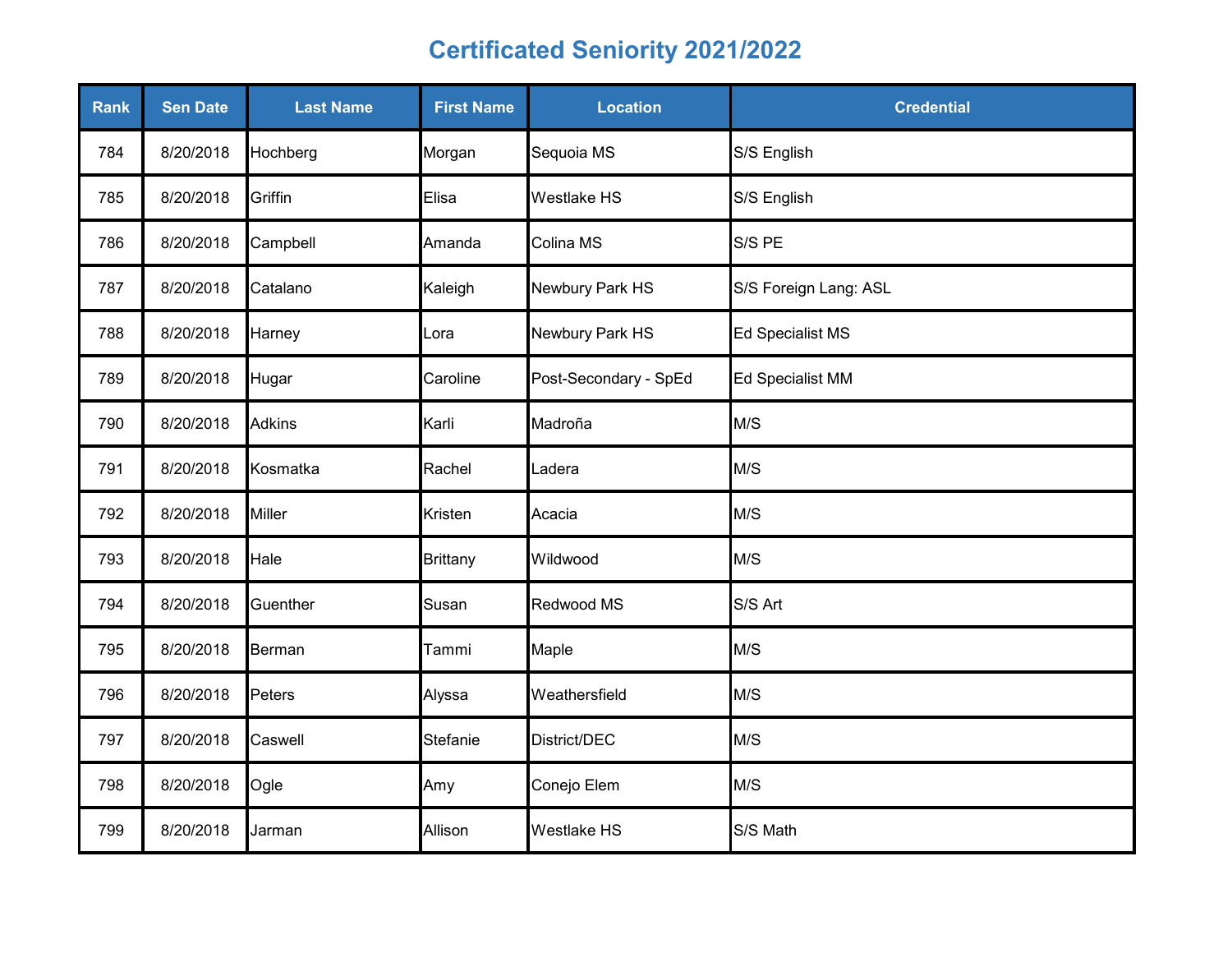# Certificated Seniority 2021/2022

| Rank | Sen Date | Last Name | First Name | Location | Credential |
|---|---|---|---|---|---|
| 784 | 8/20/2018 | Hochberg | Morgan | Sequoia MS | S/S English |
| 785 | 8/20/2018 | Griffin | Elisa | Westlake HS | S/S English |
| 786 | 8/20/2018 | Campbell | Amanda | Colina MS | S/S PE |
| 787 | 8/20/2018 | Catalano | Kaleigh | Newbury Park HS | S/S Foreign Lang: ASL |
| 788 | 8/20/2018 | Harney | Lora | Newbury Park HS | Ed Specialist MS |
| 789 | 8/20/2018 | Hugar | Caroline | Post-Secondary - SpEd | Ed Specialist MM |
| 790 | 8/20/2018 | Adkins | Karli | Madroña | M/S |
| 791 | 8/20/2018 | Kosmatka | Rachel | Ladera | M/S |
| 792 | 8/20/2018 | Miller | Kristen | Acacia | M/S |
| 793 | 8/20/2018 | Hale | Brittany | Wildwood | M/S |
| 794 | 8/20/2018 | Guenther | Susan | Redwood MS | S/S Art |
| 795 | 8/20/2018 | Berman | Tammi | Maple | M/S |
| 796 | 8/20/2018 | Peters | Alyssa | Weathersfield | M/S |
| 797 | 8/20/2018 | Caswell | Stefanie | District/DEC | M/S |
| 798 | 8/20/2018 | Ogle | Amy | Conejo Elem | M/S |
| 799 | 8/20/2018 | Jarman | Allison | Westlake HS | S/S Math |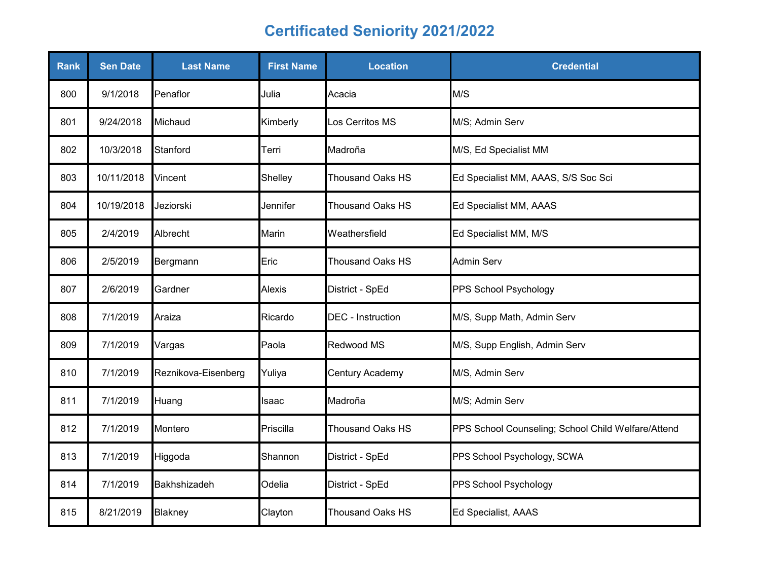# Certificated Seniority 2021/2022

| Rank | Sen Date | Last Name | First Name | Location | Credential |
|---|---|---|---|---|---|
| 800 | 9/1/2018 | Penaflor | Julia | Acacia | M/S |
| 801 | 9/24/2018 | Michaud | Kimberly | Los Cerritos MS | M/S; Admin Serv |
| 802 | 10/3/2018 | Stanford | Terri | Madroña | M/S, Ed Specialist MM |
| 803 | 10/11/2018 | Vincent | Shelley | Thousand Oaks HS | Ed Specialist MM, AAAS, S/S Soc Sci |
| 804 | 10/19/2018 | Jeziorski | Jennifer | Thousand Oaks HS | Ed Specialist MM, AAAS |
| 805 | 2/4/2019 | Albrecht | Marin | Weathersfield | Ed Specialist MM, M/S |
| 806 | 2/5/2019 | Bergmann | Eric | Thousand Oaks HS | Admin Serv |
| 807 | 2/6/2019 | Gardner | Alexis | District - SpEd | PPS School Psychology |
| 808 | 7/1/2019 | Araiza | Ricardo | DEC - Instruction | M/S, Supp Math, Admin Serv |
| 809 | 7/1/2019 | Vargas | Paola | Redwood MS | M/S, Supp English, Admin Serv |
| 810 | 7/1/2019 | Reznikova-Eisenberg | Yuliya | Century Academy | M/S, Admin Serv |
| 811 | 7/1/2019 | Huang | Isaac | Madroña | M/S; Admin Serv |
| 812 | 7/1/2019 | Montero | Priscilla | Thousand Oaks HS | PPS School Counseling; School Child Welfare/Attend |
| 813 | 7/1/2019 | Higgoda | Shannon | District - SpEd | PPS School Psychology, SCWA |
| 814 | 7/1/2019 | Bakhshizadeh | Odelia | District - SpEd | PPS School Psychology |
| 815 | 8/21/2019 | Blakney | Clayton | Thousand Oaks HS | Ed Specialist, AAAS |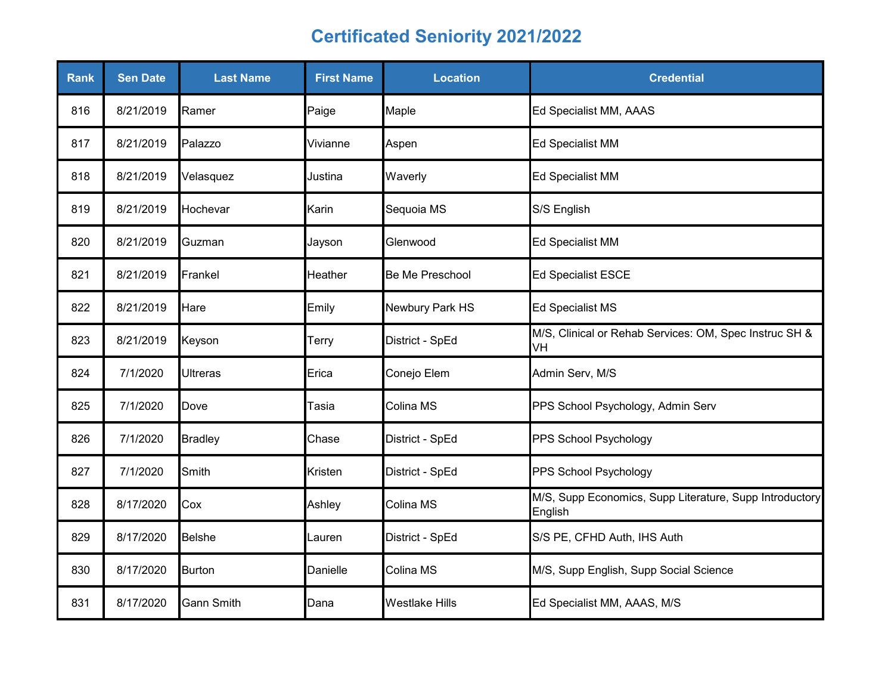# Certificated Seniority 2021/2022

| Rank | Sen Date | Last Name | First Name | Location | Credential |
|---|---|---|---|---|---|
| 816 | 8/21/2019 | Ramer | Paige | Maple | Ed Specialist MM, AAAS |
| 817 | 8/21/2019 | Palazzo | Vivianne | Aspen | Ed Specialist MM |
| 818 | 8/21/2019 | Velasquez | Justina | Waverly | Ed Specialist MM |
| 819 | 8/21/2019 | Hochevar | Karin | Sequoia MS | S/S English |
| 820 | 8/21/2019 | Guzman | Jayson | Glenwood | Ed Specialist MM |
| 821 | 8/21/2019 | Frankel | Heather | Be Me Preschool | Ed Specialist ESCE |
| 822 | 8/21/2019 | Hare | Emily | Newbury Park HS | Ed Specialist MS |
| 823 | 8/21/2019 | Keyson | Terry | District - SpEd | M/S, Clinical or Rehab Services: OM, Spec Instruc SH & VH |
| 824 | 7/1/2020 | Ultreras | Erica | Conejo Elem | Admin Serv, M/S |
| 825 | 7/1/2020 | Dove | Tasia | Colina MS | PPS School Psychology, Admin Serv |
| 826 | 7/1/2020 | Bradley | Chase | District - SpEd | PPS School Psychology |
| 827 | 7/1/2020 | Smith | Kristen | District - SpEd | PPS School Psychology |
| 828 | 8/17/2020 | Cox | Ashley | Colina MS | M/S, Supp Economics, Supp Literature, Supp Introductory English |
| 829 | 8/17/2020 | Belshe | Lauren | District - SpEd | S/S PE, CFHD Auth, IHS Auth |
| 830 | 8/17/2020 | Burton | Danielle | Colina MS | M/S, Supp English, Supp Social Science |
| 831 | 8/17/2020 | Gann Smith | Dana | Westlake Hills | Ed Specialist MM, AAAS, M/S |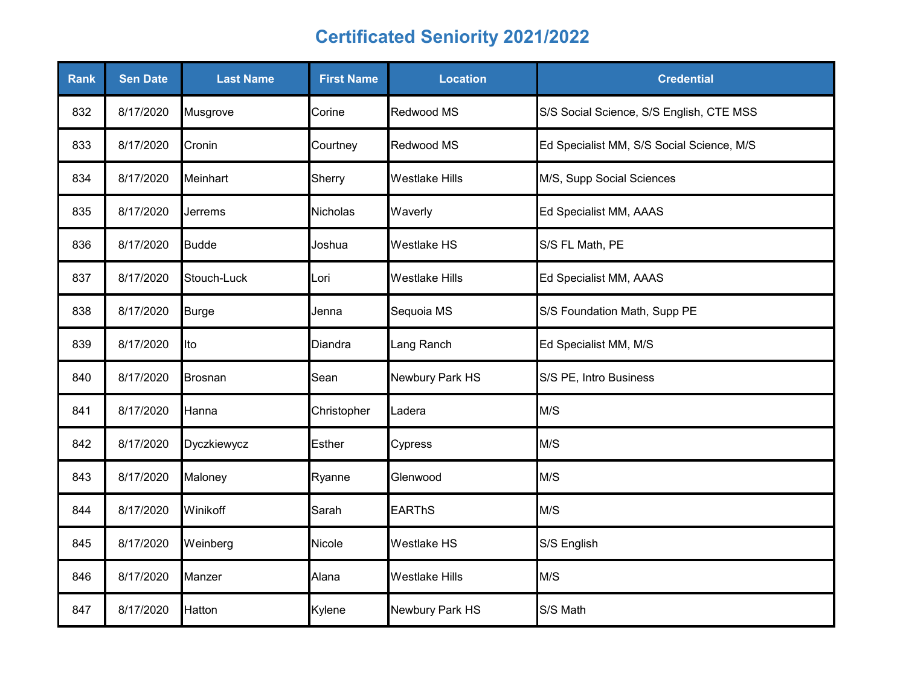# Certificated Seniority 2021/2022

| Rank | Sen Date | Last Name | First Name | Location | Credential |
|---|---|---|---|---|---|
| 832 | 8/17/2020 | Musgrove | Corine | Redwood MS | S/S Social Science, S/S English, CTE MSS |
| 833 | 8/17/2020 | Cronin | Courtney | Redwood MS | Ed Specialist MM, S/S Social Science, M/S |
| 834 | 8/17/2020 | Meinhart | Sherry | Westlake Hills | M/S, Supp Social Sciences |
| 835 | 8/17/2020 | Jerrems | Nicholas | Waverly | Ed Specialist MM, AAAS |
| 836 | 8/17/2020 | Budde | Joshua | Westlake HS | S/S FL Math, PE |
| 837 | 8/17/2020 | Stouch-Luck | Lori | Westlake Hills | Ed Specialist MM, AAAS |
| 838 | 8/17/2020 | Burge | Jenna | Sequoia MS | S/S Foundation Math, Supp PE |
| 839 | 8/17/2020 | Ito | Diandra | Lang Ranch | Ed Specialist MM, M/S |
| 840 | 8/17/2020 | Brosnan | Sean | Newbury Park HS | S/S PE, Intro Business |
| 841 | 8/17/2020 | Hanna | Christopher | Ladera | M/S |
| 842 | 8/17/2020 | Dyczkiewycz | Esther | Cypress | M/S |
| 843 | 8/17/2020 | Maloney | Ryanne | Glenwood | M/S |
| 844 | 8/17/2020 | Winikoff | Sarah | EARThS | M/S |
| 845 | 8/17/2020 | Weinberg | Nicole | Westlake HS | S/S English |
| 846 | 8/17/2020 | Manzer | Alana | Westlake Hills | M/S |
| 847 | 8/17/2020 | Hatton | Kylene | Newbury Park HS | S/S Math |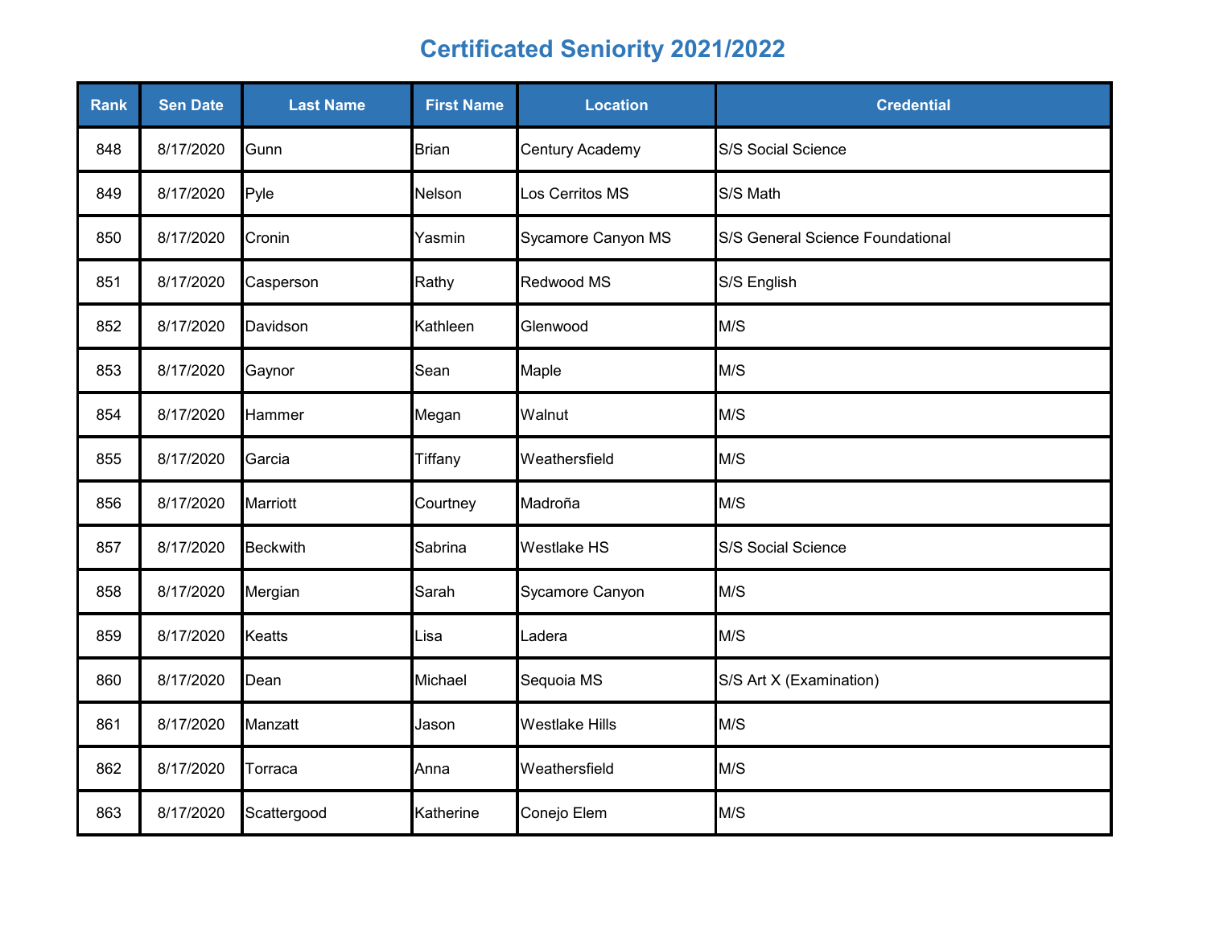# Certificated Seniority 2021/2022

| Rank | Sen Date | Last Name | First Name | Location | Credential |
|---|---|---|---|---|---|
| 848 | 8/17/2020 | Gunn | Brian | Century Academy | S/S Social Science |
| 849 | 8/17/2020 | Pyle | Nelson | Los Cerritos MS | S/S Math |
| 850 | 8/17/2020 | Cronin | Yasmin | Sycamore Canyon MS | S/S General Science Foundational |
| 851 | 8/17/2020 | Casperson | Rathy | Redwood MS | S/S English |
| 852 | 8/17/2020 | Davidson | Kathleen | Glenwood | M/S |
| 853 | 8/17/2020 | Gaynor | Sean | Maple | M/S |
| 854 | 8/17/2020 | Hammer | Megan | Walnut | M/S |
| 855 | 8/17/2020 | Garcia | Tiffany | Weathersfield | M/S |
| 856 | 8/17/2020 | Marriott | Courtney | Madroña | M/S |
| 857 | 8/17/2020 | Beckwith | Sabrina | Westlake HS | S/S Social Science |
| 858 | 8/17/2020 | Mergian | Sarah | Sycamore Canyon | M/S |
| 859 | 8/17/2020 | Keatts | Lisa | Ladera | M/S |
| 860 | 8/17/2020 | Dean | Michael | Sequoia MS | S/S Art X (Examination) |
| 861 | 8/17/2020 | Manzatt | Jason | Westlake Hills | M/S |
| 862 | 8/17/2020 | Torraca | Anna | Weathersfield | M/S |
| 863 | 8/17/2020 | Scattergood | Katherine | Conejo Elem | M/S |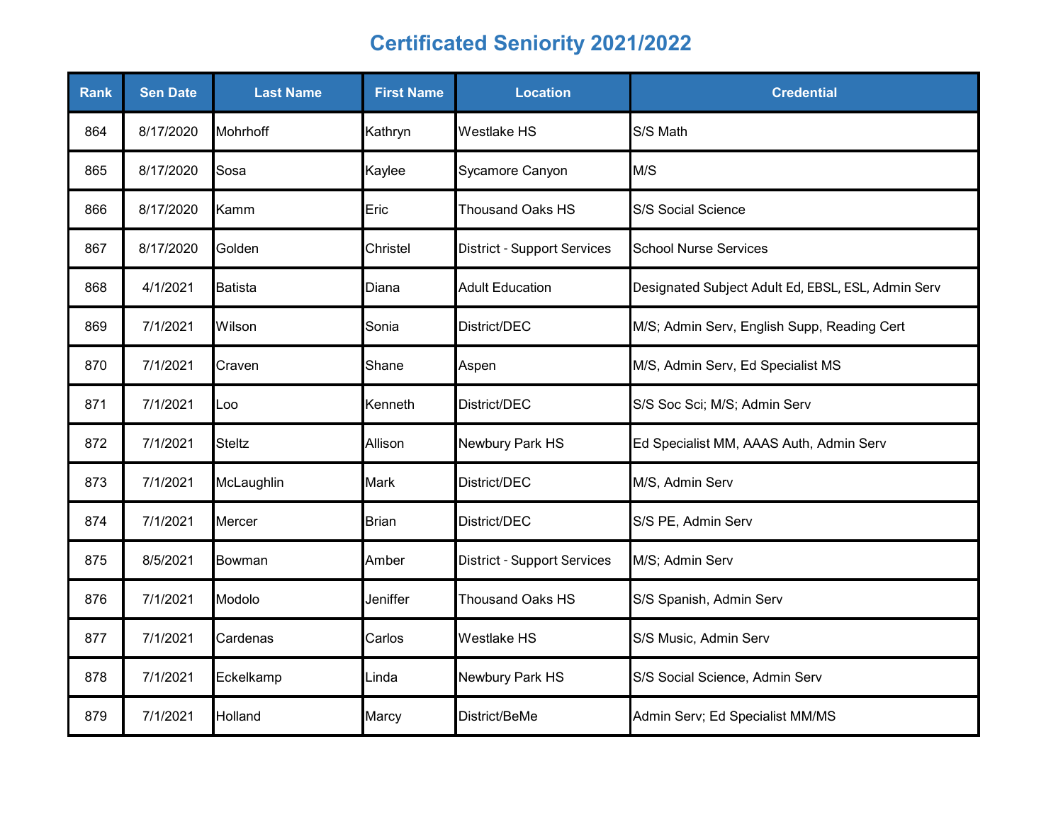# Certificated Seniority 2021/2022

| Rank | Sen Date | Last Name | First Name | Location | Credential |
|---|---|---|---|---|---|
| 864 | 8/17/2020 | Mohrhoff | Kathryn | Westlake HS | S/S Math |
| 865 | 8/17/2020 | Sosa | Kaylee | Sycamore Canyon | M/S |
| 866 | 8/17/2020 | Kamm | Eric | Thousand Oaks HS | S/S Social Science |
| 867 | 8/17/2020 | Golden | Christel | District - Support Services | School Nurse Services |
| 868 | 4/1/2021 | Batista | Diana | Adult Education | Designated Subject Adult Ed, EBSL, ESL, Admin Serv |
| 869 | 7/1/2021 | Wilson | Sonia | District/DEC | M/S; Admin Serv, English Supp, Reading Cert |
| 870 | 7/1/2021 | Craven | Shane | Aspen | M/S, Admin Serv, Ed Specialist MS |
| 871 | 7/1/2021 | Loo | Kenneth | District/DEC | S/S Soc Sci; M/S; Admin Serv |
| 872 | 7/1/2021 | Steltz | Allison | Newbury Park HS | Ed Specialist MM, AAAS Auth, Admin Serv |
| 873 | 7/1/2021 | McLaughlin | Mark | District/DEC | M/S, Admin Serv |
| 874 | 7/1/2021 | Mercer | Brian | District/DEC | S/S PE, Admin Serv |
| 875 | 8/5/2021 | Bowman | Amber | District - Support Services | M/S; Admin Serv |
| 876 | 7/1/2021 | Modolo | Jeniffer | Thousand Oaks HS | S/S Spanish, Admin Serv |
| 877 | 7/1/2021 | Cardenas | Carlos | Westlake HS | S/S Music, Admin Serv |
| 878 | 7/1/2021 | Eckelkamp | Linda | Newbury Park HS | S/S Social Science, Admin Serv |
| 879 | 7/1/2021 | Holland | Marcy | District/BeMe | Admin Serv; Ed Specialist MM/MS |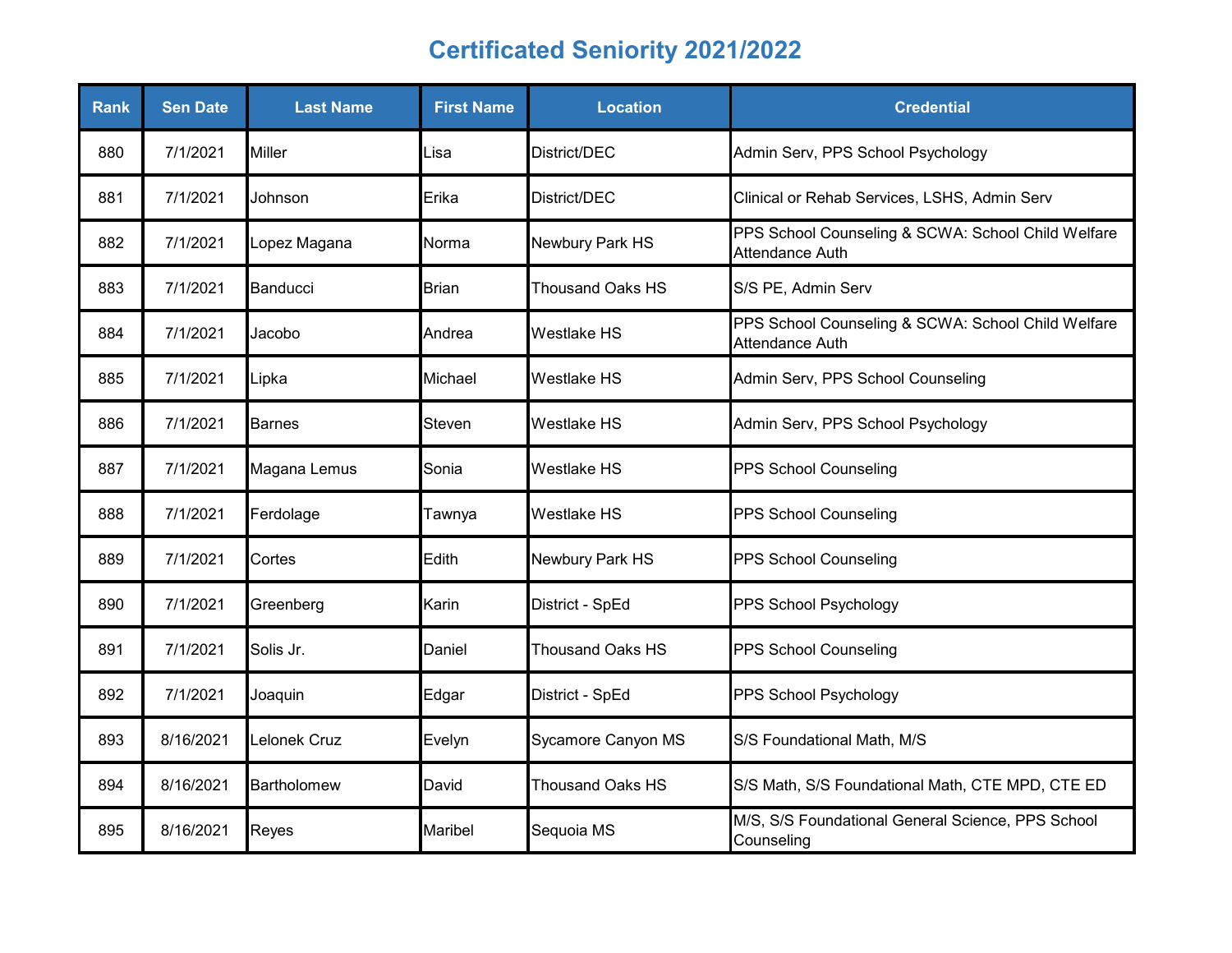# Certificated Seniority 2021/2022

| Rank | Sen Date | Last Name | First Name | Location | Credential |
|---|---|---|---|---|---|
| 880 | 7/1/2021 | Miller | Lisa | District/DEC | Admin Serv, PPS School Psychology |
| 881 | 7/1/2021 | Johnson | Erika | District/DEC | Clinical or Rehab Services, LSHS, Admin Serv |
| 882 | 7/1/2021 | Lopez Magana | Norma | Newbury Park HS | PPS School Counseling & SCWA: School Child Welfare Attendance Auth |
| 883 | 7/1/2021 | Banducci | Brian | Thousand Oaks HS | S/S PE, Admin Serv |
| 884 | 7/1/2021 | Jacobo | Andrea | Westlake HS | PPS School Counseling & SCWA: School Child Welfare Attendance Auth |
| 885 | 7/1/2021 | Lipka | Michael | Westlake HS | Admin Serv, PPS School Counseling |
| 886 | 7/1/2021 | Barnes | Steven | Westlake HS | Admin Serv, PPS School Psychology |
| 887 | 7/1/2021 | Magana Lemus | Sonia | Westlake HS | PPS School Counseling |
| 888 | 7/1/2021 | Ferdolage | Tawnya | Westlake HS | PPS School Counseling |
| 889 | 7/1/2021 | Cortes | Edith | Newbury Park HS | PPS School Counseling |
| 890 | 7/1/2021 | Greenberg | Karin | District - SpEd | PPS School Psychology |
| 891 | 7/1/2021 | Solis Jr. | Daniel | Thousand Oaks HS | PPS School Counseling |
| 892 | 7/1/2021 | Joaquin | Edgar | District - SpEd | PPS School Psychology |
| 893 | 8/16/2021 | Lelonek Cruz | Evelyn | Sycamore Canyon MS | S/S Foundational Math, M/S |
| 894 | 8/16/2021 | Bartholomew | David | Thousand Oaks HS | S/S Math, S/S Foundational Math, CTE MPD, CTE ED |
| 895 | 8/16/2021 | Reyes | Maribel | Sequoia MS | M/S, S/S Foundational General Science, PPS School Counseling |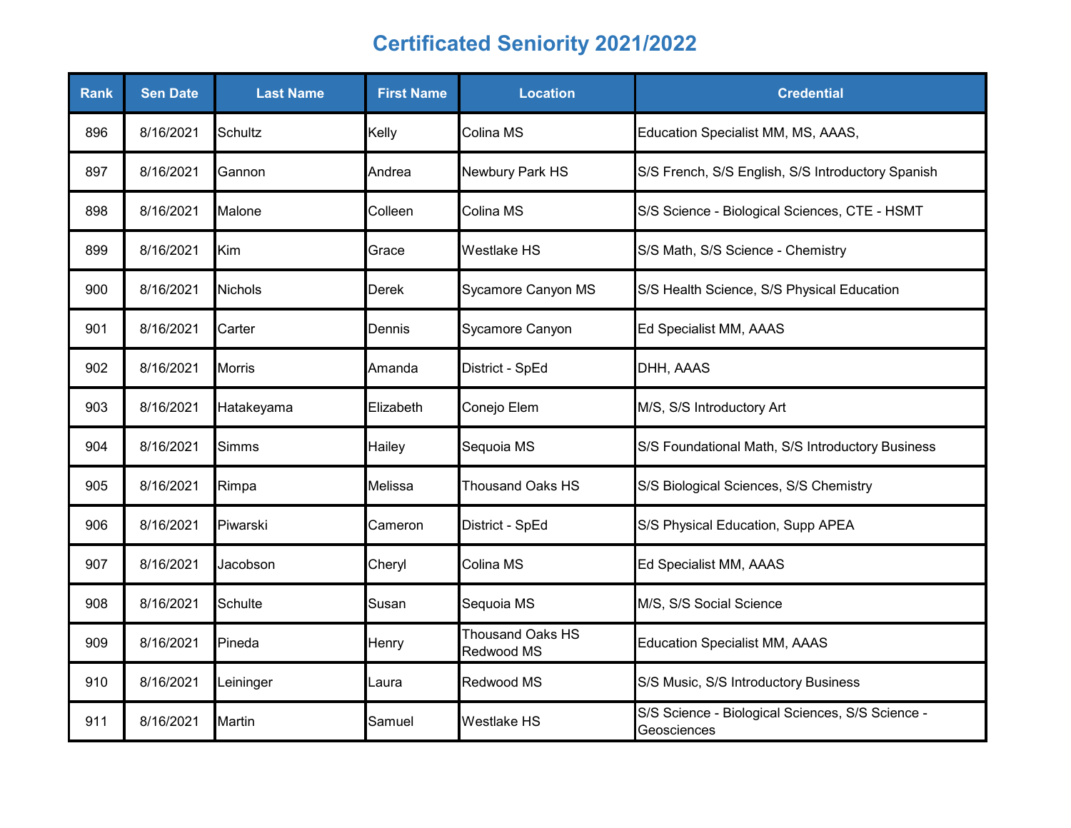# Certificated Seniority 2021/2022

| Rank | Sen Date | Last Name | First Name | Location | Credential |
|---|---|---|---|---|---|
| 896 | 8/16/2021 | Schultz | Kelly | Colina MS | Education Specialist MM, MS, AAAS, |
| 897 | 8/16/2021 | Gannon | Andrea | Newbury Park HS | S/S French, S/S English, S/S Introductory Spanish |
| 898 | 8/16/2021 | Malone | Colleen | Colina MS | S/S Science - Biological Sciences, CTE - HSMT |
| 899 | 8/16/2021 | Kim | Grace | Westlake HS | S/S Math, S/S Science - Chemistry |
| 900 | 8/16/2021 | Nichols | Derek | Sycamore Canyon MS | S/S Health Science, S/S Physical Education |
| 901 | 8/16/2021 | Carter | Dennis | Sycamore Canyon | Ed Specialist MM, AAAS |
| 902 | 8/16/2021 | Morris | Amanda | District - SpEd | DHH, AAAS |
| 903 | 8/16/2021 | Hatakeyama | Elizabeth | Conejo Elem | M/S, S/S Introductory Art |
| 904 | 8/16/2021 | Simms | Hailey | Sequoia MS | S/S Foundational Math, S/S Introductory Business |
| 905 | 8/16/2021 | Rimpa | Melissa | Thousand Oaks HS | S/S Biological Sciences, S/S Chemistry |
| 906 | 8/16/2021 | Piwarski | Cameron | District - SpEd | S/S Physical Education, Supp APEA |
| 907 | 8/16/2021 | Jacobson | Cheryl | Colina MS | Ed Specialist MM, AAAS |
| 908 | 8/16/2021 | Schulte | Susan | Sequoia MS | M/S, S/S Social Science |
| 909 | 8/16/2021 | Pineda | Henry | Thousand Oaks HS Redwood MS | Education Specialist MM, AAAS |
| 910 | 8/16/2021 | Leininger | Laura | Redwood MS | S/S Music, S/S Introductory Business |
| 911 | 8/16/2021 | Martin | Samuel | Westlake HS | S/S Science - Biological Sciences, S/S Science - Geosciences |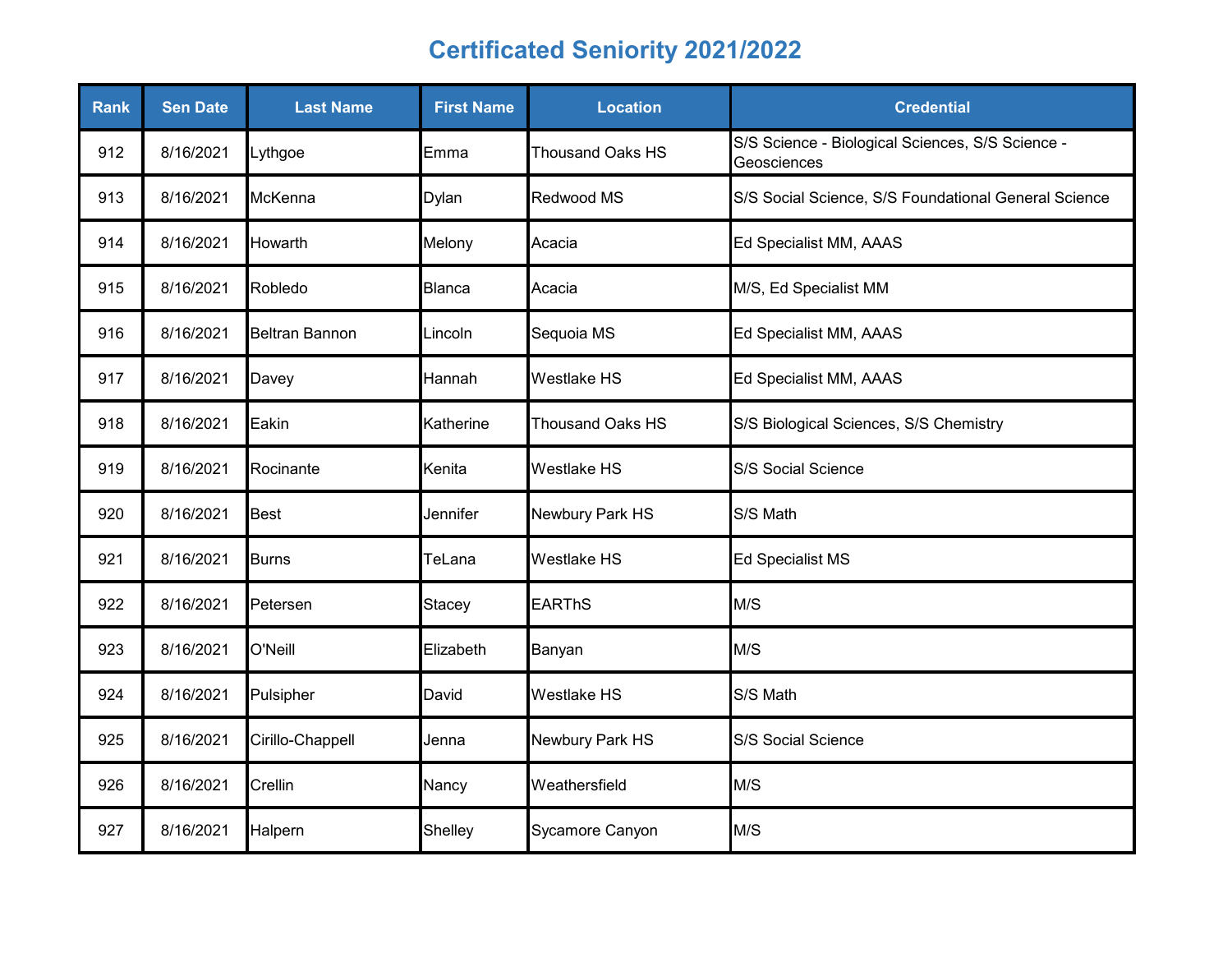# Certificated Seniority 2021/2022

| Rank | Sen Date | Last Name | First Name | Location | Credential |
|---|---|---|---|---|---|
| 912 | 8/16/2021 | Lythgoe | Emma | Thousand Oaks HS | S/S Science - Biological Sciences, S/S Science - Geosciences |
| 913 | 8/16/2021 | McKenna | Dylan | Redwood MS | S/S Social Science, S/S Foundational General Science |
| 914 | 8/16/2021 | Howarth | Melony | Acacia | Ed Specialist MM, AAAS |
| 915 | 8/16/2021 | Robledo | Blanca | Acacia | M/S, Ed Specialist MM |
| 916 | 8/16/2021 | Beltran Bannon | Lincoln | Sequoia MS | Ed Specialist MM, AAAS |
| 917 | 8/16/2021 | Davey | Hannah | Westlake HS | Ed Specialist MM, AAAS |
| 918 | 8/16/2021 | Eakin | Katherine | Thousand Oaks HS | S/S Biological Sciences, S/S Chemistry |
| 919 | 8/16/2021 | Rocinante | Kenita | Westlake HS | S/S Social Science |
| 920 | 8/16/2021 | Best | Jennifer | Newbury Park HS | S/S Math |
| 921 | 8/16/2021 | Burns | TeLana | Westlake HS | Ed Specialist MS |
| 922 | 8/16/2021 | Petersen | Stacey | EARThS | M/S |
| 923 | 8/16/2021 | O'Neill | Elizabeth | Banyan | M/S |
| 924 | 8/16/2021 | Pulsipher | David | Westlake HS | S/S Math |
| 925 | 8/16/2021 | Cirillo-Chappell | Jenna | Newbury Park HS | S/S Social Science |
| 926 | 8/16/2021 | Crellin | Nancy | Weathersfield | M/S |
| 927 | 8/16/2021 | Halpern | Shelley | Sycamore Canyon | M/S |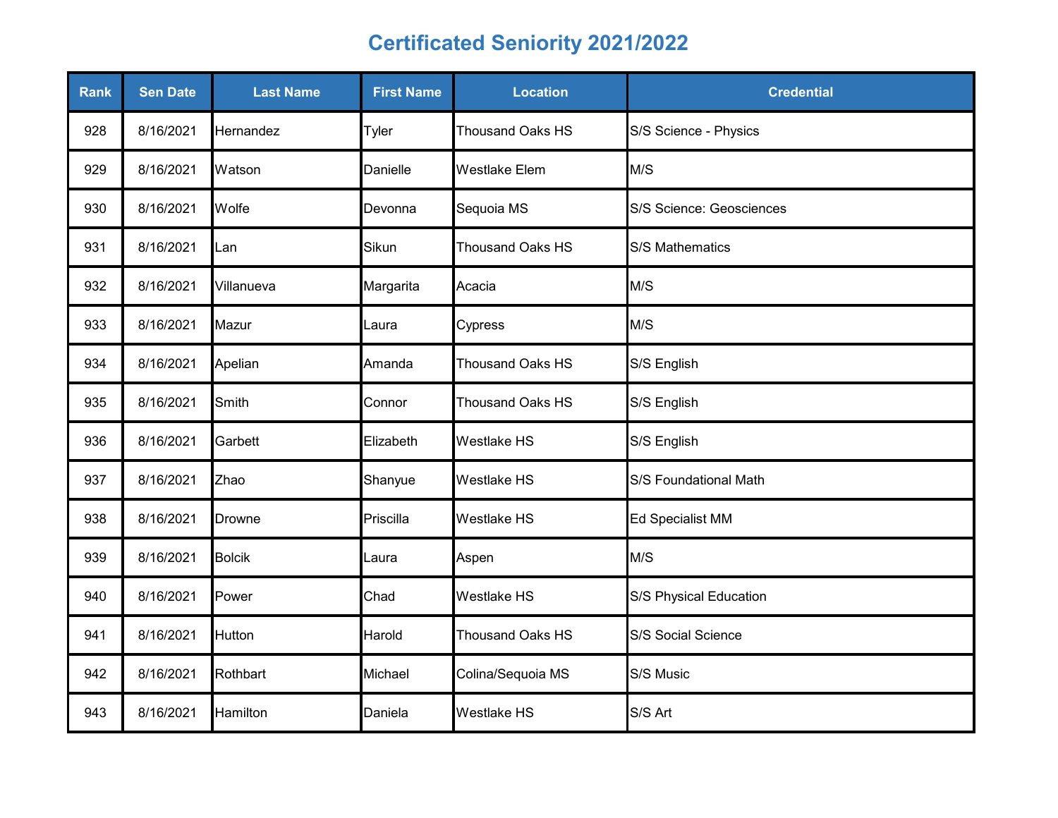# Certificated Seniority 2021/2022

| Rank | Sen Date | Last Name | First Name | Location | Credential |
|---|---|---|---|---|---|
| 928 | 8/16/2021 | Hernandez | Tyler | Thousand Oaks HS | S/S Science - Physics |
| 929 | 8/16/2021 | Watson | Danielle | Westlake Elem | M/S |
| 930 | 8/16/2021 | Wolfe | Devonna | Sequoia MS | S/S Science: Geosciences |
| 931 | 8/16/2021 | Lan | Sikun | Thousand Oaks HS | S/S Mathematics |
| 932 | 8/16/2021 | Villanueva | Margarita | Acacia | M/S |
| 933 | 8/16/2021 | Mazur | Laura | Cypress | M/S |
| 934 | 8/16/2021 | Apelian | Amanda | Thousand Oaks HS | S/S English |
| 935 | 8/16/2021 | Smith | Connor | Thousand Oaks HS | S/S English |
| 936 | 8/16/2021 | Garbett | Elizabeth | Westlake HS | S/S English |
| 937 | 8/16/2021 | Zhao | Shanyue | Westlake HS | S/S Foundational Math |
| 938 | 8/16/2021 | Drowne | Priscilla | Westlake HS | Ed Specialist MM |
| 939 | 8/16/2021 | Bolcik | Laura | Aspen | M/S |
| 940 | 8/16/2021 | Power | Chad | Westlake HS | S/S Physical Education |
| 941 | 8/16/2021 | Hutton | Harold | Thousand Oaks HS | S/S Social Science |
| 942 | 8/16/2021 | Rothbart | Michael | Colina/Sequoia MS | S/S Music |
| 943 | 8/16/2021 | Hamilton | Daniela | Westlake HS | S/S Art |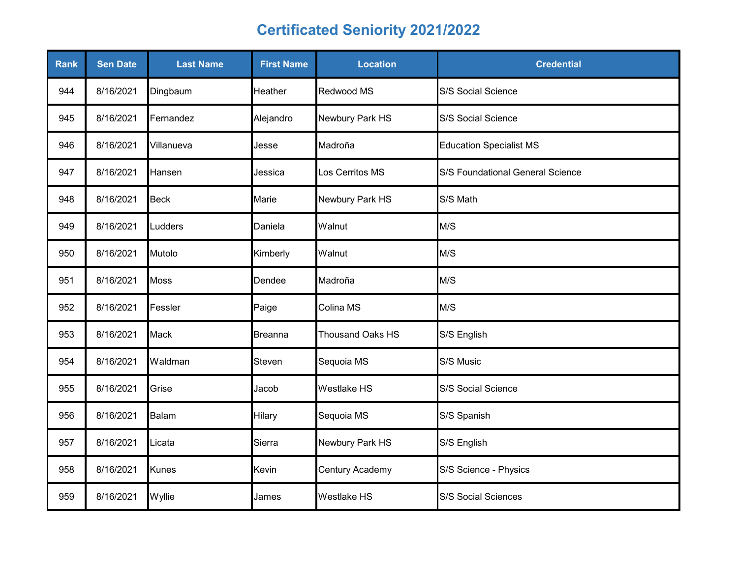# Certificated Seniority 2021/2022

| Rank | Sen Date | Last Name | First Name | Location | Credential |
|---|---|---|---|---|---|
| 944 | 8/16/2021 | Dingbaum | Heather | Redwood MS | S/S Social Science |
| 945 | 8/16/2021 | Fernandez | Alejandro | Newbury Park HS | S/S Social Science |
| 946 | 8/16/2021 | Villanueva | Jesse | Madroña | Education Specialist MS |
| 947 | 8/16/2021 | Hansen | Jessica | Los Cerritos MS | S/S Foundational General Science |
| 948 | 8/16/2021 | Beck | Marie | Newbury Park HS | S/S Math |
| 949 | 8/16/2021 | Ludders | Daniela | Walnut | M/S |
| 950 | 8/16/2021 | Mutolo | Kimberly | Walnut | M/S |
| 951 | 8/16/2021 | Moss | Dendee | Madroña | M/S |
| 952 | 8/16/2021 | Fessler | Paige | Colina MS | M/S |
| 953 | 8/16/2021 | Mack | Breanna | Thousand Oaks HS | S/S English |
| 954 | 8/16/2021 | Waldman | Steven | Sequoia MS | S/S Music |
| 955 | 8/16/2021 | Grise | Jacob | Westlake HS | S/S Social Science |
| 956 | 8/16/2021 | Balam | Hilary | Sequoia MS | S/S Spanish |
| 957 | 8/16/2021 | Licata | Sierra | Newbury Park HS | S/S English |
| 958 | 8/16/2021 | Kunes | Kevin | Century Academy | S/S Science - Physics |
| 959 | 8/16/2021 | Wyllie | James | Westlake HS | S/S Social Sciences |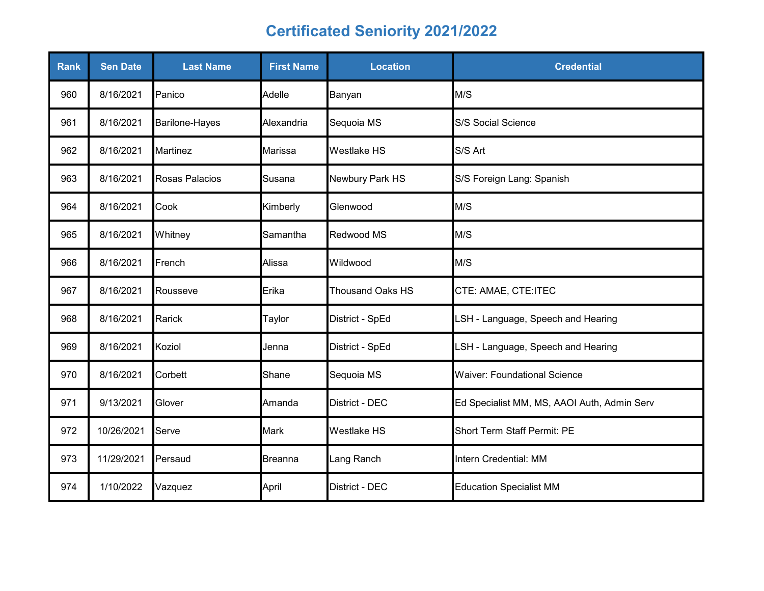# Certificated Seniority 2021/2022

| Rank | Sen Date | Last Name | First Name | Location | Credential |
|---|---|---|---|---|---|
| 960 | 8/16/2021 | Panico | Adelle | Banyan | M/S |
| 961 | 8/16/2021 | Barilone-Hayes | Alexandria | Sequoia MS | S/S Social Science |
| 962 | 8/16/2021 | Martinez | Marissa | Westlake HS | S/S Art |
| 963 | 8/16/2021 | Rosas Palacios | Susana | Newbury Park HS | S/S Foreign Lang: Spanish |
| 964 | 8/16/2021 | Cook | Kimberly | Glenwood | M/S |
| 965 | 8/16/2021 | Whitney | Samantha | Redwood MS | M/S |
| 966 | 8/16/2021 | French | Alissa | Wildwood | M/S |
| 967 | 8/16/2021 | Rousseve | Erika | Thousand Oaks HS | CTE: AMAE, CTE:ITEC |
| 968 | 8/16/2021 | Rarick | Taylor | District - SpEd | LSH - Language, Speech and Hearing |
| 969 | 8/16/2021 | Koziol | Jenna | District - SpEd | LSH - Language, Speech and Hearing |
| 970 | 8/16/2021 | Corbett | Shane | Sequoia MS | Waiver: Foundational Science |
| 971 | 9/13/2021 | Glover | Amanda | District - DEC | Ed Specialist MM, MS, AAOI Auth, Admin Serv |
| 972 | 10/26/2021 | Serve | Mark | Westlake HS | Short Term Staff Permit: PE |
| 973 | 11/29/2021 | Persaud | Breanna | Lang Ranch | Intern Credential: MM |
| 974 | 1/10/2022 | Vazquez | April | District - DEC | Education Specialist MM |